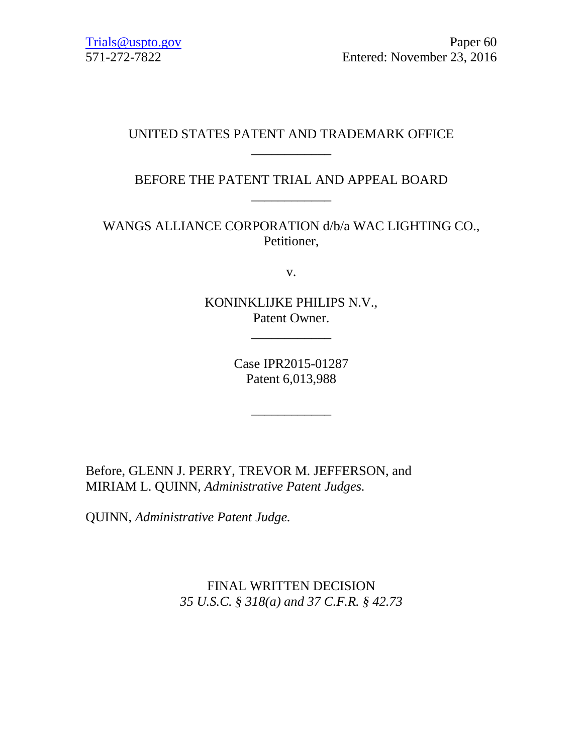Trials@uspto.gov
571-272-7822

Paper 60
Entered: November 23, 2016

UNITED STATES PATENT AND TRADEMARK OFFICE

____________

BEFORE THE PATENT TRIAL AND APPEAL BOARD

____________

WANGS ALLIANCE CORPORATION d/b/a WAC LIGHTING CO.,
Petitioner,

v.

KONINKLIJKE PHILIPS N.V.,
Patent Owner.

____________

Case IPR2015-01287
Patent 6,013,988

____________

Before, GLENN J. PERRY, TREVOR M. JEFFERSON, and MIRIAM L. QUINN, *Administrative Patent Judges.*

QUINN, *Administrative Patent Judge.*

FINAL WRITTEN DECISION
*35 U.S.C. § 318(a) and 37 C.F.R. § 42.73*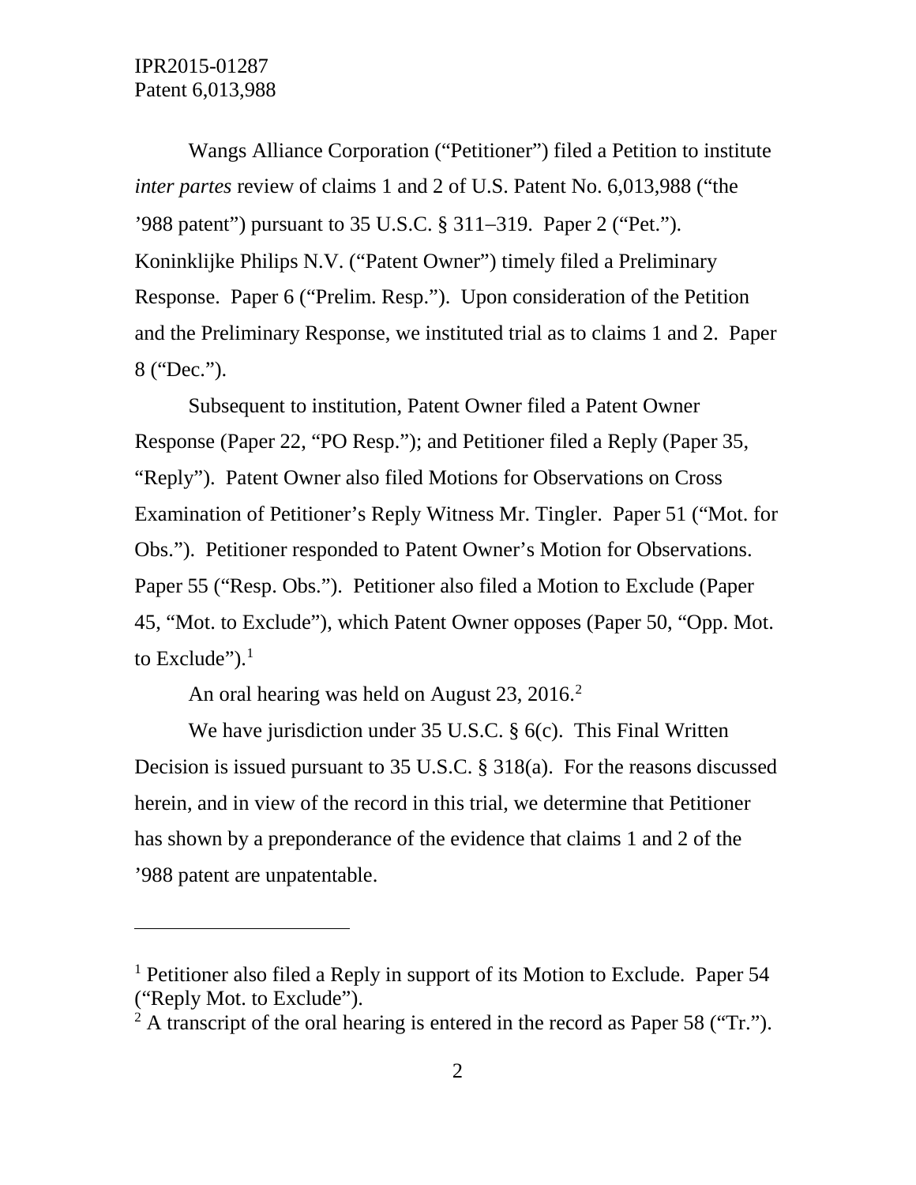Wangs Alliance Corporation ("Petitioner") filed a Petition to institute *inter partes* review of claims 1 and 2 of U.S. Patent No. 6,013,988 ("the '988 patent") pursuant to 35 U.S.C. § 311–319. Paper 2 ("Pet."). Koninklijke Philips N.V. ("Patent Owner") timely filed a Preliminary Response. Paper 6 ("Prelim. Resp."). Upon consideration of the Petition and the Preliminary Response, we instituted trial as to claims 1 and 2. Paper 8 ("Dec.").

Subsequent to institution, Patent Owner filed a Patent Owner Response (Paper 22, "PO Resp."); and Petitioner filed a Reply (Paper 35, "Reply"). Patent Owner also filed Motions for Observations on Cross Examination of Petitioner's Reply Witness Mr. Tingler. Paper 51 ("Mot. for Obs."). Petitioner responded to Patent Owner's Motion for Observations. Paper 55 ("Resp. Obs."). Petitioner also filed a Motion to Exclude (Paper 45, "Mot. to Exclude"), which Patent Owner opposes (Paper 50, "Opp. Mot. to Exclude").[1]

An oral hearing was held on August 23, 2016.[2]

We have jurisdiction under 35 U.S.C. § 6(c). This Final Written Decision is issued pursuant to 35 U.S.C. § 318(a). For the reasons discussed herein, and in view of the record in this trial, we determine that Petitioner has shown by a preponderance of the evidence that claims 1 and 2 of the '988 patent are unpatentable.

---

[1] Petitioner also filed a Reply in support of its Motion to Exclude. Paper 54 ("Reply Mot. to Exclude").

[2] A transcript of the oral hearing is entered in the record as Paper 58 ("Tr.").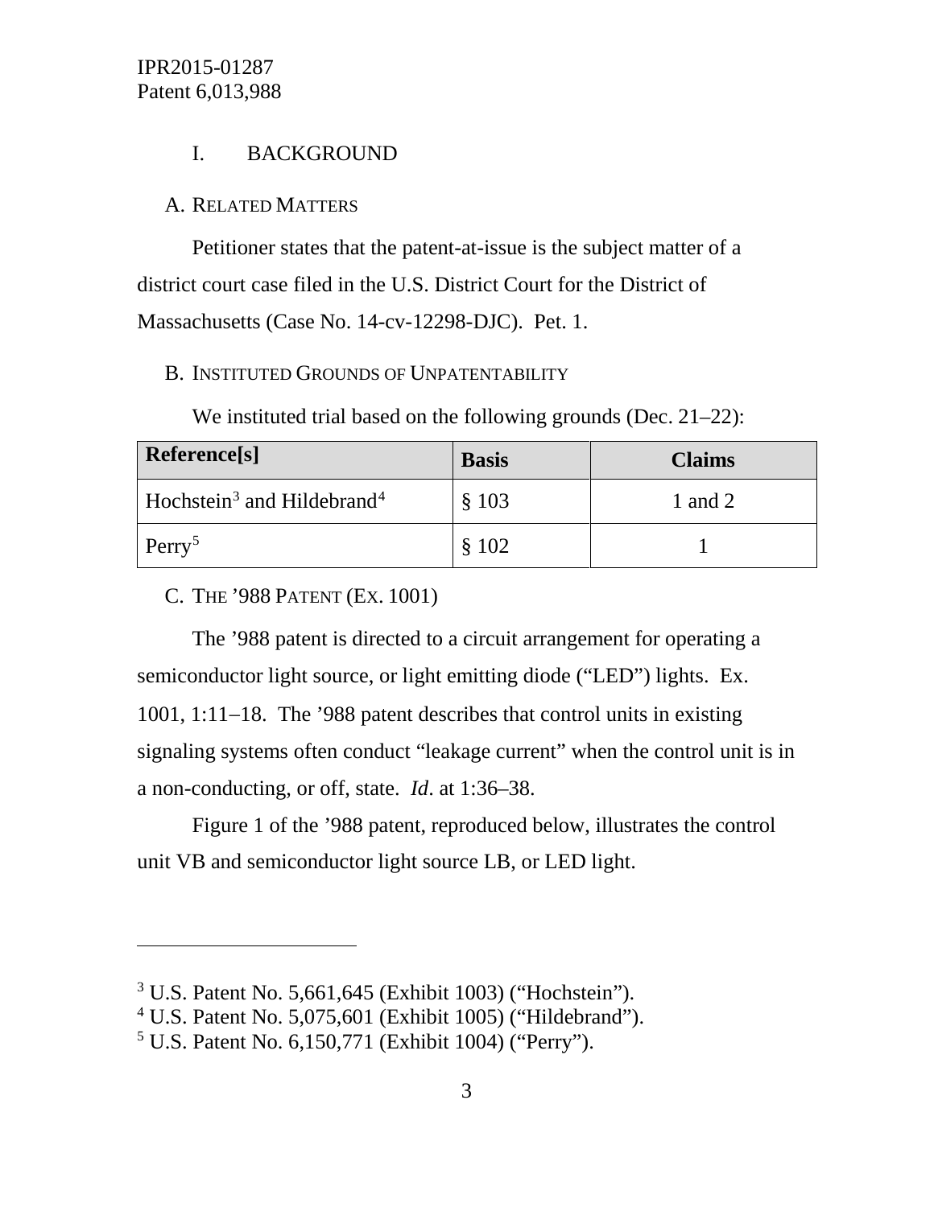## I. BACKGROUND

### A. Related Matters

Petitioner states that the patent-at-issue is the subject matter of a district court case filed in the U.S. District Court for the District of Massachusetts (Case No. 14-cv-12298-DJC). Pet. 1.

### B. Instituted Grounds of Unpatentability

We instituted trial based on the following grounds (Dec. 21–22):

| Reference[s] | Basis | Claims |
|---|---|---|
| Hochstein[3] and Hildebrand[4] | § 103 | 1 and 2 |
| Perry[5] | § 102 | 1 |

### C. The '988 Patent (Ex. 1001)

The '988 patent is directed to a circuit arrangement for operating a semiconductor light source, or light emitting diode ("LED") lights. Ex. 1001, 1:11–18. The '988 patent describes that control units in existing signaling systems often conduct "leakage current" when the control unit is in a non-conducting, or off, state. *Id*. at 1:36–38.

Figure 1 of the '988 patent, reproduced below, illustrates the control unit VB and semiconductor light source LB, or LED light.

---

[3] U.S. Patent No. 5,661,645 (Exhibit 1003) ("Hochstein").

[4] U.S. Patent No. 5,075,601 (Exhibit 1005) ("Hildebrand").

[5] U.S. Patent No. 6,150,771 (Exhibit 1004) ("Perry").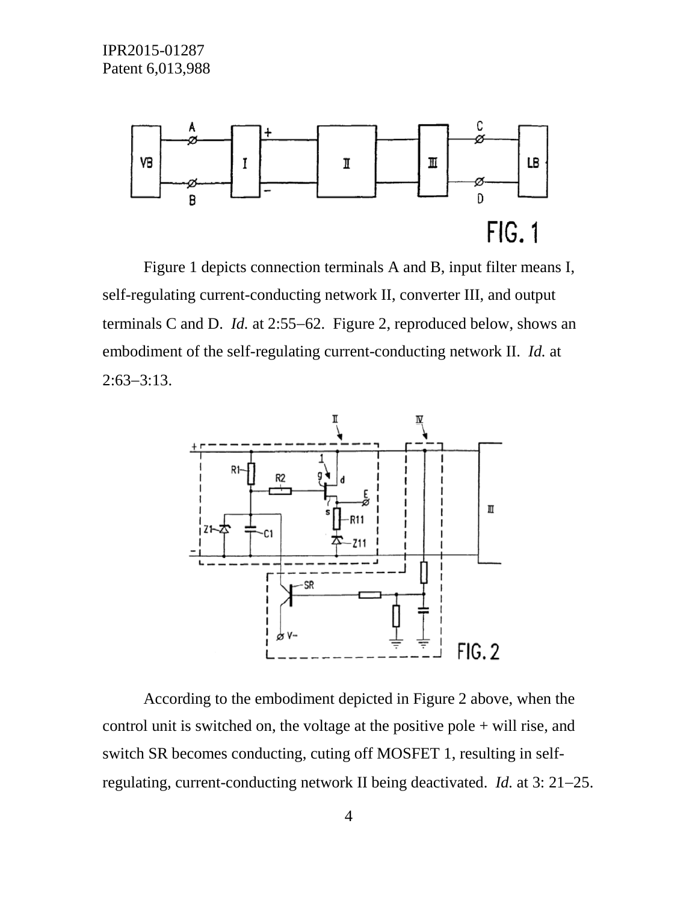FIG. 1

Figure 1 depicts connection terminals A and B, input filter means I, self-regulating current-conducting network II, converter III, and output terminals C and D. *Id.* at 2:55–62. Figure 2, reproduced below, shows an embodiment of the self-regulating current-conducting network II. *Id.* at 2:63–3:13.

FIG. 2

According to the embodiment depicted in Figure 2 above, when the control unit is switched on, the voltage at the positive pole + will rise, and switch SR becomes conducting, cuting off MOSFET 1, resulting in self-regulating, current-conducting network II being deactivated. *Id.* at 3: 21–25.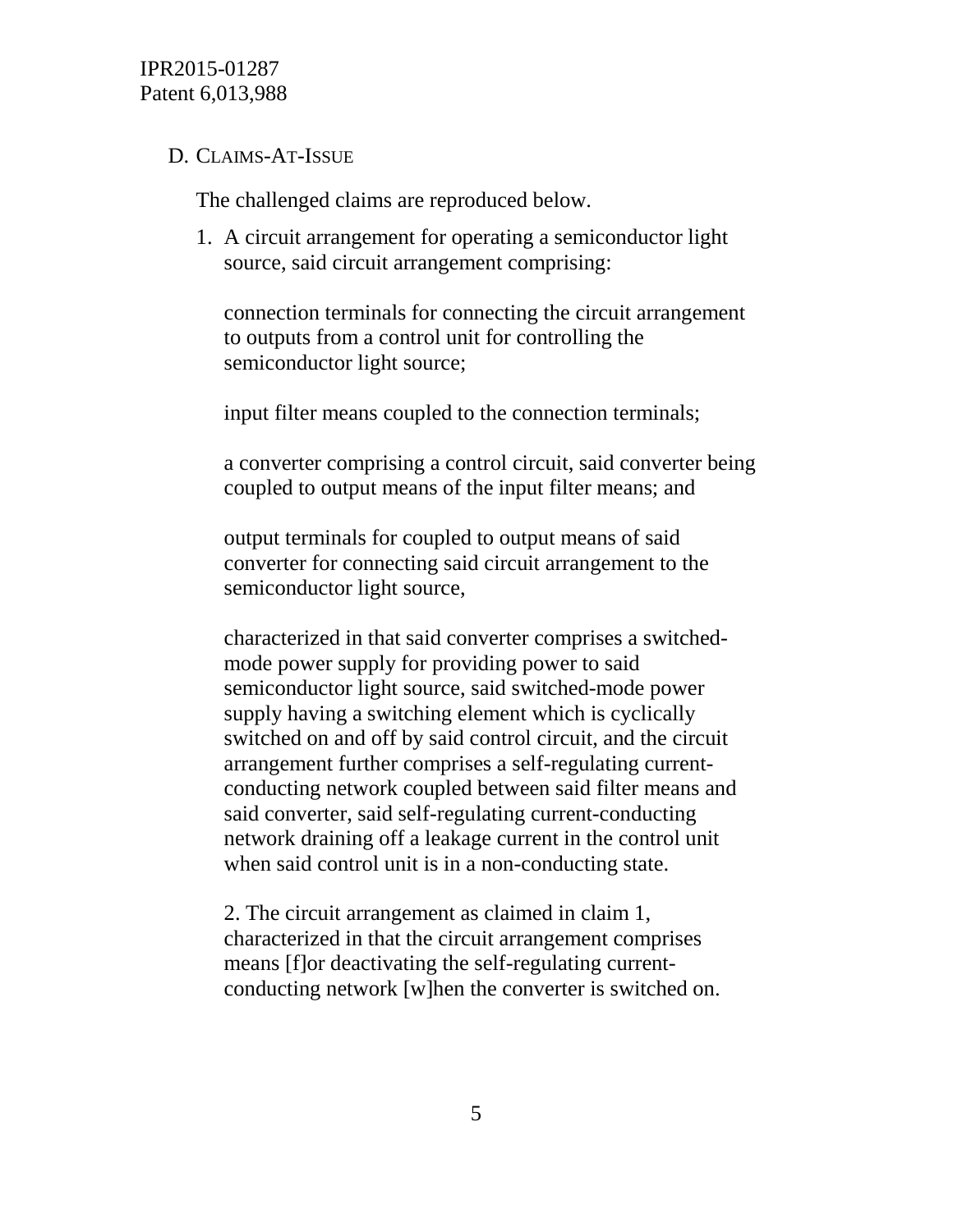### D. CLAIMS-AT-ISSUE

The challenged claims are reproduced below.

1. A circuit arrangement for operating a semiconductor light source, said circuit arrangement comprising:

   connection terminals for connecting the circuit arrangement to outputs from a control unit for controlling the semiconductor light source;

   input filter means coupled to the connection terminals;

   a converter comprising a control circuit, said converter being coupled to output means of the input filter means; and

   output terminals for coupled to output means of said converter for connecting said circuit arrangement to the semiconductor light source,

   characterized in that said converter comprises a switched-mode power supply for providing power to said semiconductor light source, said switched-mode power supply having a switching element which is cyclically switched on and off by said control circuit, and the circuit arrangement further comprises a self-regulating current-conducting network coupled between said filter means and said converter, said self-regulating current-conducting network draining off a leakage current in the control unit when said control unit is in a non-conducting state.

   2. The circuit arrangement as claimed in claim 1, characterized in that the circuit arrangement comprises means [f]or deactivating the self-regulating current-conducting network [w]hen the converter is switched on.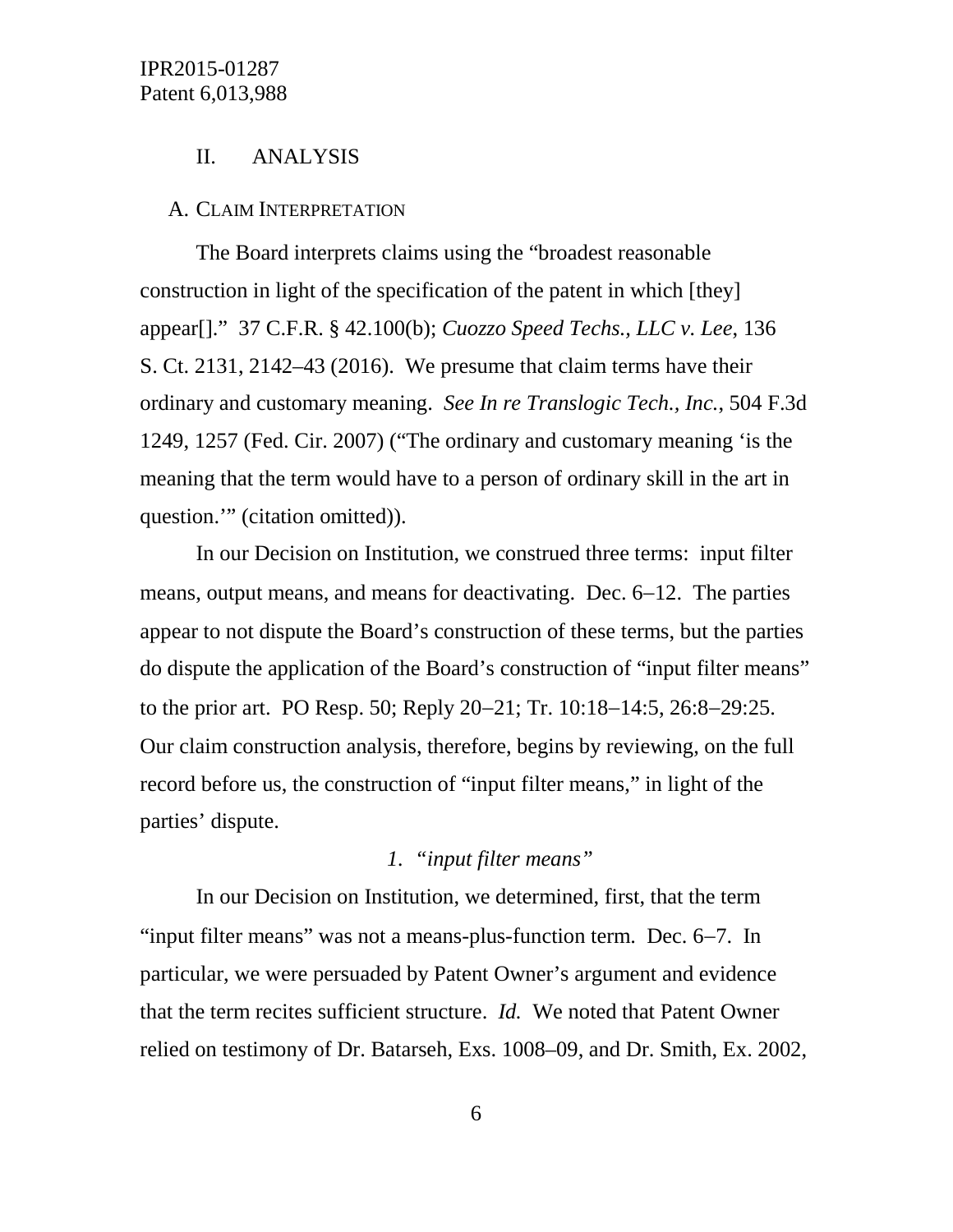## II. ANALYSIS

### A. CLAIM INTERPRETATION

The Board interprets claims using the "broadest reasonable construction in light of the specification of the patent in which [they] appear[]." 37 C.F.R. § 42.100(b); *Cuozzo Speed Techs., LLC v. Lee*, 136 S. Ct. 2131, 2142–43 (2016). We presume that claim terms have their ordinary and customary meaning. *See In re Translogic Tech., Inc.*, 504 F.3d 1249, 1257 (Fed. Cir. 2007) ("The ordinary and customary meaning 'is the meaning that the term would have to a person of ordinary skill in the art in question.'" (citation omitted)).

In our Decision on Institution, we construed three terms: input filter means, output means, and means for deactivating. Dec. 6–12. The parties appear to not dispute the Board's construction of these terms, but the parties do dispute the application of the Board's construction of "input filter means" to the prior art. PO Resp. 50; Reply 20–21; Tr. 10:18–14:5, 26:8–29:25. Our claim construction analysis, therefore, begins by reviewing, on the full record before us, the construction of "input filter means," in light of the parties' dispute.

#### *1. "input filter means"*

In our Decision on Institution, we determined, first, that the term "input filter means" was not a means-plus-function term. Dec. 6–7. In particular, we were persuaded by Patent Owner's argument and evidence that the term recites sufficient structure. *Id.* We noted that Patent Owner relied on testimony of Dr. Batarseh, Exs. 1008–09, and Dr. Smith, Ex. 2002,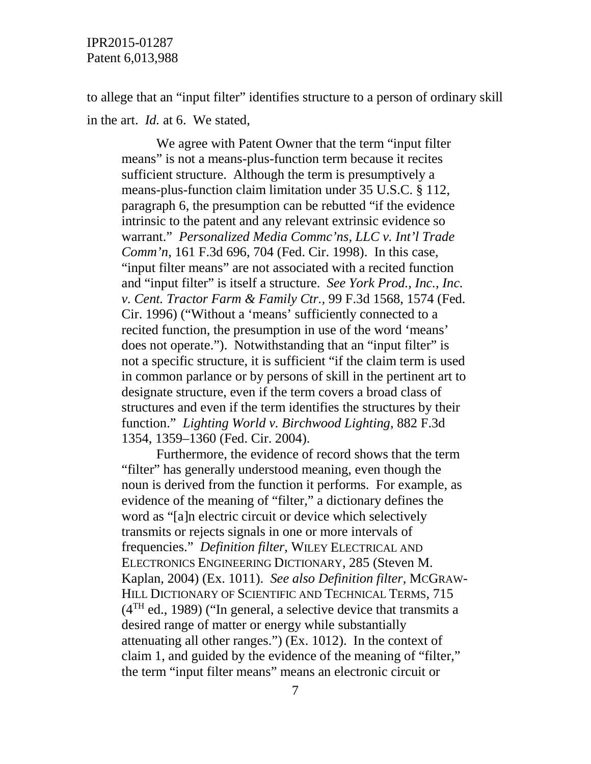to allege that an "input filter" identifies structure to a person of ordinary skill in the art. *Id.* at 6. We stated,

> We agree with Patent Owner that the term "input filter means" is not a means-plus-function term because it recites sufficient structure. Although the term is presumptively a means-plus-function claim limitation under 35 U.S.C. § 112, paragraph 6, the presumption can be rebutted "if the evidence intrinsic to the patent and any relevant extrinsic evidence so warrant." *Personalized Media Commc'ns, LLC v. Int'l Trade Comm'n*, 161 F.3d 696, 704 (Fed. Cir. 1998). In this case, "input filter means" are not associated with a recited function and "input filter" is itself a structure. *See York Prod., Inc., Inc. v. Cent. Tractor Farm & Family Ctr.*, 99 F.3d 1568, 1574 (Fed. Cir. 1996) ("Without a 'means' sufficiently connected to a recited function, the presumption in use of the word 'means' does not operate."). Notwithstanding that an "input filter" is not a specific structure, it is sufficient "if the claim term is used in common parlance or by persons of skill in the pertinent art to designate structure, even if the term covers a broad class of structures and even if the term identifies the structures by their function." *Lighting World v. Birchwood Lighting*, 882 F.3d 1354, 1359–1360 (Fed. Cir. 2004).
>
> Furthermore, the evidence of record shows that the term "filter" has generally understood meaning, even though the noun is derived from the function it performs. For example, as evidence of the meaning of "filter," a dictionary defines the word as "[a]n electric circuit or device which selectively transmits or rejects signals in one or more intervals of frequencies." *Definition filter*, WILEY ELECTRICAL AND ELECTRONICS ENGINEERING DICTIONARY, 285 (Steven M. Kaplan, 2004) (Ex. 1011). *See also Definition filter*, MCGRAW-HILL DICTIONARY OF SCIENTIFIC AND TECHNICAL TERMS, 715 ($4^{TH}$ ed., 1989) ("In general, a selective device that transmits a desired range of matter or energy while substantially attenuating all other ranges.") (Ex. 1012). In the context of claim 1, and guided by the evidence of the meaning of "filter," the term "input filter means" means an electronic circuit or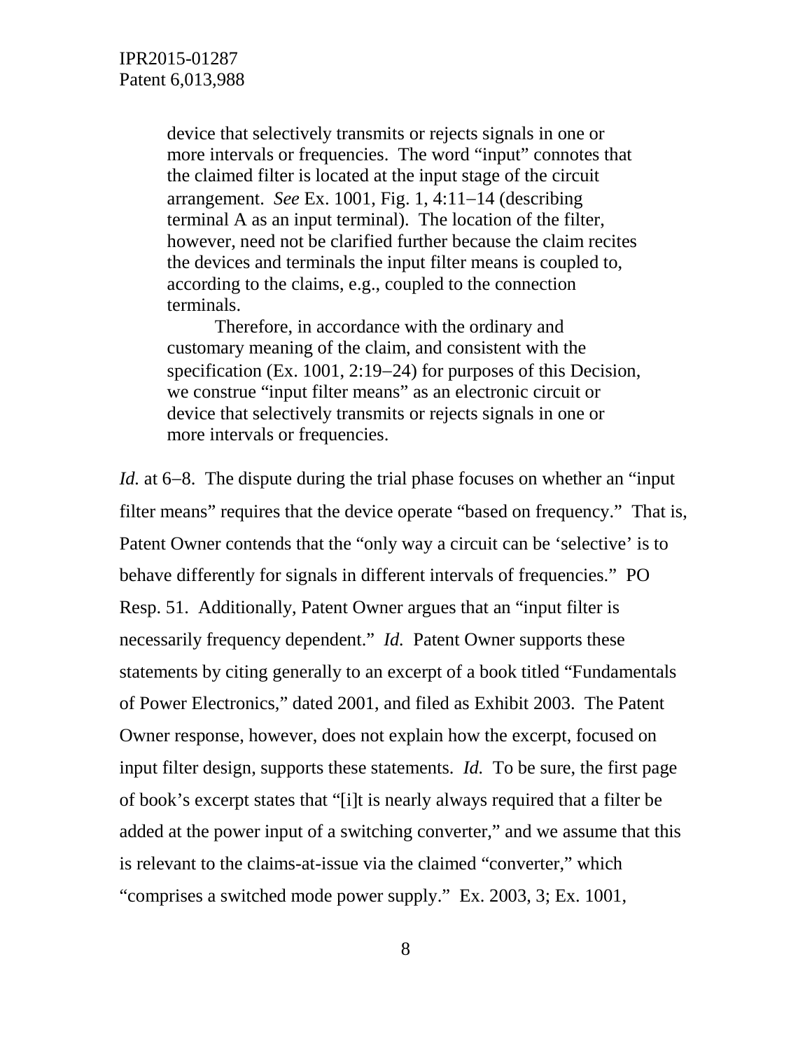> device that selectively transmits or rejects signals in one or more intervals or frequencies. The word "input" connotes that the claimed filter is located at the input stage of the circuit arrangement. *See* Ex. 1001, Fig. 1, 4:11–14 (describing terminal A as an input terminal). The location of the filter, however, need not be clarified further because the claim recites the devices and terminals the input filter means is coupled to, according to the claims, e.g., coupled to the connection terminals.
>
> Therefore, in accordance with the ordinary and customary meaning of the claim, and consistent with the specification (Ex. 1001, 2:19–24) for purposes of this Decision, we construe "input filter means" as an electronic circuit or device that selectively transmits or rejects signals in one or more intervals or frequencies.

*Id.* at 6–8. The dispute during the trial phase focuses on whether an "input filter means" requires that the device operate "based on frequency." That is, Patent Owner contends that the "only way a circuit can be 'selective' is to behave differently for signals in different intervals of frequencies." PO Resp. 51. Additionally, Patent Owner argues that an "input filter is necessarily frequency dependent." *Id.* Patent Owner supports these statements by citing generally to an excerpt of a book titled "Fundamentals of Power Electronics," dated 2001, and filed as Exhibit 2003. The Patent Owner response, however, does not explain how the excerpt, focused on input filter design, supports these statements. *Id.* To be sure, the first page of book's excerpt states that "[i]t is nearly always required that a filter be added at the power input of a switching converter," and we assume that this is relevant to the claims-at-issue via the claimed "converter," which "comprises a switched mode power supply." Ex. 2003, 3; Ex. 1001,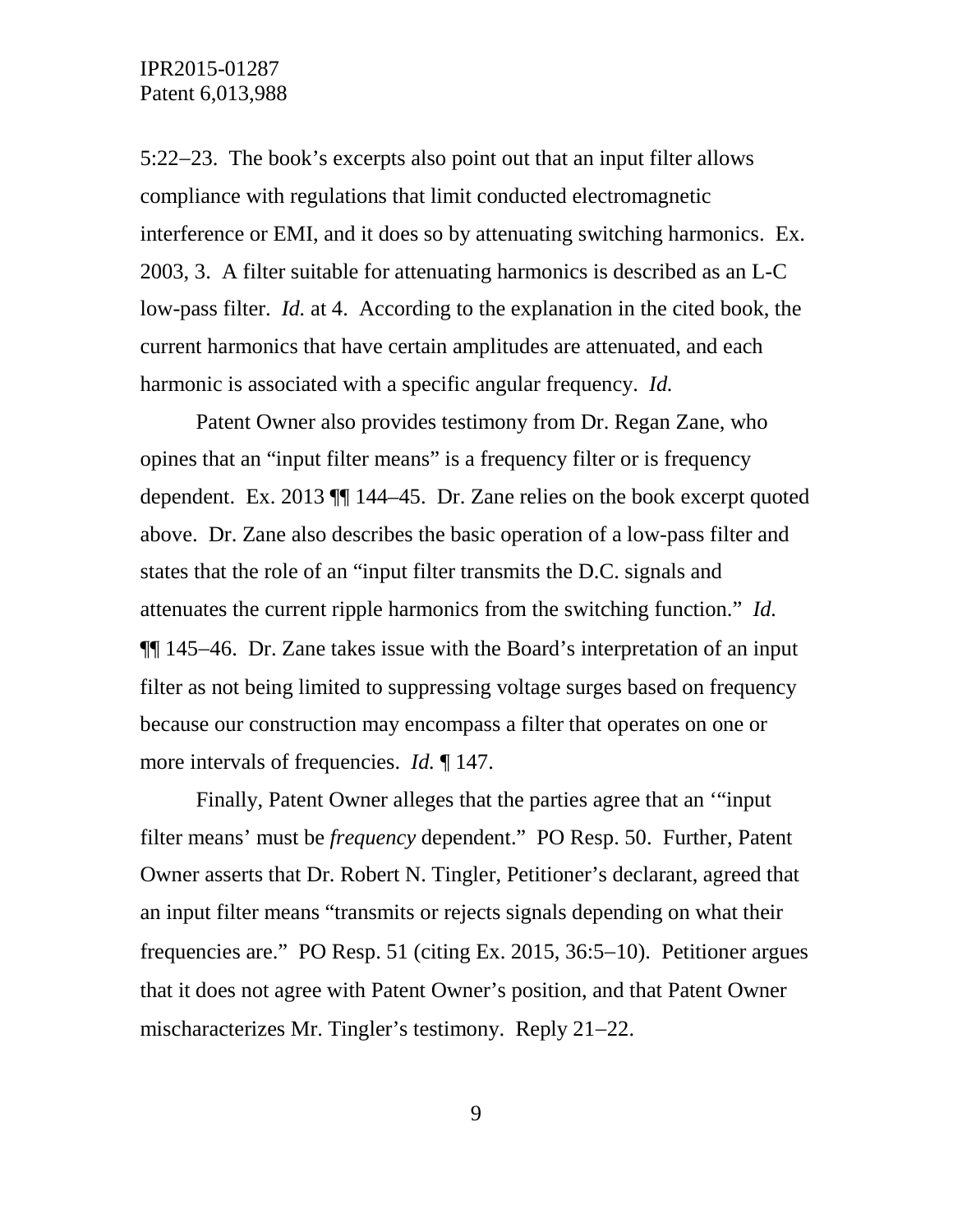5:22–23. The book's excerpts also point out that an input filter allows compliance with regulations that limit conducted electromagnetic interference or EMI, and it does so by attenuating switching harmonics. Ex. 2003, 3. A filter suitable for attenuating harmonics is described as an L-C low-pass filter. *Id.* at 4. According to the explanation in the cited book, the current harmonics that have certain amplitudes are attenuated, and each harmonic is associated with a specific angular frequency. *Id.*

Patent Owner also provides testimony from Dr. Regan Zane, who opines that an "input filter means" is a frequency filter or is frequency dependent. Ex. 2013 ¶¶ 144–45. Dr. Zane relies on the book excerpt quoted above. Dr. Zane also describes the basic operation of a low-pass filter and states that the role of an "input filter transmits the D.C. signals and attenuates the current ripple harmonics from the switching function." *Id.* ¶¶ 145–46. Dr. Zane takes issue with the Board's interpretation of an input filter as not being limited to suppressing voltage surges based on frequency because our construction may encompass a filter that operates on one or more intervals of frequencies. *Id.* ¶ 147.

Finally, Patent Owner alleges that the parties agree that an '"input filter means' must be *frequency* dependent." PO Resp. 50. Further, Patent Owner asserts that Dr. Robert N. Tingler, Petitioner's declarant, agreed that an input filter means "transmits or rejects signals depending on what their frequencies are." PO Resp. 51 (citing Ex. 2015, 36:5–10). Petitioner argues that it does not agree with Patent Owner's position, and that Patent Owner mischaracterizes Mr. Tingler's testimony. Reply 21–22.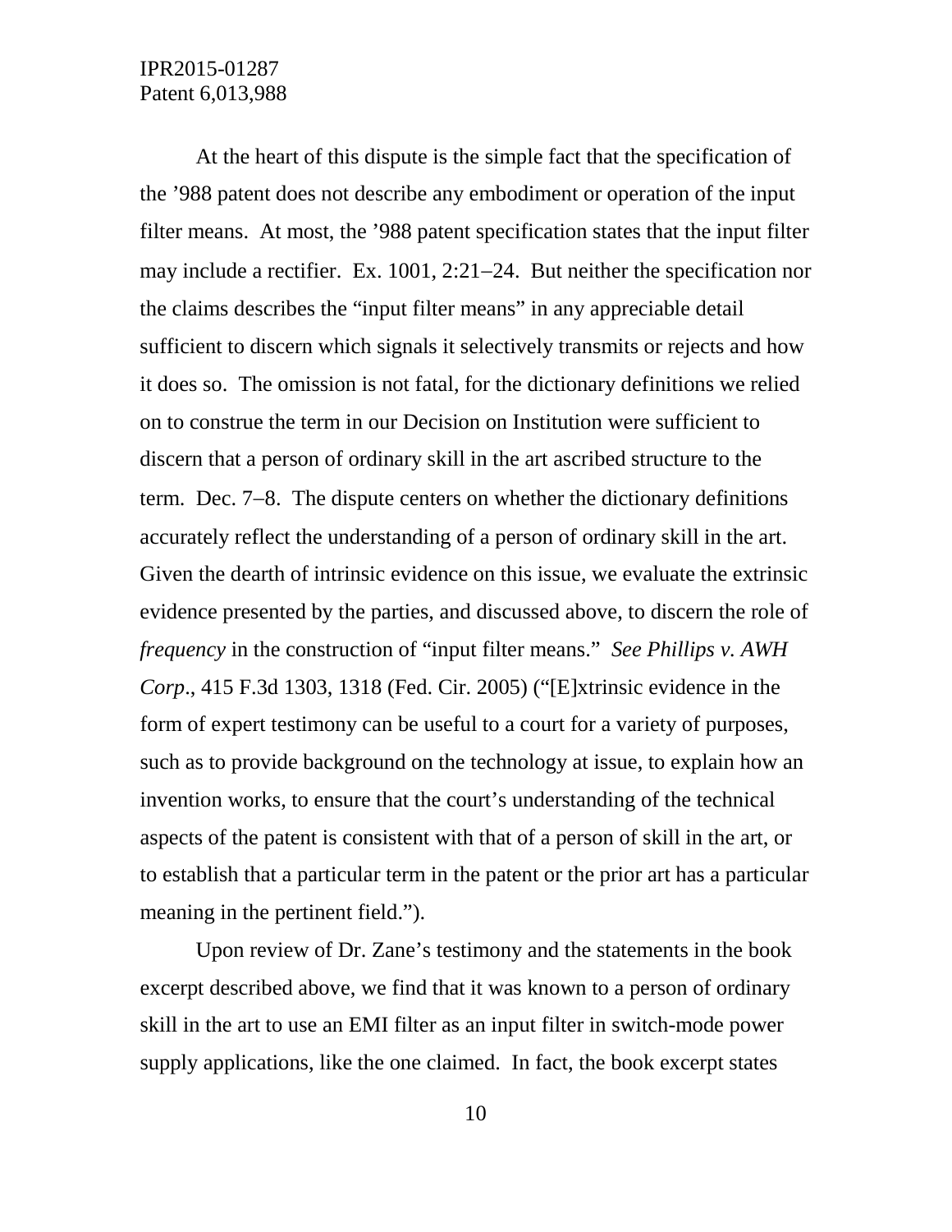At the heart of this dispute is the simple fact that the specification of the ’988 patent does not describe any embodiment or operation of the input filter means. At most, the ’988 patent specification states that the input filter may include a rectifier. Ex. 1001, 2:21–24. But neither the specification nor the claims describes the “input filter means” in any appreciable detail sufficient to discern which signals it selectively transmits or rejects and how it does so. The omission is not fatal, for the dictionary definitions we relied on to construe the term in our Decision on Institution were sufficient to discern that a person of ordinary skill in the art ascribed structure to the term. Dec. 7–8. The dispute centers on whether the dictionary definitions accurately reflect the understanding of a person of ordinary skill in the art. Given the dearth of intrinsic evidence on this issue, we evaluate the extrinsic evidence presented by the parties, and discussed above, to discern the role of *frequency* in the construction of “input filter means.” *See Phillips v. AWH Corp*., 415 F.3d 1303, 1318 (Fed. Cir. 2005) (“[E]xtrinsic evidence in the form of expert testimony can be useful to a court for a variety of purposes, such as to provide background on the technology at issue, to explain how an invention works, to ensure that the court’s understanding of the technical aspects of the patent is consistent with that of a person of skill in the art, or to establish that a particular term in the patent or the prior art has a particular meaning in the pertinent field.”).

Upon review of Dr. Zane’s testimony and the statements in the book excerpt described above, we find that it was known to a person of ordinary skill in the art to use an EMI filter as an input filter in switch-mode power supply applications, like the one claimed. In fact, the book excerpt states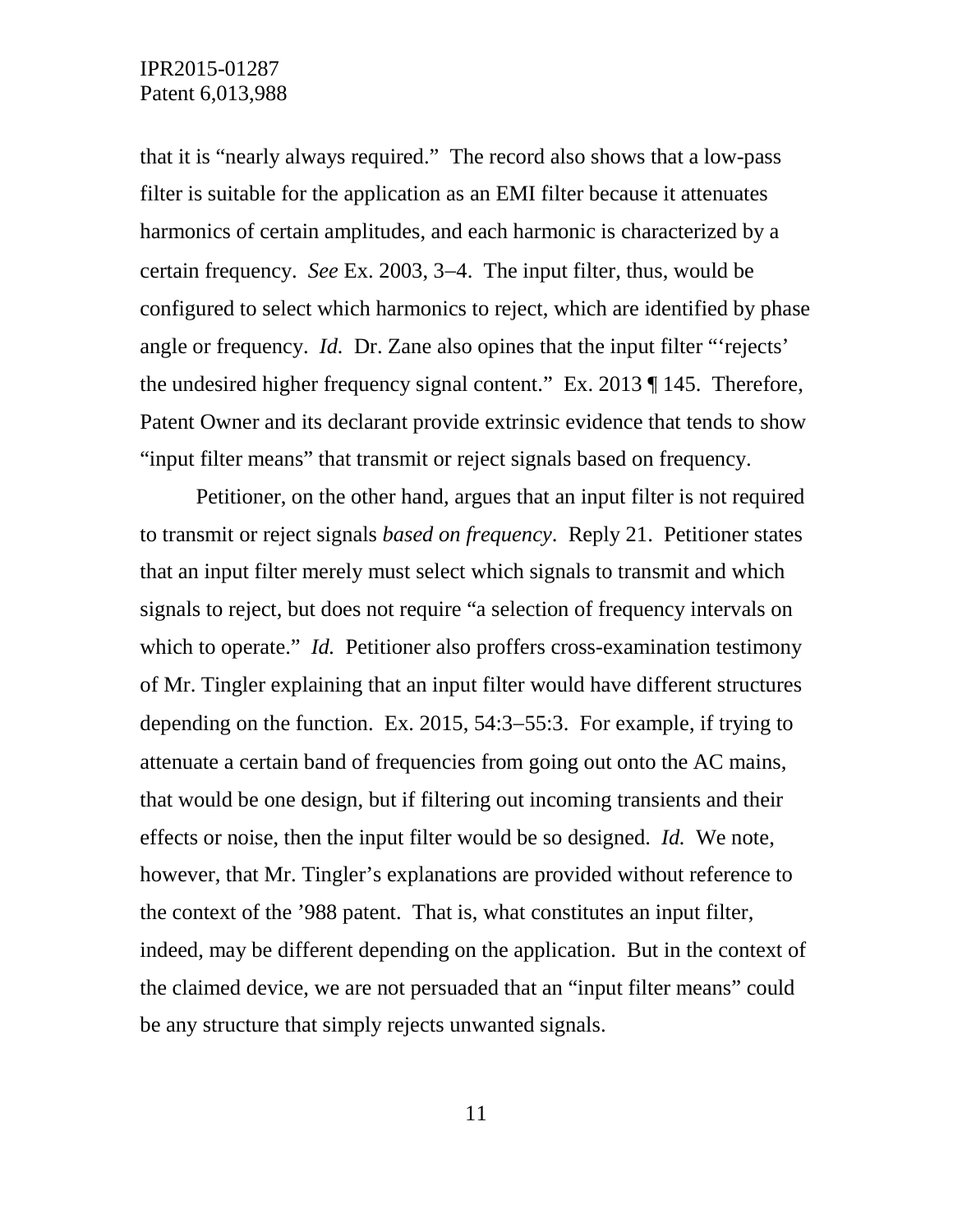that it is "nearly always required." The record also shows that a low-pass filter is suitable for the application as an EMI filter because it attenuates harmonics of certain amplitudes, and each harmonic is characterized by a certain frequency. *See* Ex. 2003, 3–4. The input filter, thus, would be configured to select which harmonics to reject, which are identified by phase angle or frequency. *Id.* Dr. Zane also opines that the input filter "'rejects' the undesired higher frequency signal content." Ex. 2013 ¶ 145. Therefore, Patent Owner and its declarant provide extrinsic evidence that tends to show "input filter means" that transmit or reject signals based on frequency.

Petitioner, on the other hand, argues that an input filter is not required to transmit or reject signals *based on frequency*. Reply 21. Petitioner states that an input filter merely must select which signals to transmit and which signals to reject, but does not require "a selection of frequency intervals on which to operate." *Id.* Petitioner also proffers cross-examination testimony of Mr. Tingler explaining that an input filter would have different structures depending on the function. Ex. 2015, 54:3–55:3. For example, if trying to attenuate a certain band of frequencies from going out onto the AC mains, that would be one design, but if filtering out incoming transients and their effects or noise, then the input filter would be so designed. *Id.* We note, however, that Mr. Tingler's explanations are provided without reference to the context of the '988 patent. That is, what constitutes an input filter, indeed, may be different depending on the application. But in the context of the claimed device, we are not persuaded that an "input filter means" could be any structure that simply rejects unwanted signals.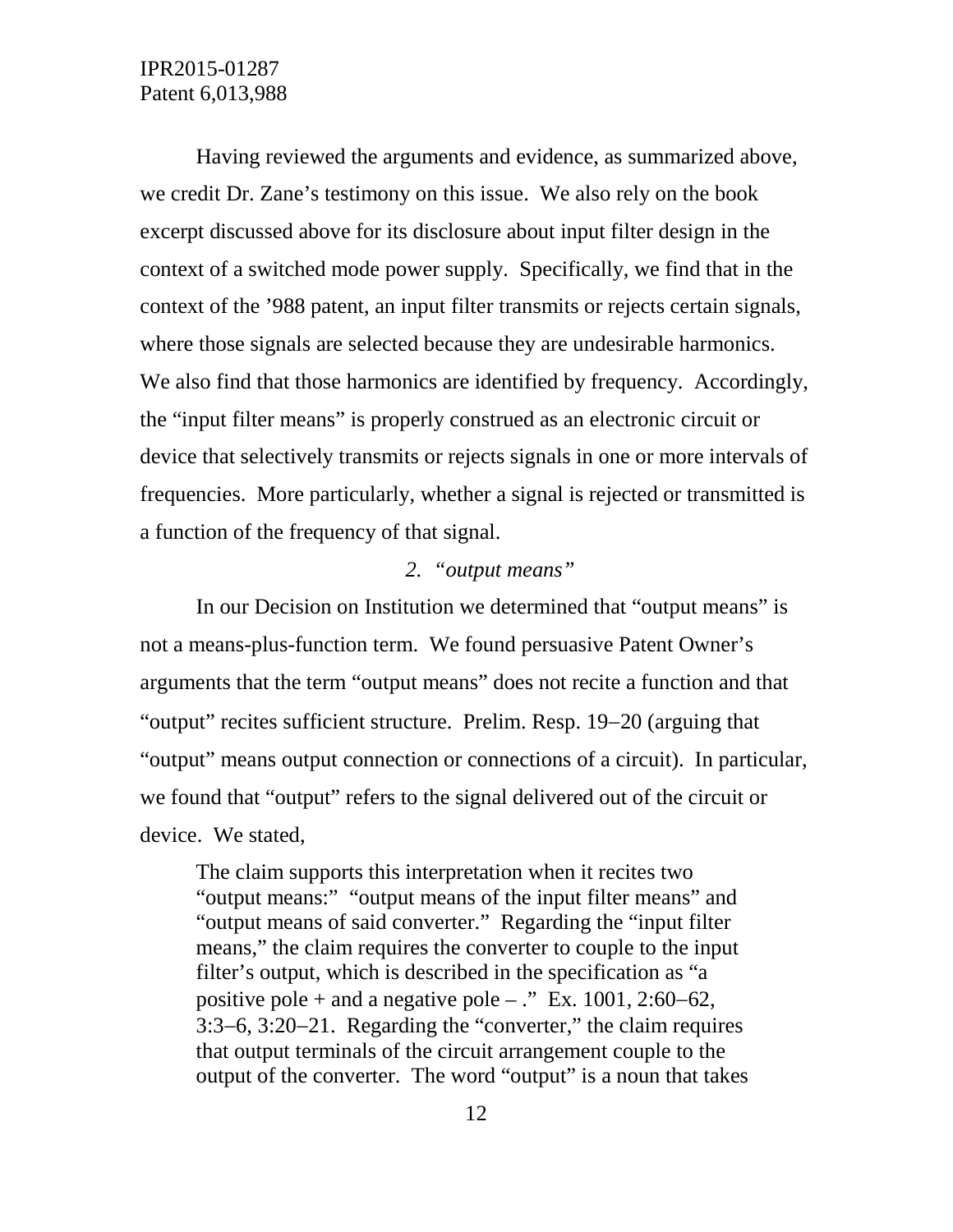Having reviewed the arguments and evidence, as summarized above, we credit Dr. Zane's testimony on this issue. We also rely on the book excerpt discussed above for its disclosure about input filter design in the context of a switched mode power supply. Specifically, we find that in the context of the '988 patent, an input filter transmits or rejects certain signals, where those signals are selected because they are undesirable harmonics. We also find that those harmonics are identified by frequency. Accordingly, the "input filter means" is properly construed as an electronic circuit or device that selectively transmits or rejects signals in one or more intervals of frequencies. More particularly, whether a signal is rejected or transmitted is a function of the frequency of that signal.

*2. "output means"*

In our Decision on Institution we determined that "output means" is not a means-plus-function term. We found persuasive Patent Owner's arguments that the term "output means" does not recite a function and that "output" recites sufficient structure. Prelim. Resp. 19–20 (arguing that "output" means output connection or connections of a circuit). In particular, we found that "output" refers to the signal delivered out of the circuit or device. We stated,

> The claim supports this interpretation when it recites two "output means:" "output means of the input filter means" and "output means of said converter." Regarding the "input filter means," the claim requires the converter to couple to the input filter's output, which is described in the specification as "a positive pole + and a negative pole – ." Ex. 1001, 2:60–62, 3:3–6, 3:20–21. Regarding the "converter," the claim requires that output terminals of the circuit arrangement couple to the output of the converter. The word "output" is a noun that takes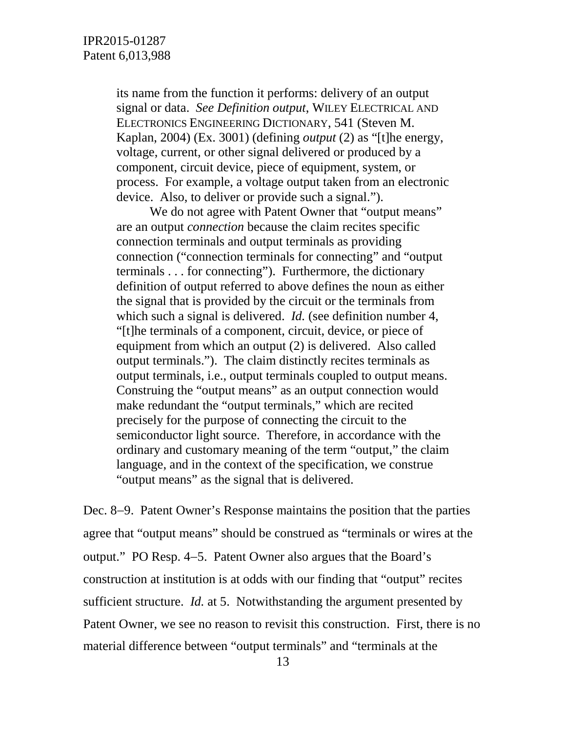> its name from the function it performs: delivery of an output signal or data. *See Definition output*, WILEY ELECTRICAL AND ELECTRONICS ENGINEERING DICTIONARY, 541 (Steven M. Kaplan, 2004) (Ex. 3001) (defining *output* (2) as "[t]he energy, voltage, current, or other signal delivered or produced by a component, circuit device, piece of equipment, system, or process. For example, a voltage output taken from an electronic device. Also, to deliver or provide such a signal.").
>
> We do not agree with Patent Owner that "output means" are an output *connection* because the claim recites specific connection terminals and output terminals as providing connection ("connection terminals for connecting" and "output terminals . . . for connecting"). Furthermore, the dictionary definition of output referred to above defines the noun as either the signal that is provided by the circuit or the terminals from which such a signal is delivered. *Id.* (see definition number 4, "[t]he terminals of a component, circuit, device, or piece of equipment from which an output (2) is delivered. Also called output terminals."). The claim distinctly recites terminals as output terminals, i.e., output terminals coupled to output means. Construing the "output means" as an output connection would make redundant the "output terminals," which are recited precisely for the purpose of connecting the circuit to the semiconductor light source. Therefore, in accordance with the ordinary and customary meaning of the term "output," the claim language, and in the context of the specification, we construe "output means" as the signal that is delivered.

Dec. 8–9. Patent Owner's Response maintains the position that the parties agree that "output means" should be construed as "terminals or wires at the output." PO Resp. 4–5. Patent Owner also argues that the Board's construction at institution is at odds with our finding that "output" recites sufficient structure. *Id.* at 5. Notwithstanding the argument presented by Patent Owner, we see no reason to revisit this construction. First, there is no material difference between "output terminals" and "terminals at the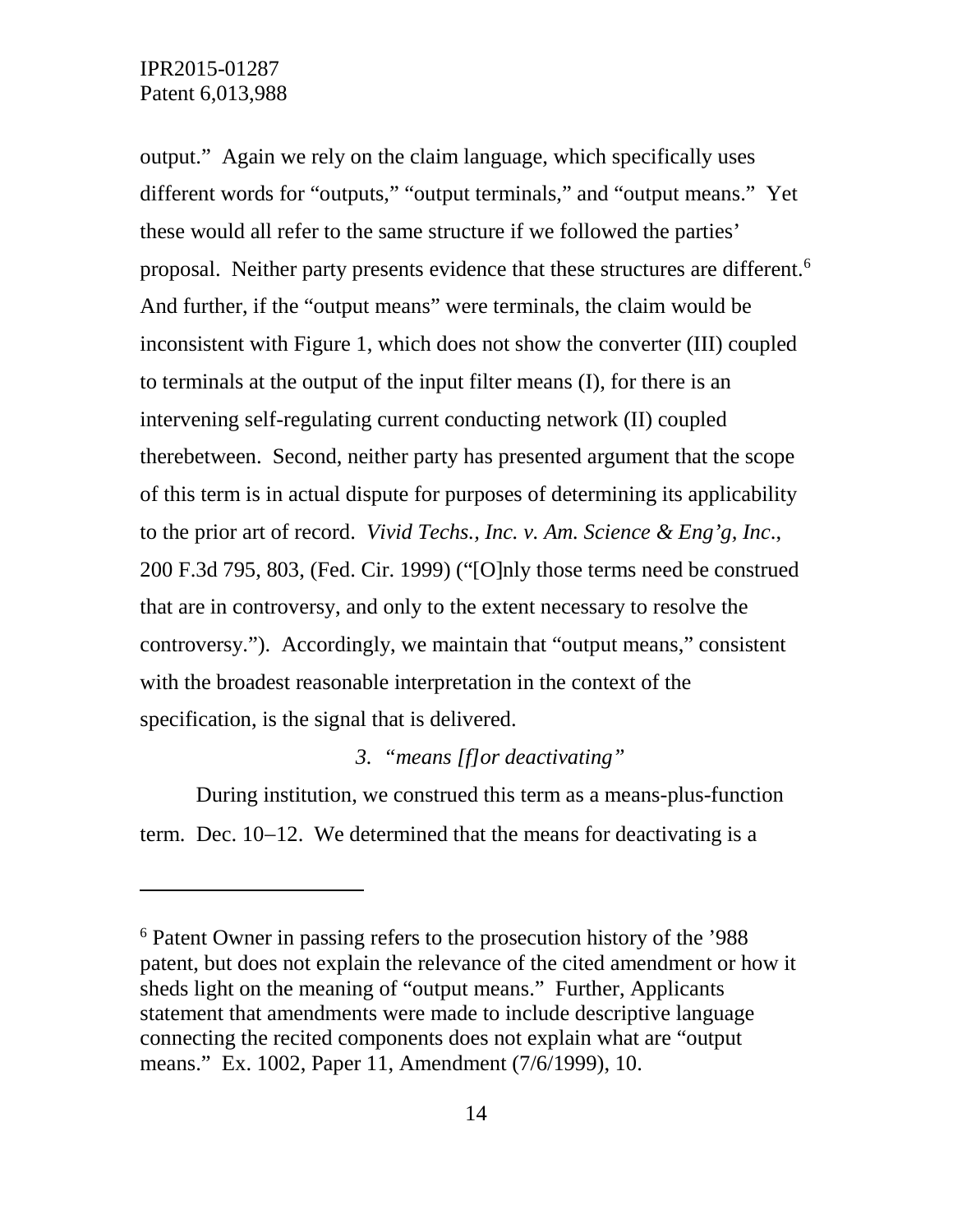output." Again we rely on the claim language, which specifically uses different words for "outputs," "output terminals," and "output means." Yet these would all refer to the same structure if we followed the parties' proposal. Neither party presents evidence that these structures are different.[6] And further, if the "output means" were terminals, the claim would be inconsistent with Figure 1, which does not show the converter (III) coupled to terminals at the output of the input filter means (I), for there is an intervening self-regulating current conducting network (II) coupled therebetween. Second, neither party has presented argument that the scope of this term is in actual dispute for purposes of determining its applicability to the prior art of record. *Vivid Techs., Inc. v. Am. Science & Eng'g, Inc.*, 200 F.3d 795, 803, (Fed. Cir. 1999) ("[O]nly those terms need be construed that are in controversy, and only to the extent necessary to resolve the controversy."). Accordingly, we maintain that "output means," consistent with the broadest reasonable interpretation in the context of the specification, is the signal that is delivered.

### *3. "means [f]or deactivating"*

During institution, we construed this term as a means-plus-function term. Dec. 10–12. We determined that the means for deactivating is a

---

[6] Patent Owner in passing refers to the prosecution history of the '988 patent, but does not explain the relevance of the cited amendment or how it sheds light on the meaning of "output means." Further, Applicants statement that amendments were made to include descriptive language connecting the recited components does not explain what are "output means." Ex. 1002, Paper 11, Amendment (7/6/1999), 10.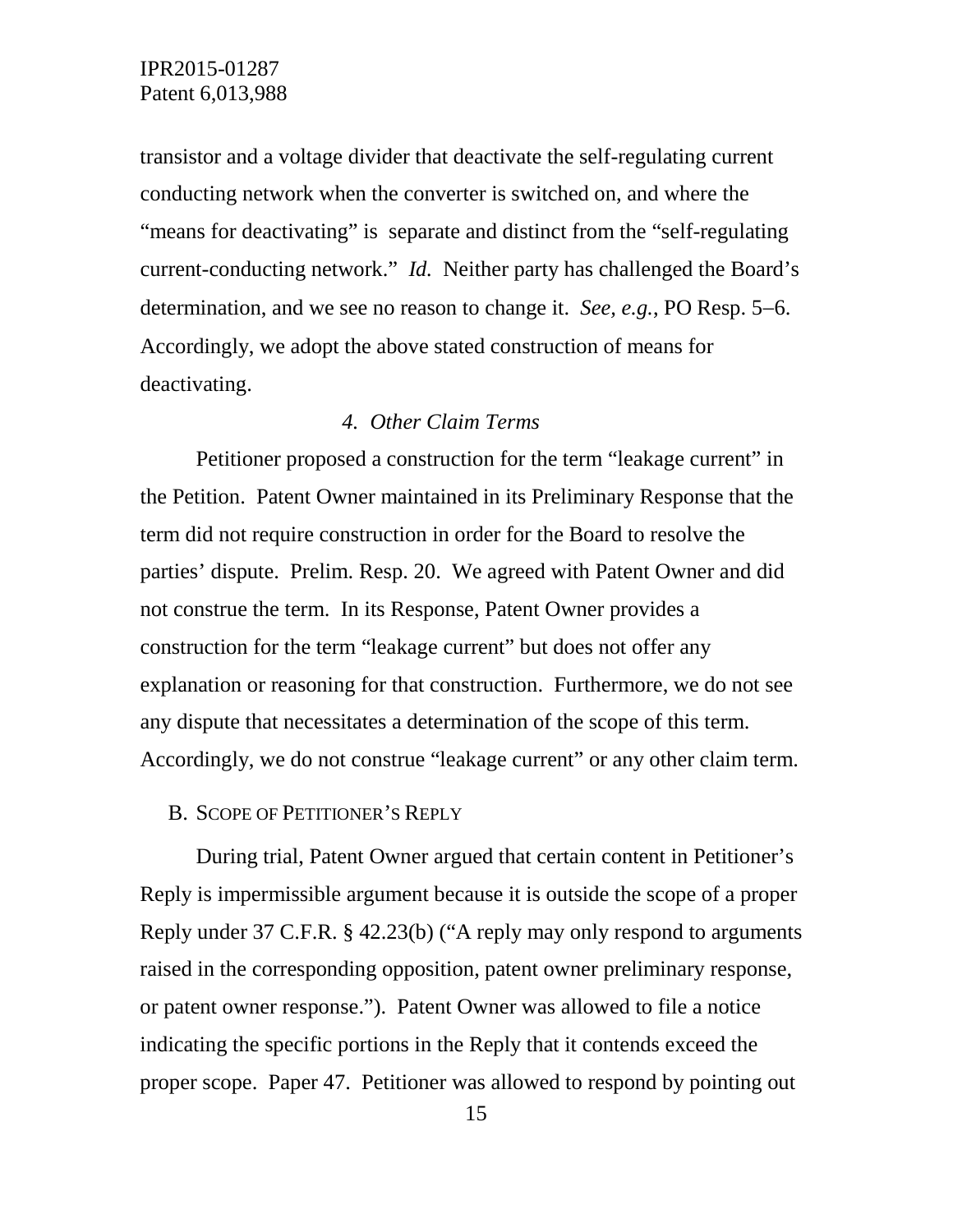transistor and a voltage divider that deactivate the self-regulating current conducting network when the converter is switched on, and where the "means for deactivating" is separate and distinct from the "self-regulating current-conducting network." *Id.* Neither party has challenged the Board's determination, and we see no reason to change it. *See, e.g.*, PO Resp. 5–6. Accordingly, we adopt the above stated construction of means for deactivating.

#### *4. Other Claim Terms*

Petitioner proposed a construction for the term "leakage current" in the Petition. Patent Owner maintained in its Preliminary Response that the term did not require construction in order for the Board to resolve the parties' dispute. Prelim. Resp. 20. We agreed with Patent Owner and did not construe the term. In its Response, Patent Owner provides a construction for the term "leakage current" but does not offer any explanation or reasoning for that construction. Furthermore, we do not see any dispute that necessitates a determination of the scope of this term. Accordingly, we do not construe "leakage current" or any other claim term.

### B. SCOPE OF PETITIONER'S REPLY

During trial, Patent Owner argued that certain content in Petitioner's Reply is impermissible argument because it is outside the scope of a proper Reply under 37 C.F.R. § 42.23(b) ("A reply may only respond to arguments raised in the corresponding opposition, patent owner preliminary response, or patent owner response."). Patent Owner was allowed to file a notice indicating the specific portions in the Reply that it contends exceed the proper scope. Paper 47. Petitioner was allowed to respond by pointing out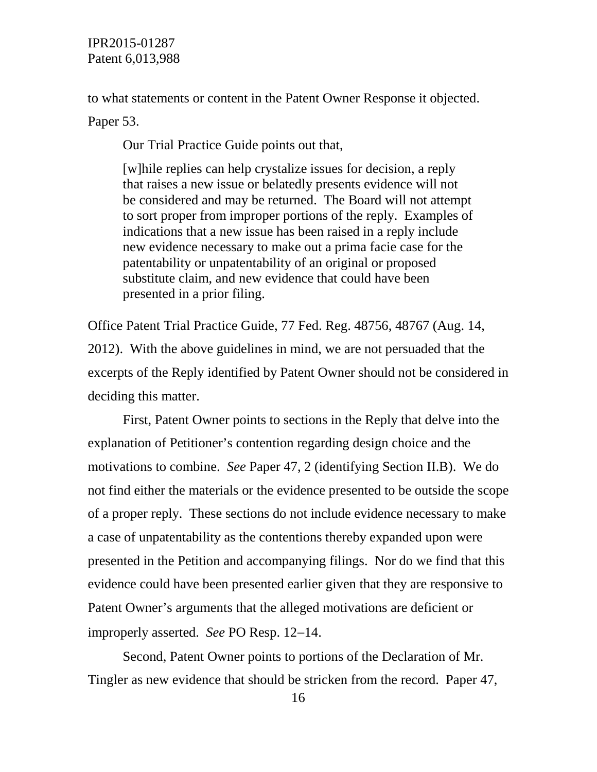to what statements or content in the Patent Owner Response it objected. Paper 53.

Our Trial Practice Guide points out that,

> [w]hile replies can help crystalize issues for decision, a reply that raises a new issue or belatedly presents evidence will not be considered and may be returned. The Board will not attempt to sort proper from improper portions of the reply. Examples of indications that a new issue has been raised in a reply include new evidence necessary to make out a prima facie case for the patentability or unpatentability of an original or proposed substitute claim, and new evidence that could have been presented in a prior filing.

Office Patent Trial Practice Guide, 77 Fed. Reg. 48756, 48767 (Aug. 14, 2012). With the above guidelines in mind, we are not persuaded that the excerpts of the Reply identified by Patent Owner should not be considered in deciding this matter.

First, Patent Owner points to sections in the Reply that delve into the explanation of Petitioner's contention regarding design choice and the motivations to combine. *See* Paper 47, 2 (identifying Section II.B). We do not find either the materials or the evidence presented to be outside the scope of a proper reply. These sections do not include evidence necessary to make a case of unpatentability as the contentions thereby expanded upon were presented in the Petition and accompanying filings. Nor do we find that this evidence could have been presented earlier given that they are responsive to Patent Owner's arguments that the alleged motivations are deficient or improperly asserted. *See* PO Resp. 12–14.

Second, Patent Owner points to portions of the Declaration of Mr. Tingler as new evidence that should be stricken from the record. Paper 47,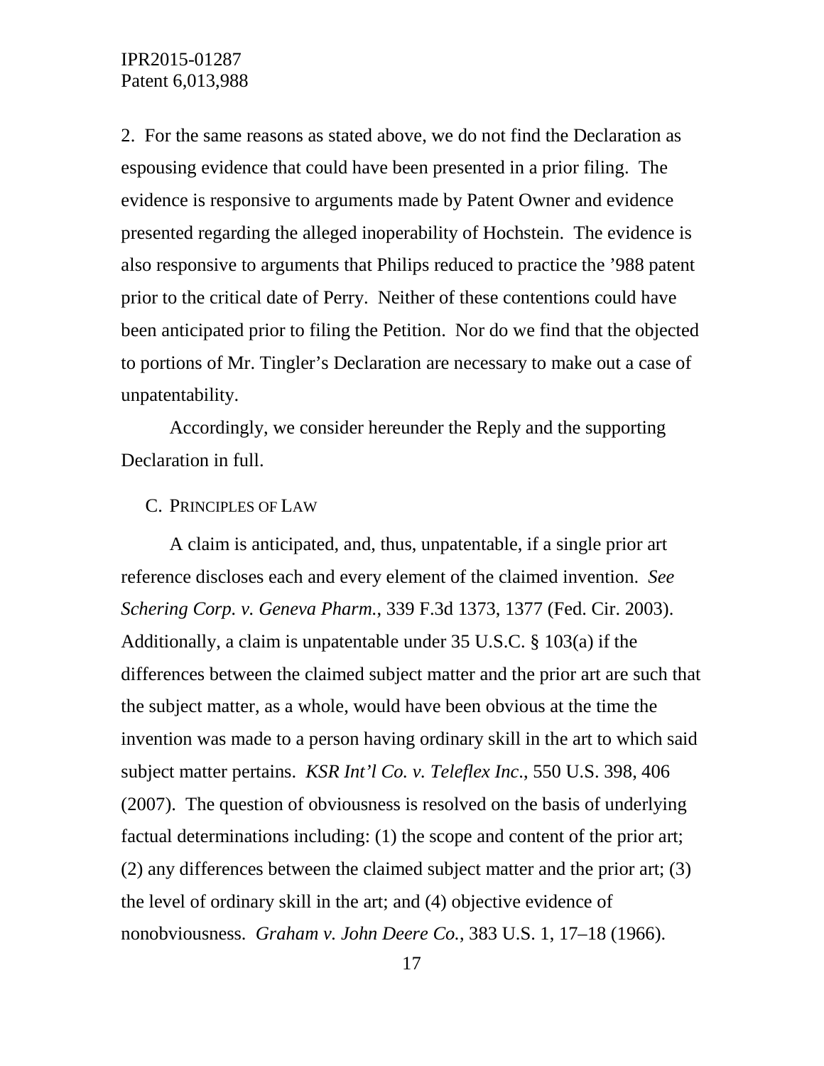2. For the same reasons as stated above, we do not find the Declaration as espousing evidence that could have been presented in a prior filing. The evidence is responsive to arguments made by Patent Owner and evidence presented regarding the alleged inoperability of Hochstein. The evidence is also responsive to arguments that Philips reduced to practice the ’988 patent prior to the critical date of Perry. Neither of these contentions could have been anticipated prior to filing the Petition. Nor do we find that the objected to portions of Mr. Tingler’s Declaration are necessary to make out a case of unpatentability.

Accordingly, we consider hereunder the Reply and the supporting Declaration in full.

## C. PRINCIPLES OF LAW

A claim is anticipated, and, thus, unpatentable, if a single prior art reference discloses each and every element of the claimed invention. *See Schering Corp. v. Geneva Pharm.*, 339 F.3d 1373, 1377 (Fed. Cir. 2003). Additionally, a claim is unpatentable under 35 U.S.C. § 103(a) if the differences between the claimed subject matter and the prior art are such that the subject matter, as a whole, would have been obvious at the time the invention was made to a person having ordinary skill in the art to which said subject matter pertains. *KSR Int’l Co. v. Teleflex Inc.*, 550 U.S. 398, 406 (2007). The question of obviousness is resolved on the basis of underlying factual determinations including: (1) the scope and content of the prior art; (2) any differences between the claimed subject matter and the prior art; (3) the level of ordinary skill in the art; and (4) objective evidence of nonobviousness. *Graham v. John Deere Co.*, 383 U.S. 1, 17–18 (1966).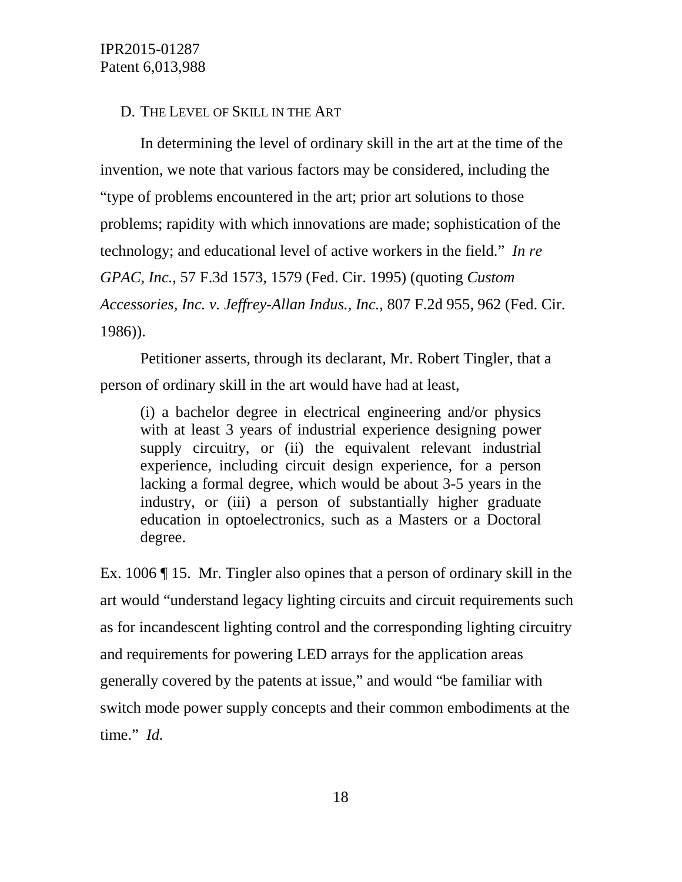### D. THE LEVEL OF SKILL IN THE ART

In determining the level of ordinary skill in the art at the time of the invention, we note that various factors may be considered, including the "type of problems encountered in the art; prior art solutions to those problems; rapidity with which innovations are made; sophistication of the technology; and educational level of active workers in the field." *In re GPAC, Inc.*, 57 F.3d 1573, 1579 (Fed. Cir. 1995) (quoting *Custom Accessories, Inc. v. Jeffrey-Allan Indus., Inc.*, 807 F.2d 955, 962 (Fed. Cir. 1986)).

Petitioner asserts, through its declarant, Mr. Robert Tingler, that a person of ordinary skill in the art would have had at least,

> (i) a bachelor degree in electrical engineering and/or physics with at least 3 years of industrial experience designing power supply circuitry, or (ii) the equivalent relevant industrial experience, including circuit design experience, for a person lacking a formal degree, which would be about 3-5 years in the industry, or (iii) a person of substantially higher graduate education in optoelectronics, such as a Masters or a Doctoral degree.

Ex. 1006 ¶ 15. Mr. Tingler also opines that a person of ordinary skill in the art would "understand legacy lighting circuits and circuit requirements such as for incandescent lighting control and the corresponding lighting circuitry and requirements for powering LED arrays for the application areas generally covered by the patents at issue," and would "be familiar with switch mode power supply concepts and their common embodiments at the time." *Id.*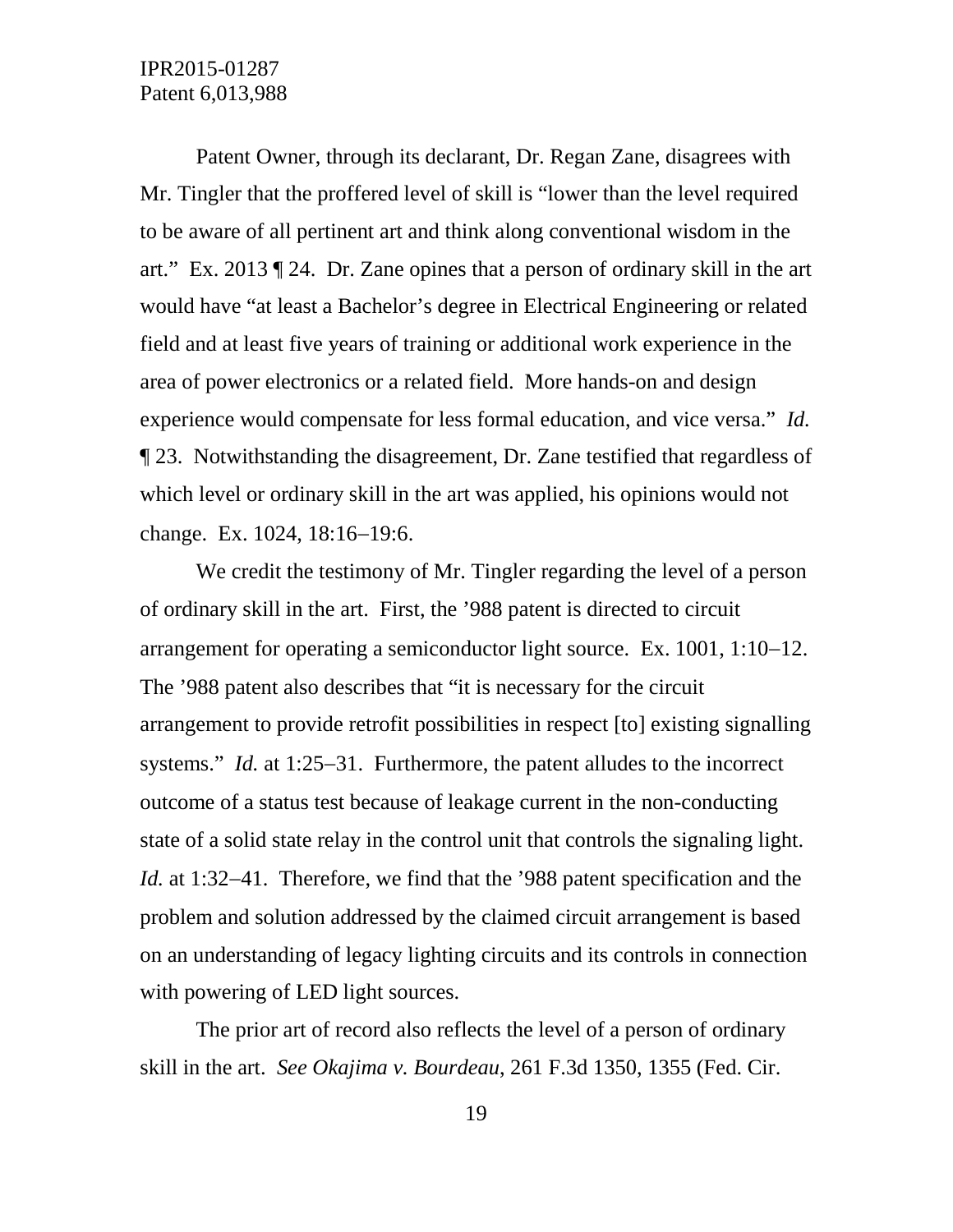Patent Owner, through its declarant, Dr. Regan Zane, disagrees with Mr. Tingler that the proffered level of skill is "lower than the level required to be aware of all pertinent art and think along conventional wisdom in the art." Ex. 2013 ¶ 24. Dr. Zane opines that a person of ordinary skill in the art would have "at least a Bachelor's degree in Electrical Engineering or related field and at least five years of training or additional work experience in the area of power electronics or a related field. More hands-on and design experience would compensate for less formal education, and vice versa." *Id.* ¶ 23. Notwithstanding the disagreement, Dr. Zane testified that regardless of which level or ordinary skill in the art was applied, his opinions would not change. Ex. 1024, 18:16–19:6.

We credit the testimony of Mr. Tingler regarding the level of a person of ordinary skill in the art. First, the '988 patent is directed to circuit arrangement for operating a semiconductor light source. Ex. 1001, 1:10–12. The '988 patent also describes that "it is necessary for the circuit arrangement to provide retrofit possibilities in respect [to] existing signalling systems." *Id.* at 1:25–31. Furthermore, the patent alludes to the incorrect outcome of a status test because of leakage current in the non-conducting state of a solid state relay in the control unit that controls the signaling light. *Id.* at 1:32–41. Therefore, we find that the '988 patent specification and the problem and solution addressed by the claimed circuit arrangement is based on an understanding of legacy lighting circuits and its controls in connection with powering of LED light sources.

The prior art of record also reflects the level of a person of ordinary skill in the art. *See Okajima v. Bourdeau*, 261 F.3d 1350, 1355 (Fed. Cir.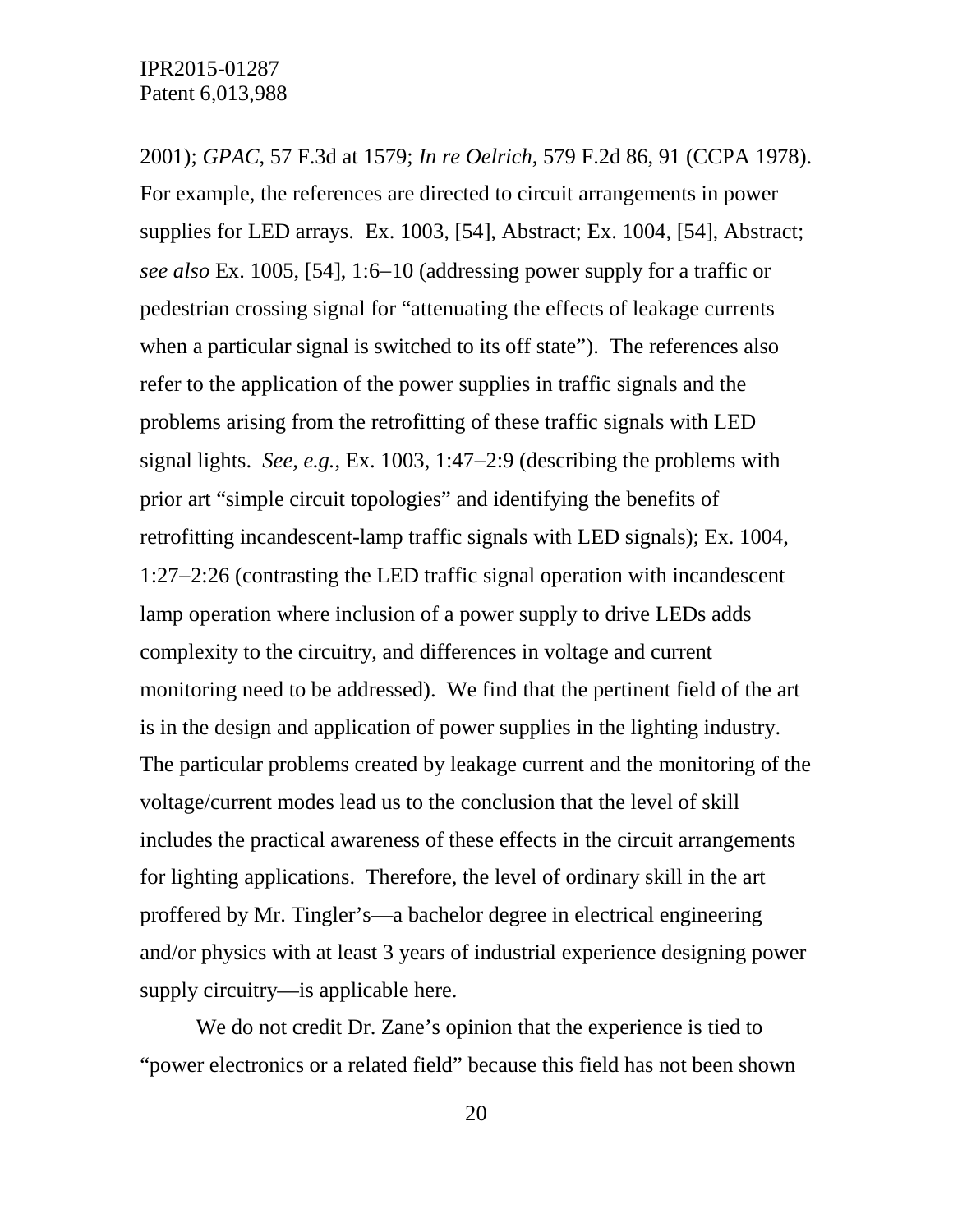2001); *GPAC*, 57 F.3d at 1579; *In re Oelrich*, 579 F.2d 86, 91 (CCPA 1978). For example, the references are directed to circuit arrangements in power supplies for LED arrays. Ex. 1003, [54], Abstract; Ex. 1004, [54], Abstract; *see also* Ex. 1005, [54], 1:6–10 (addressing power supply for a traffic or pedestrian crossing signal for "attenuating the effects of leakage currents when a particular signal is switched to its off state"). The references also refer to the application of the power supplies in traffic signals and the problems arising from the retrofitting of these traffic signals with LED signal lights. *See, e.g.*, Ex. 1003, 1:47–2:9 (describing the problems with prior art "simple circuit topologies" and identifying the benefits of retrofitting incandescent-lamp traffic signals with LED signals); Ex. 1004, 1:27–2:26 (contrasting the LED traffic signal operation with incandescent lamp operation where inclusion of a power supply to drive LEDs adds complexity to the circuitry, and differences in voltage and current monitoring need to be addressed). We find that the pertinent field of the art is in the design and application of power supplies in the lighting industry. The particular problems created by leakage current and the monitoring of the voltage/current modes lead us to the conclusion that the level of skill includes the practical awareness of these effects in the circuit arrangements for lighting applications. Therefore, the level of ordinary skill in the art proffered by Mr. Tingler's—a bachelor degree in electrical engineering and/or physics with at least 3 years of industrial experience designing power supply circuitry—is applicable here.

We do not credit Dr. Zane's opinion that the experience is tied to "power electronics or a related field" because this field has not been shown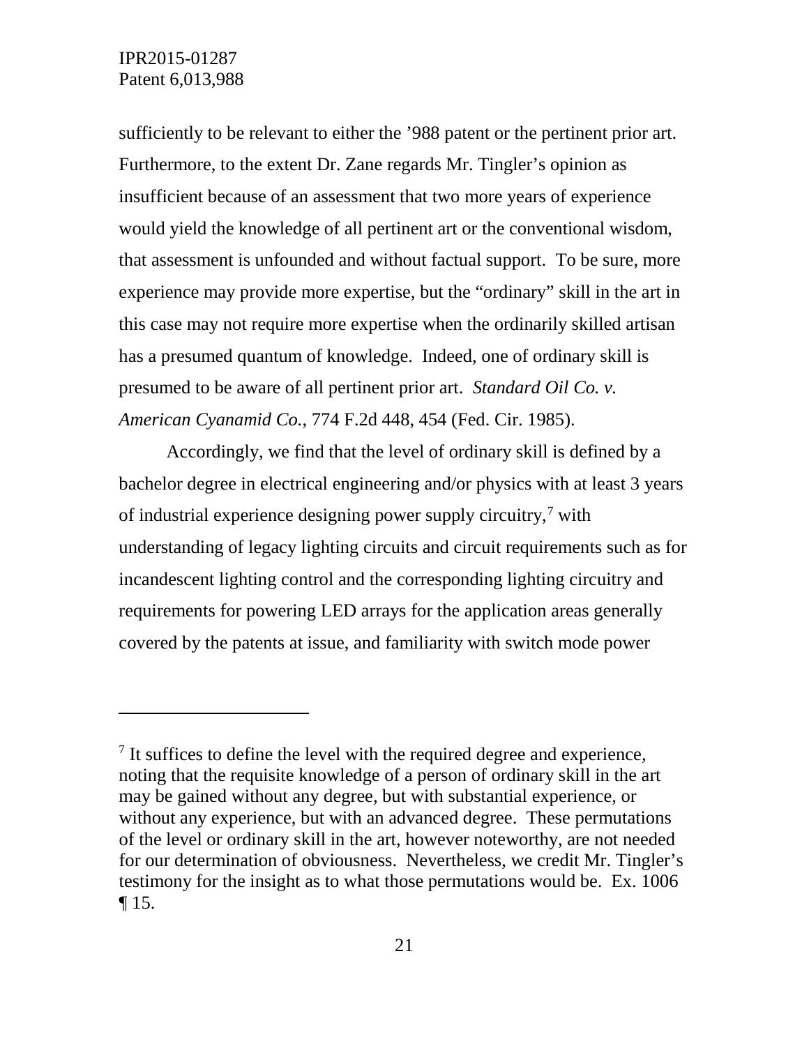sufficiently to be relevant to either the ’988 patent or the pertinent prior art. Furthermore, to the extent Dr. Zane regards Mr. Tingler’s opinion as insufficient because of an assessment that two more years of experience would yield the knowledge of all pertinent art or the conventional wisdom, that assessment is unfounded and without factual support. To be sure, more experience may provide more expertise, but the “ordinary” skill in the art in this case may not require more expertise when the ordinarily skilled artisan has a presumed quantum of knowledge. Indeed, one of ordinary skill is presumed to be aware of all pertinent prior art. *Standard Oil Co. v. American Cyanamid Co.*, 774 F.2d 448, 454 (Fed. Cir. 1985).

Accordingly, we find that the level of ordinary skill is defined by a bachelor degree in electrical engineering and/or physics with at least 3 years of industrial experience designing power supply circuitry,[7] with understanding of legacy lighting circuits and circuit requirements such as for incandescent lighting control and the corresponding lighting circuitry and requirements for powering LED arrays for the application areas generally covered by the patents at issue, and familiarity with switch mode power

---

[7] It suffices to define the level with the required degree and experience, noting that the requisite knowledge of a person of ordinary skill in the art may be gained without any degree, but with substantial experience, or without any experience, but with an advanced degree. These permutations of the level or ordinary skill in the art, however noteworthy, are not needed for our determination of obviousness. Nevertheless, we credit Mr. Tingler’s testimony for the insight as to what those permutations would be. Ex. 1006 ¶ 15.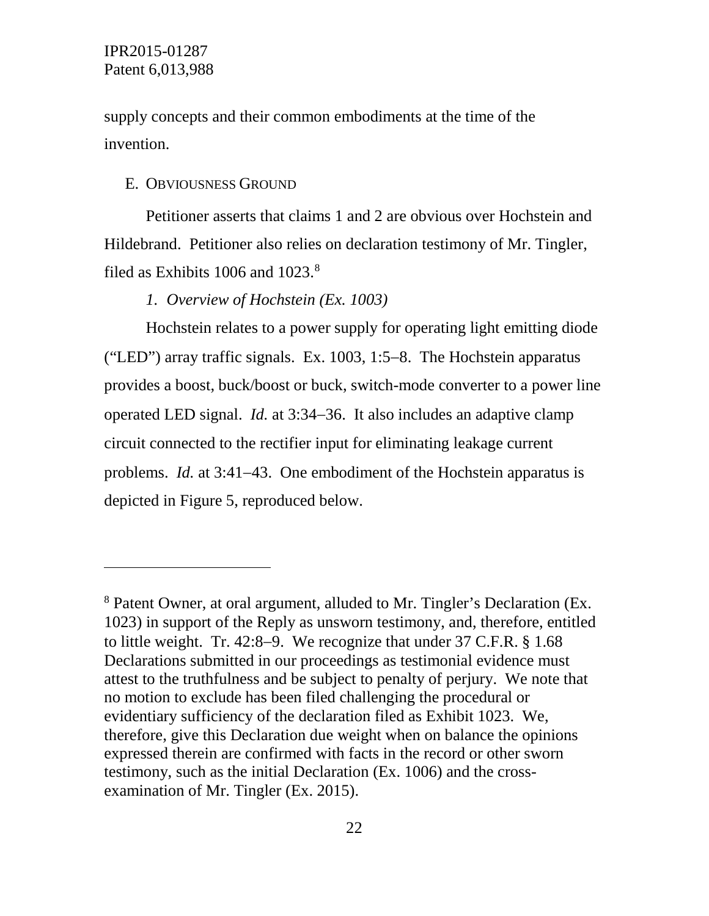supply concepts and their common embodiments at the time of the invention.

## E. Obviousness Ground

Petitioner asserts that claims 1 and 2 are obvious over Hochstein and Hildebrand. Petitioner also relies on declaration testimony of Mr. Tingler, filed as Exhibits 1006 and 1023.[8]

### *1. Overview of Hochstein (Ex. 1003)*

Hochstein relates to a power supply for operating light emitting diode ("LED") array traffic signals. Ex. 1003, 1:5–8. The Hochstein apparatus provides a boost, buck/boost or buck, switch-mode converter to a power line operated LED signal. *Id.* at 3:34–36. It also includes an adaptive clamp circuit connected to the rectifier input for eliminating leakage current problems. *Id.* at 3:41–43. One embodiment of the Hochstein apparatus is depicted in Figure 5, reproduced below.

---

[8] Patent Owner, at oral argument, alluded to Mr. Tingler's Declaration (Ex. 1023) in support of the Reply as unsworn testimony, and, therefore, entitled to little weight. Tr. 42:8–9. We recognize that under 37 C.F.R. § 1.68 Declarations submitted in our proceedings as testimonial evidence must attest to the truthfulness and be subject to penalty of perjury. We note that no motion to exclude has been filed challenging the procedural or evidentiary sufficiency of the declaration filed as Exhibit 1023. We, therefore, give this Declaration due weight when on balance the opinions expressed therein are confirmed with facts in the record or other sworn testimony, such as the initial Declaration (Ex. 1006) and the cross-examination of Mr. Tingler (Ex. 2015).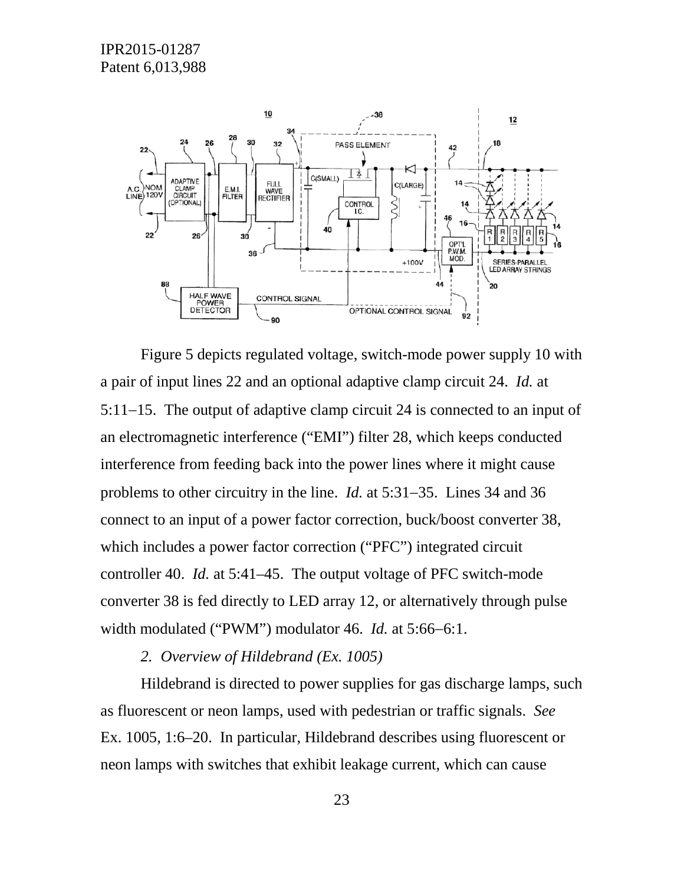Figure 5 depicts regulated voltage, switch-mode power supply 10 with a pair of input lines 22 and an optional adaptive clamp circuit 24. *Id.* at 5:11–15. The output of adaptive clamp circuit 24 is connected to an input of an electromagnetic interference ("EMI") filter 28, which keeps conducted interference from feeding back into the power lines where it might cause problems to other circuitry in the line. *Id.* at 5:31–35. Lines 34 and 36 connect to an input of a power factor correction, buck/boost converter 38, which includes a power factor correction ("PFC") integrated circuit controller 40. *Id.* at 5:41–45. The output voltage of PFC switch-mode converter 38 is fed directly to LED array 12, or alternatively through pulse width modulated ("PWM") modulator 46. *Id.* at 5:66–6:1.

*2. Overview of Hildebrand (Ex. 1005)*

Hildebrand is directed to power supplies for gas discharge lamps, such as fluorescent or neon lamps, used with pedestrian or traffic signals. *See* Ex. 1005, 1:6–20. In particular, Hildebrand describes using fluorescent or neon lamps with switches that exhibit leakage current, which can cause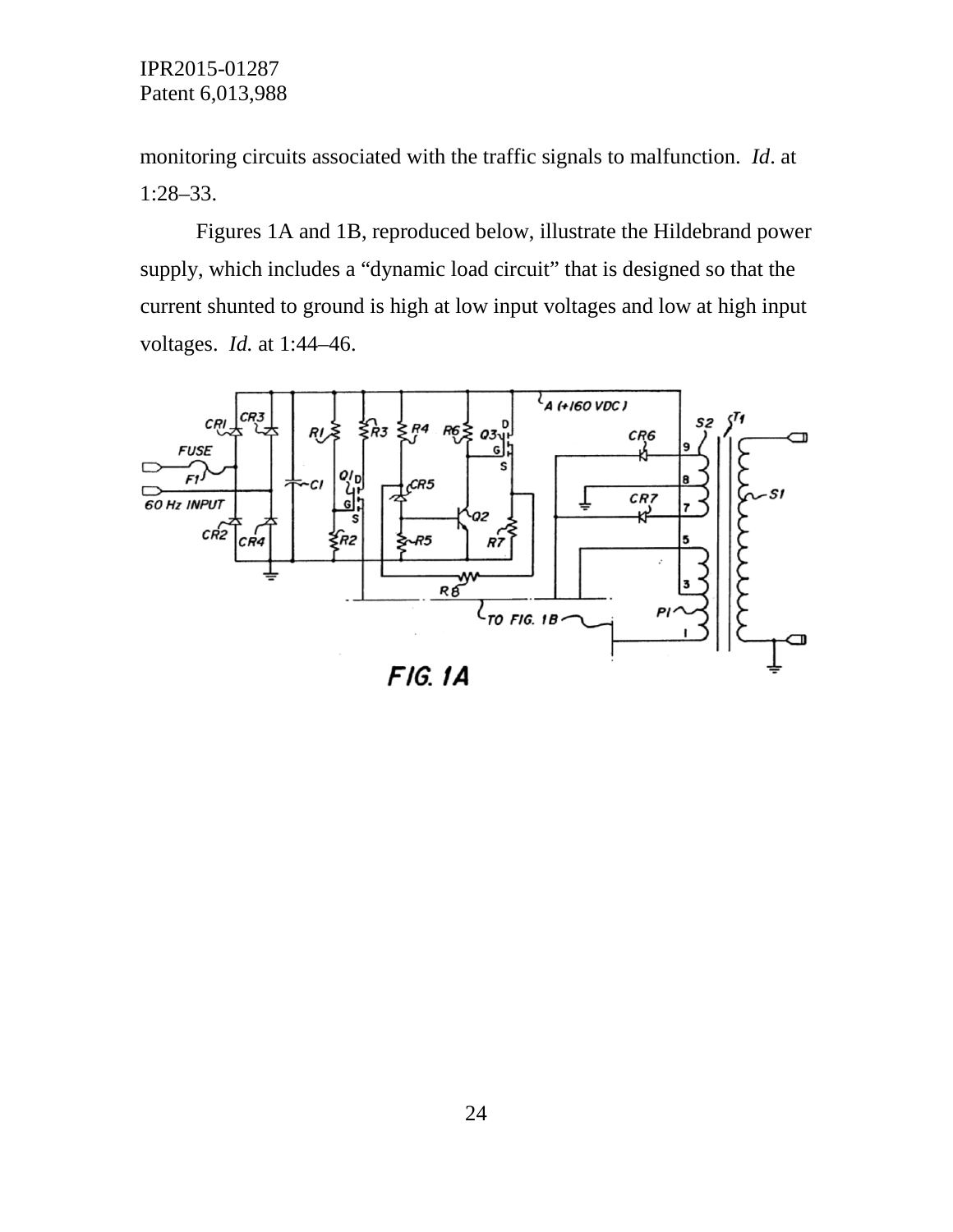monitoring circuits associated with the traffic signals to malfunction. *Id*. at 1:28–33.

Figures 1A and 1B, reproduced below, illustrate the Hildebrand power supply, which includes a "dynamic load circuit" that is designed so that the current shunted to ground is high at low input voltages and low at high input voltages. *Id.* at 1:44–46.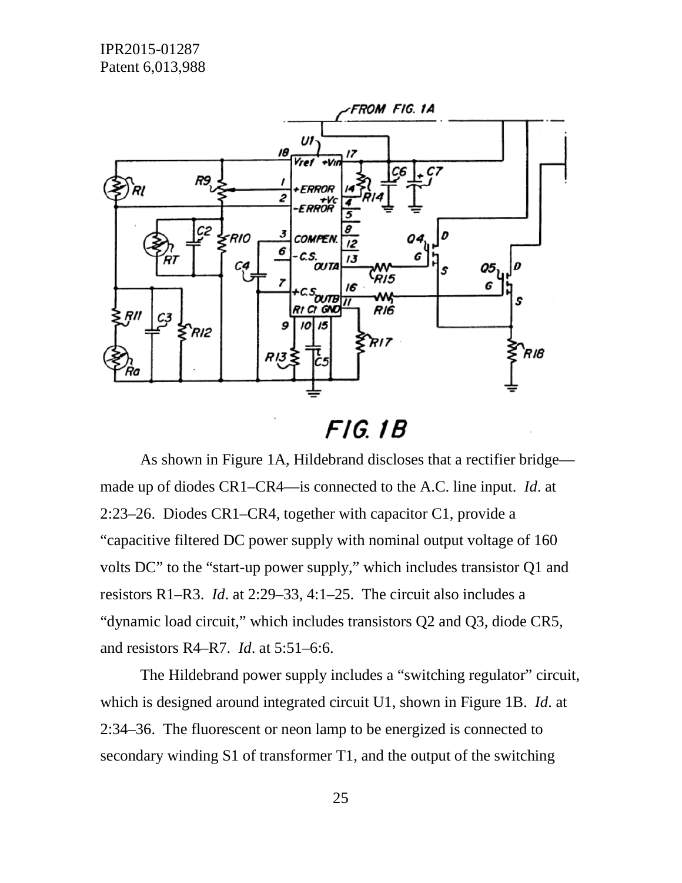FIG. 1B

As shown in Figure 1A, Hildebrand discloses that a rectifier bridge—made up of diodes CR1–CR4—is connected to the A.C. line input. *Id*. at 2:23–26. Diodes CR1–CR4, together with capacitor C1, provide a "capacitive filtered DC power supply with nominal output voltage of 160 volts DC" to the "start-up power supply," which includes transistor Q1 and resistors R1–R3. *Id*. at 2:29–33, 4:1–25. The circuit also includes a "dynamic load circuit," which includes transistors Q2 and Q3, diode CR5, and resistors R4–R7. *Id*. at 5:51–6:6.

The Hildebrand power supply includes a "switching regulator" circuit, which is designed around integrated circuit U1, shown in Figure 1B. *Id*. at 2:34–36. The fluorescent or neon lamp to be energized is connected to secondary winding S1 of transformer T1, and the output of the switching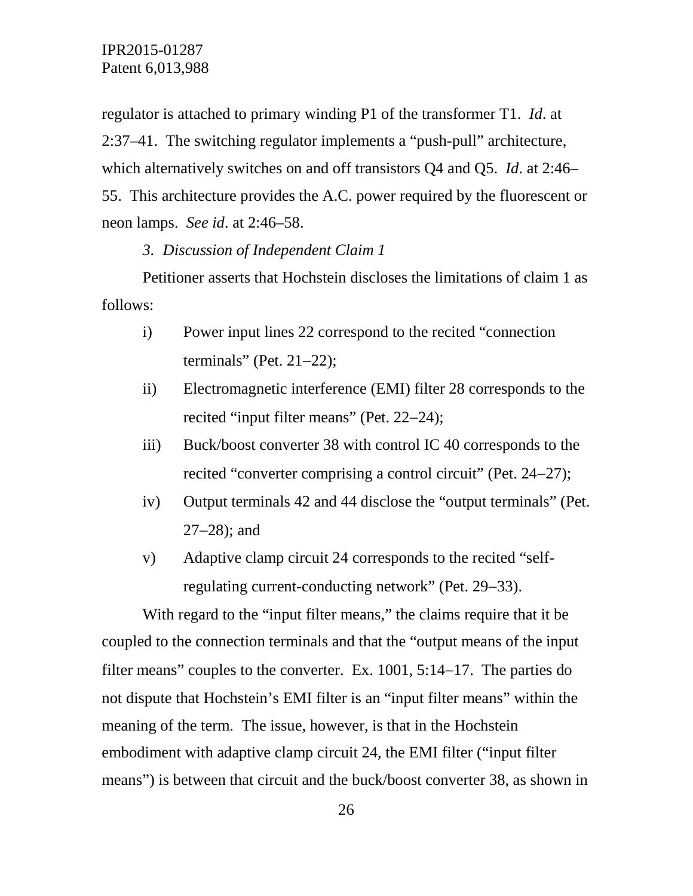regulator is attached to primary winding P1 of the transformer T1. *Id*. at 2:37–41. The switching regulator implements a "push-pull" architecture, which alternatively switches on and off transistors Q4 and Q5. *Id*. at 2:46–55. This architecture provides the A.C. power required by the fluorescent or neon lamps. *See id*. at 2:46–58.

*3. Discussion of Independent Claim 1*

Petitioner asserts that Hochstein discloses the limitations of claim 1 as follows:

i) Power input lines 22 correspond to the recited "connection terminals" (Pet. 21–22);

ii) Electromagnetic interference (EMI) filter 28 corresponds to the recited "input filter means" (Pet. 22–24);

iii) Buck/boost converter 38 with control IC 40 corresponds to the recited "converter comprising a control circuit" (Pet. 24–27);

iv) Output terminals 42 and 44 disclose the "output terminals" (Pet. 27–28); and

v) Adaptive clamp circuit 24 corresponds to the recited "self-regulating current-conducting network" (Pet. 29–33).

With regard to the "input filter means," the claims require that it be coupled to the connection terminals and that the "output means of the input filter means" couples to the converter. Ex. 1001, 5:14–17. The parties do not dispute that Hochstein's EMI filter is an "input filter means" within the meaning of the term. The issue, however, is that in the Hochstein embodiment with adaptive clamp circuit 24, the EMI filter ("input filter means") is between that circuit and the buck/boost converter 38, as shown in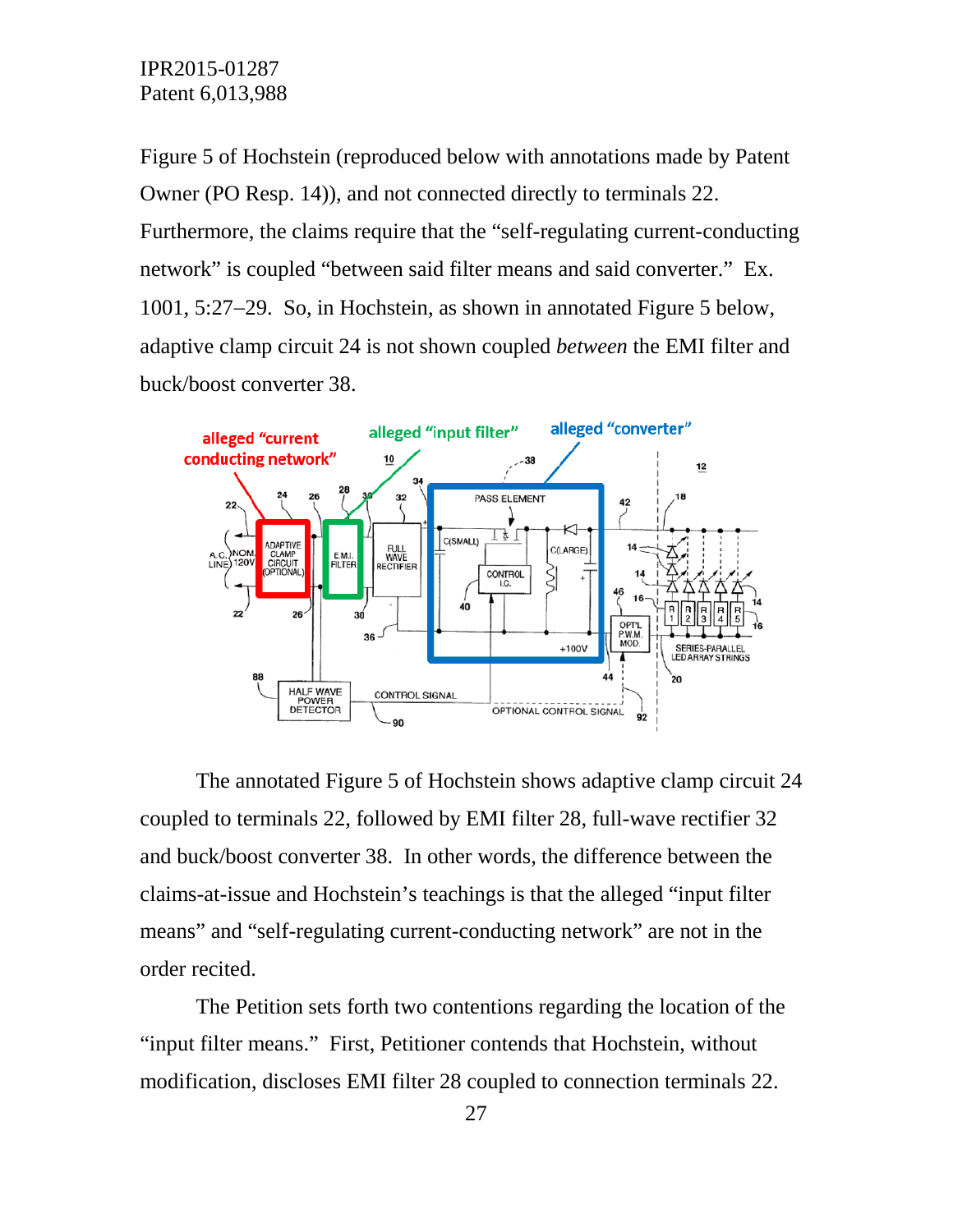Figure 5 of Hochstein (reproduced below with annotations made by Patent Owner (PO Resp. 14)), and not connected directly to terminals 22. Furthermore, the claims require that the "self-regulating current-conducting network" is coupled "between said filter means and said converter." Ex. 1001, 5:27–29. So, in Hochstein, as shown in annotated Figure 5 below, adaptive clamp circuit 24 is not shown coupled *between* the EMI filter and buck/boost converter 38.

The annotated Figure 5 of Hochstein shows adaptive clamp circuit 24 coupled to terminals 22, followed by EMI filter 28, full-wave rectifier 32 and buck/boost converter 38. In other words, the difference between the claims-at-issue and Hochstein's teachings is that the alleged "input filter means" and "self-regulating current-conducting network" are not in the order recited.

The Petition sets forth two contentions regarding the location of the "input filter means." First, Petitioner contends that Hochstein, without modification, discloses EMI filter 28 coupled to connection terminals 22.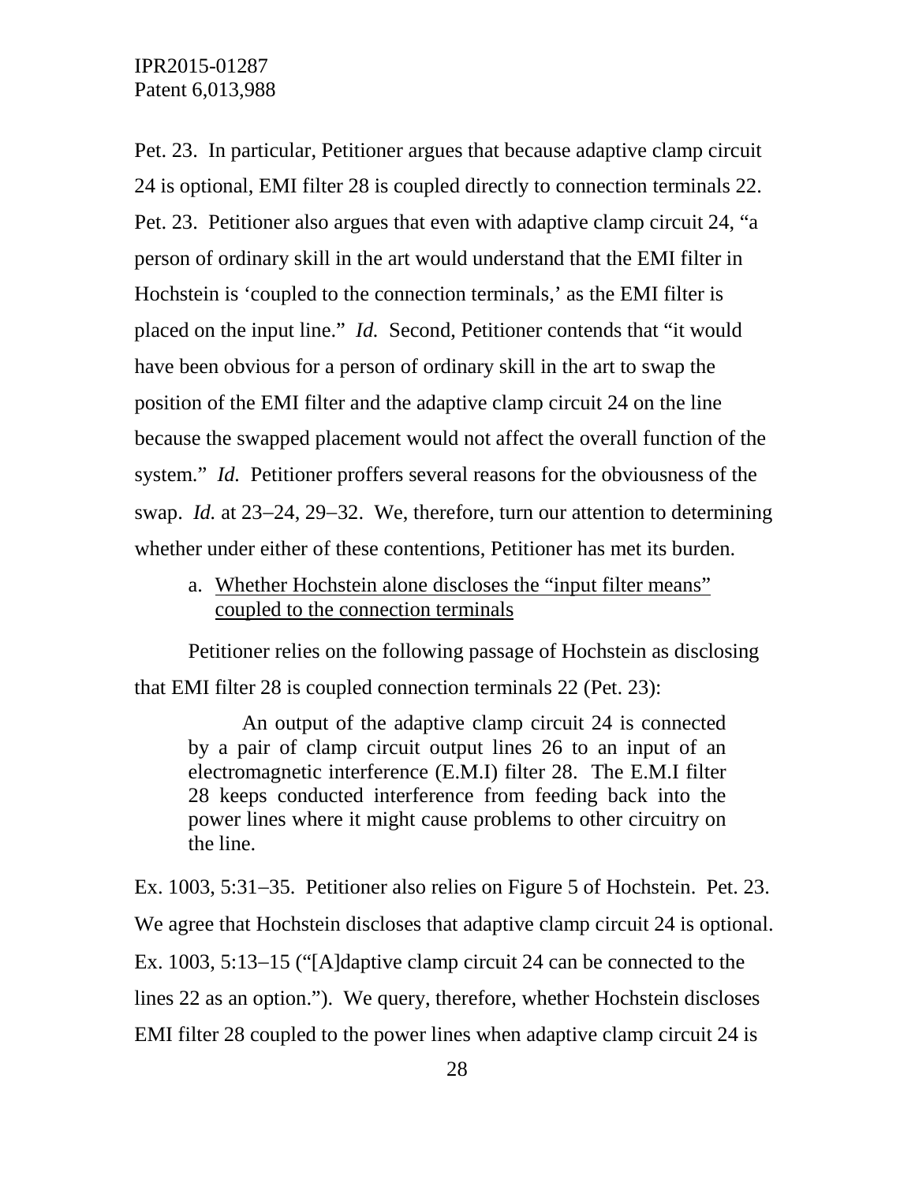Pet. 23. In particular, Petitioner argues that because adaptive clamp circuit 24 is optional, EMI filter 28 is coupled directly to connection terminals 22. Pet. 23. Petitioner also argues that even with adaptive clamp circuit 24, "a person of ordinary skill in the art would understand that the EMI filter in Hochstein is 'coupled to the connection terminals,' as the EMI filter is placed on the input line." *Id.* Second, Petitioner contends that "it would have been obvious for a person of ordinary skill in the art to swap the position of the EMI filter and the adaptive clamp circuit 24 on the line because the swapped placement would not affect the overall function of the system." *Id.* Petitioner proffers several reasons for the obviousness of the swap. *Id.* at 23–24, 29–32. We, therefore, turn our attention to determining whether under either of these contentions, Petitioner has met its burden.

a. <u>Whether Hochstein alone discloses the "input filter means" coupled to the connection terminals</u>

Petitioner relies on the following passage of Hochstein as disclosing that EMI filter 28 is coupled connection terminals 22 (Pet. 23):

> An output of the adaptive clamp circuit 24 is connected by a pair of clamp circuit output lines 26 to an input of an electromagnetic interference (E.M.I) filter 28. The E.M.I filter 28 keeps conducted interference from feeding back into the power lines where it might cause problems to other circuitry on the line.

Ex. 1003, 5:31–35. Petitioner also relies on Figure 5 of Hochstein. Pet. 23. We agree that Hochstein discloses that adaptive clamp circuit 24 is optional. Ex. 1003, 5:13–15 ("[A]daptive clamp circuit 24 can be connected to the lines 22 as an option."). We query, therefore, whether Hochstein discloses EMI filter 28 coupled to the power lines when adaptive clamp circuit 24 is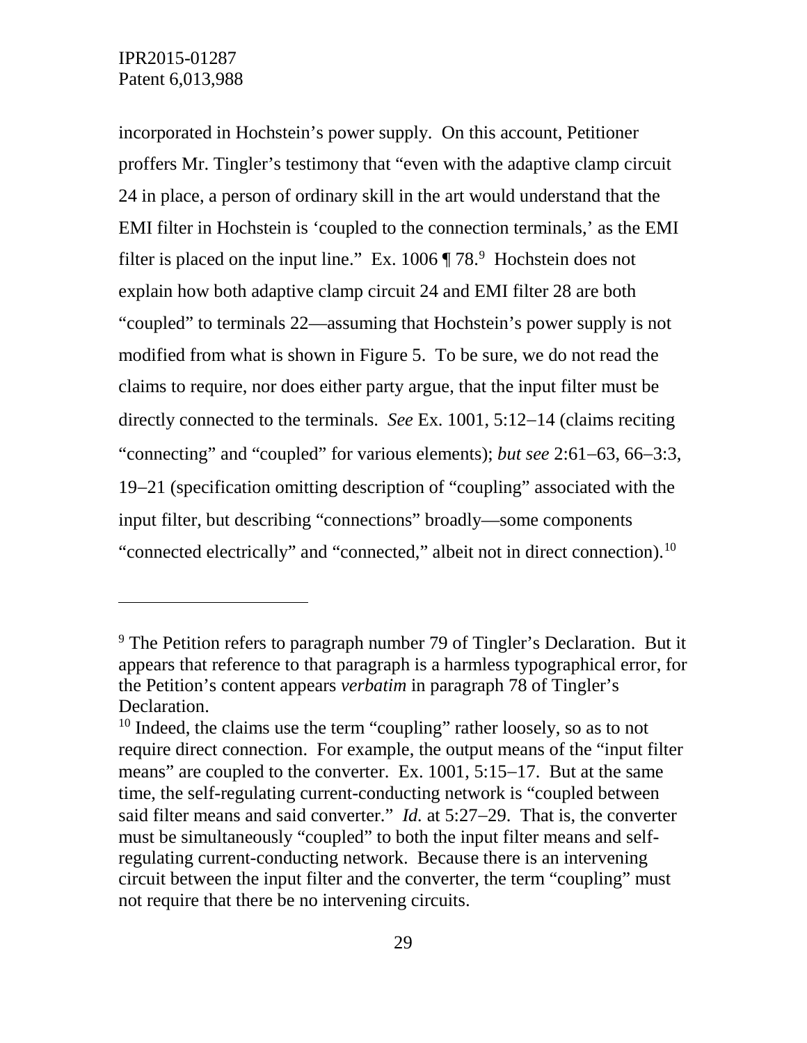incorporated in Hochstein's power supply. On this account, Petitioner proffers Mr. Tingler's testimony that "even with the adaptive clamp circuit 24 in place, a person of ordinary skill in the art would understand that the EMI filter in Hochstein is 'coupled to the connection terminals,' as the EMI filter is placed on the input line." Ex. 1006 ¶ 78.[9] Hochstein does not explain how both adaptive clamp circuit 24 and EMI filter 28 are both "coupled" to terminals 22—assuming that Hochstein's power supply is not modified from what is shown in Figure 5. To be sure, we do not read the claims to require, nor does either party argue, that the input filter must be directly connected to the terminals. *See* Ex. 1001, 5:12–14 (claims reciting "connecting" and "coupled" for various elements); *but see* 2:61–63, 66–3:3, 19–21 (specification omitting description of "coupling" associated with the input filter, but describing "connections" broadly—some components "connected electrically" and "connected," albeit not in direct connection).[10]

---

[9] The Petition refers to paragraph number 79 of Tingler's Declaration. But it appears that reference to that paragraph is a harmless typographical error, for the Petition's content appears *verbatim* in paragraph 78 of Tingler's Declaration.

[10] Indeed, the claims use the term "coupling" rather loosely, so as to not require direct connection. For example, the output means of the "input filter means" are coupled to the converter. Ex. 1001, 5:15–17. But at the same time, the self-regulating current-conducting network is "coupled between said filter means and said converter." *Id.* at 5:27–29. That is, the converter must be simultaneously "coupled" to both the input filter means and self-regulating current-conducting network. Because there is an intervening circuit between the input filter and the converter, the term "coupling" must not require that there be no intervening circuits.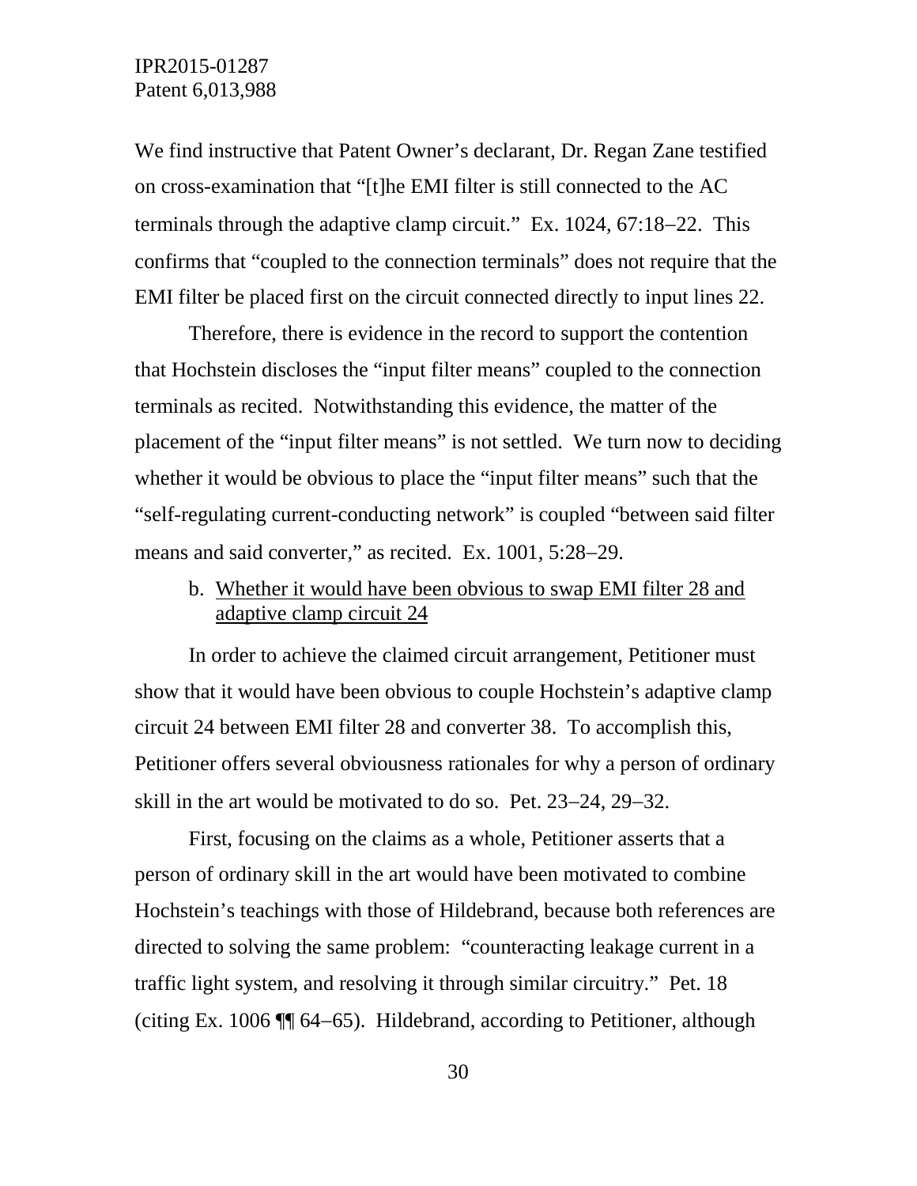We find instructive that Patent Owner's declarant, Dr. Regan Zane testified on cross-examination that "[t]he EMI filter is still connected to the AC terminals through the adaptive clamp circuit." Ex. 1024, 67:18–22. This confirms that "coupled to the connection terminals" does not require that the EMI filter be placed first on the circuit connected directly to input lines 22.

Therefore, there is evidence in the record to support the contention that Hochstein discloses the "input filter means" coupled to the connection terminals as recited. Notwithstanding this evidence, the matter of the placement of the "input filter means" is not settled. We turn now to deciding whether it would be obvious to place the "input filter means" such that the "self-regulating current-conducting network" is coupled "between said filter means and said converter," as recited. Ex. 1001, 5:28–29.

b. Whether it would have been obvious to swap EMI filter 28 and adaptive clamp circuit 24

In order to achieve the claimed circuit arrangement, Petitioner must show that it would have been obvious to couple Hochstein's adaptive clamp circuit 24 between EMI filter 28 and converter 38. To accomplish this, Petitioner offers several obviousness rationales for why a person of ordinary skill in the art would be motivated to do so. Pet. 23–24, 29–32.

First, focusing on the claims as a whole, Petitioner asserts that a person of ordinary skill in the art would have been motivated to combine Hochstein's teachings with those of Hildebrand, because both references are directed to solving the same problem: "counteracting leakage current in a traffic light system, and resolving it through similar circuitry." Pet. 18 (citing Ex. 1006 ¶¶ 64–65). Hildebrand, according to Petitioner, although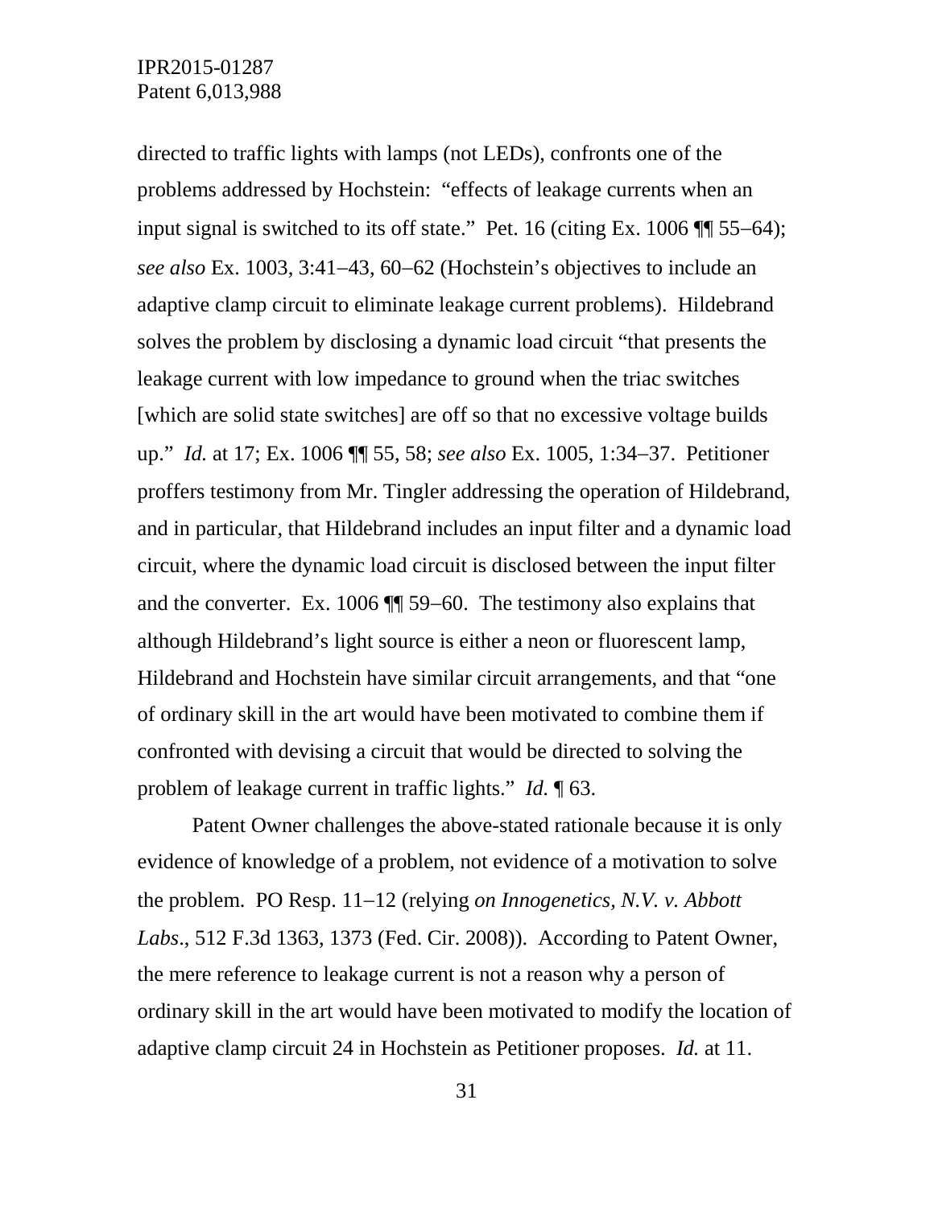directed to traffic lights with lamps (not LEDs), confronts one of the problems addressed by Hochstein: "effects of leakage currents when an input signal is switched to its off state." Pet. 16 (citing Ex. 1006 ¶¶ 55–64); *see also* Ex. 1003, 3:41–43, 60–62 (Hochstein's objectives to include an adaptive clamp circuit to eliminate leakage current problems). Hildebrand solves the problem by disclosing a dynamic load circuit "that presents the leakage current with low impedance to ground when the triac switches [which are solid state switches] are off so that no excessive voltage builds up." *Id.* at 17; Ex. 1006 ¶¶ 55, 58; *see also* Ex. 1005, 1:34–37. Petitioner proffers testimony from Mr. Tingler addressing the operation of Hildebrand, and in particular, that Hildebrand includes an input filter and a dynamic load circuit, where the dynamic load circuit is disclosed between the input filter and the converter. Ex. 1006 ¶¶ 59–60. The testimony also explains that although Hildebrand's light source is either a neon or fluorescent lamp, Hildebrand and Hochstein have similar circuit arrangements, and that "one of ordinary skill in the art would have been motivated to combine them if confronted with devising a circuit that would be directed to solving the problem of leakage current in traffic lights." *Id.* ¶ 63.

Patent Owner challenges the above-stated rationale because it is only evidence of knowledge of a problem, not evidence of a motivation to solve the problem. PO Resp. 11–12 (relying *on Innogenetics, N.V. v. Abbott Labs*., 512 F.3d 1363, 1373 (Fed. Cir. 2008)). According to Patent Owner, the mere reference to leakage current is not a reason why a person of ordinary skill in the art would have been motivated to modify the location of adaptive clamp circuit 24 in Hochstein as Petitioner proposes. *Id.* at 11.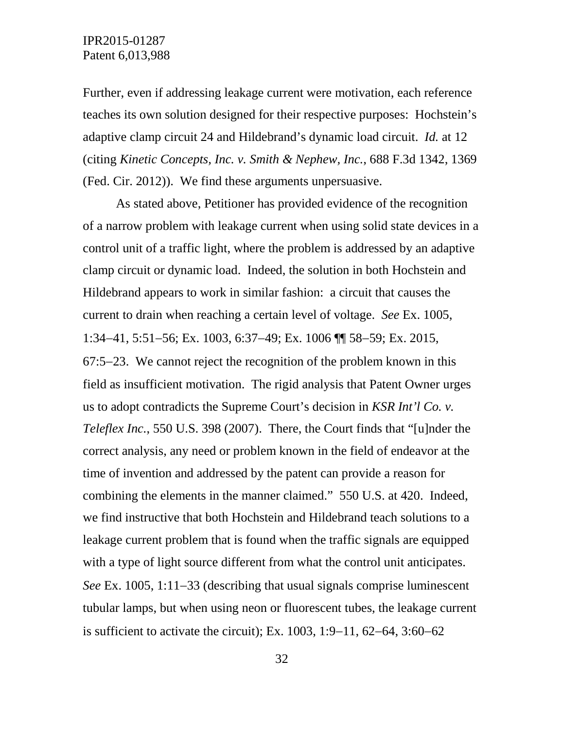Further, even if addressing leakage current were motivation, each reference teaches its own solution designed for their respective purposes: Hochstein's adaptive clamp circuit 24 and Hildebrand's dynamic load circuit. *Id.* at 12 (citing *Kinetic Concepts, Inc. v. Smith & Nephew, Inc.*, 688 F.3d 1342, 1369 (Fed. Cir. 2012)). We find these arguments unpersuasive.

As stated above, Petitioner has provided evidence of the recognition of a narrow problem with leakage current when using solid state devices in a control unit of a traffic light, where the problem is addressed by an adaptive clamp circuit or dynamic load. Indeed, the solution in both Hochstein and Hildebrand appears to work in similar fashion: a circuit that causes the current to drain when reaching a certain level of voltage. *See* Ex. 1005, 1:34–41, 5:51–56; Ex. 1003, 6:37–49; Ex. 1006 ¶¶ 58–59; Ex. 2015, 67:5–23. We cannot reject the recognition of the problem known in this field as insufficient motivation. The rigid analysis that Patent Owner urges us to adopt contradicts the Supreme Court's decision in *KSR Int'l Co. v. Teleflex Inc.*, 550 U.S. 398 (2007). There, the Court finds that "[u]nder the correct analysis, any need or problem known in the field of endeavor at the time of invention and addressed by the patent can provide a reason for combining the elements in the manner claimed." 550 U.S. at 420. Indeed, we find instructive that both Hochstein and Hildebrand teach solutions to a leakage current problem that is found when the traffic signals are equipped with a type of light source different from what the control unit anticipates. *See* Ex. 1005, 1:11–33 (describing that usual signals comprise luminescent tubular lamps, but when using neon or fluorescent tubes, the leakage current is sufficient to activate the circuit); Ex. 1003, 1:9–11, 62–64, 3:60–62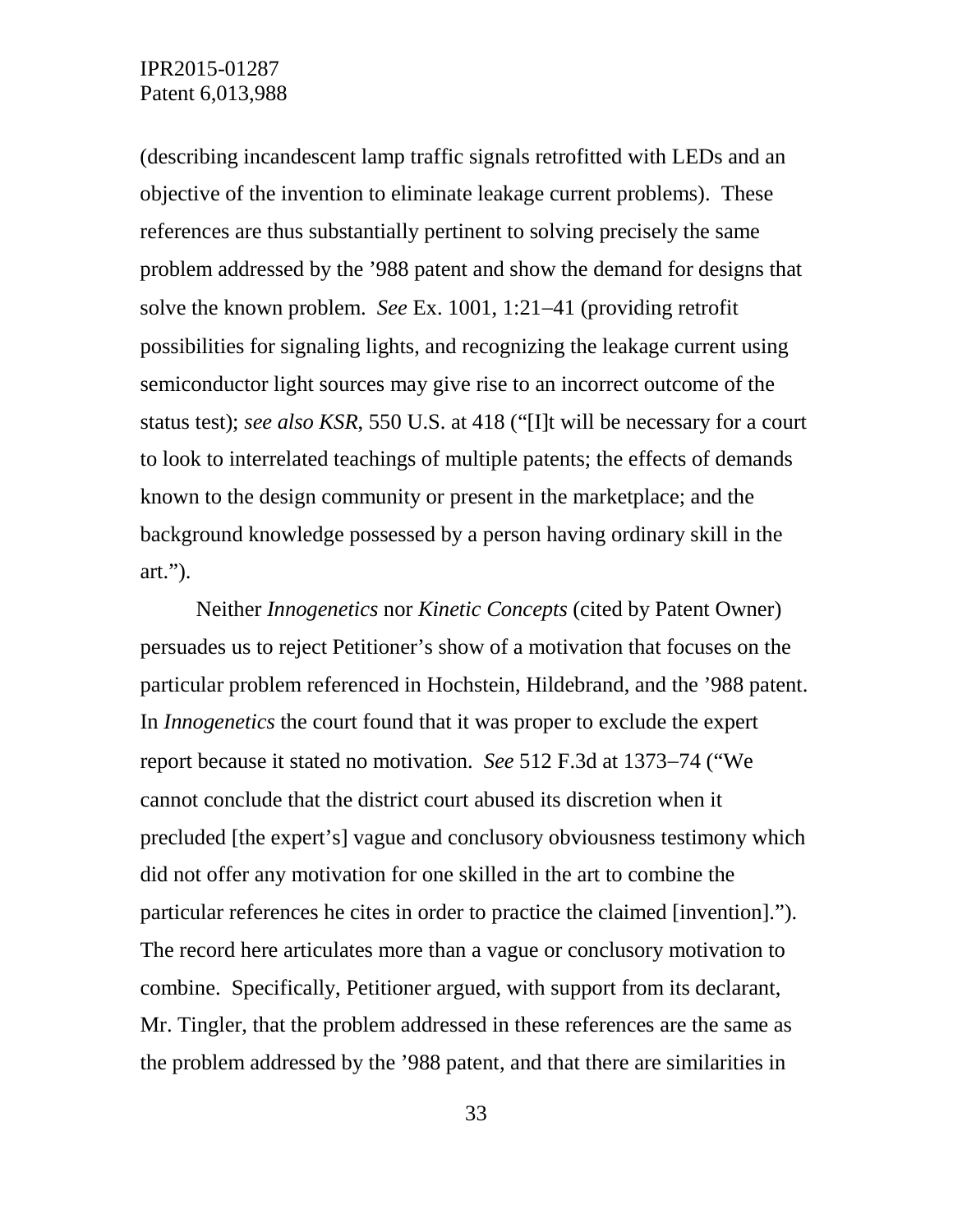(describing incandescent lamp traffic signals retrofitted with LEDs and an objective of the invention to eliminate leakage current problems). These references are thus substantially pertinent to solving precisely the same problem addressed by the ’988 patent and show the demand for designs that solve the known problem. *See* Ex. 1001, 1:21–41 (providing retrofit possibilities for signaling lights, and recognizing the leakage current using semiconductor light sources may give rise to an incorrect outcome of the status test); *see also KSR*, 550 U.S. at 418 (“[I]t will be necessary for a court to look to interrelated teachings of multiple patents; the effects of demands known to the design community or present in the marketplace; and the background knowledge possessed by a person having ordinary skill in the art.”).

Neither *Innogenetics* nor *Kinetic Concepts* (cited by Patent Owner) persuades us to reject Petitioner’s show of a motivation that focuses on the particular problem referenced in Hochstein, Hildebrand, and the ’988 patent. In *Innogenetics* the court found that it was proper to exclude the expert report because it stated no motivation. *See* 512 F.3d at 1373–74 (“We cannot conclude that the district court abused its discretion when it precluded [the expert’s] vague and conclusory obviousness testimony which did not offer any motivation for one skilled in the art to combine the particular references he cites in order to practice the claimed [invention].”). The record here articulates more than a vague or conclusory motivation to combine. Specifically, Petitioner argued, with support from its declarant, Mr. Tingler, that the problem addressed in these references are the same as the problem addressed by the ’988 patent, and that there are similarities in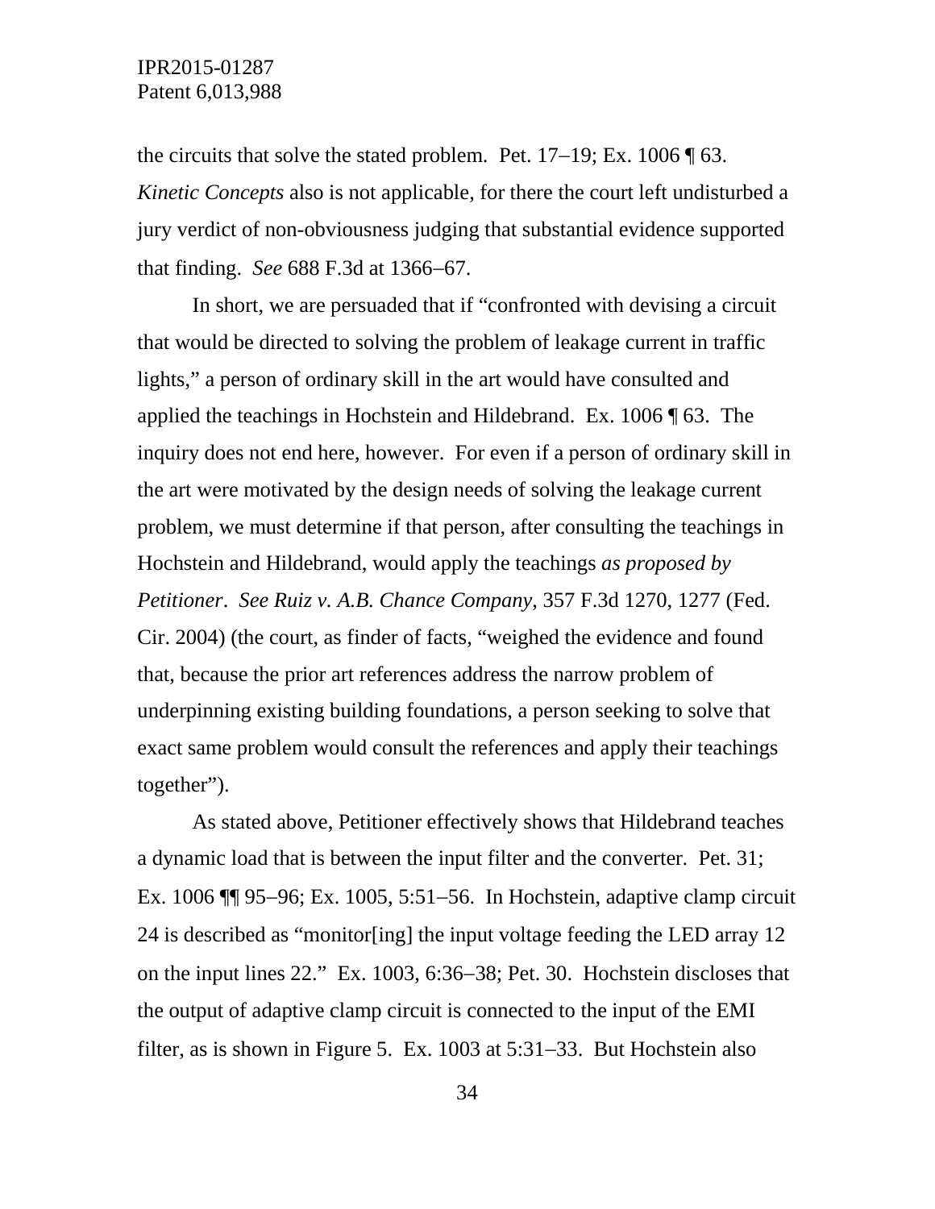the circuits that solve the stated problem. Pet. 17–19; Ex. 1006 ¶ 63. *Kinetic Concepts* also is not applicable, for there the court left undisturbed a jury verdict of non-obviousness judging that substantial evidence supported that finding. *See* 688 F.3d at 1366–67.

In short, we are persuaded that if "confronted with devising a circuit that would be directed to solving the problem of leakage current in traffic lights," a person of ordinary skill in the art would have consulted and applied the teachings in Hochstein and Hildebrand. Ex. 1006 ¶ 63. The inquiry does not end here, however. For even if a person of ordinary skill in the art were motivated by the design needs of solving the leakage current problem, we must determine if that person, after consulting the teachings in Hochstein and Hildebrand, would apply the teachings *as proposed by Petitioner*. *See Ruiz v. A.B. Chance Company*, 357 F.3d 1270, 1277 (Fed. Cir. 2004) (the court, as finder of facts, "weighed the evidence and found that, because the prior art references address the narrow problem of underpinning existing building foundations, a person seeking to solve that exact same problem would consult the references and apply their teachings together").

As stated above, Petitioner effectively shows that Hildebrand teaches a dynamic load that is between the input filter and the converter. Pet. 31; Ex. 1006 ¶¶ 95–96; Ex. 1005, 5:51–56. In Hochstein, adaptive clamp circuit 24 is described as "monitor[ing] the input voltage feeding the LED array 12 on the input lines 22." Ex. 1003, 6:36–38; Pet. 30. Hochstein discloses that the output of adaptive clamp circuit is connected to the input of the EMI filter, as is shown in Figure 5. Ex. 1003 at 5:31–33. But Hochstein also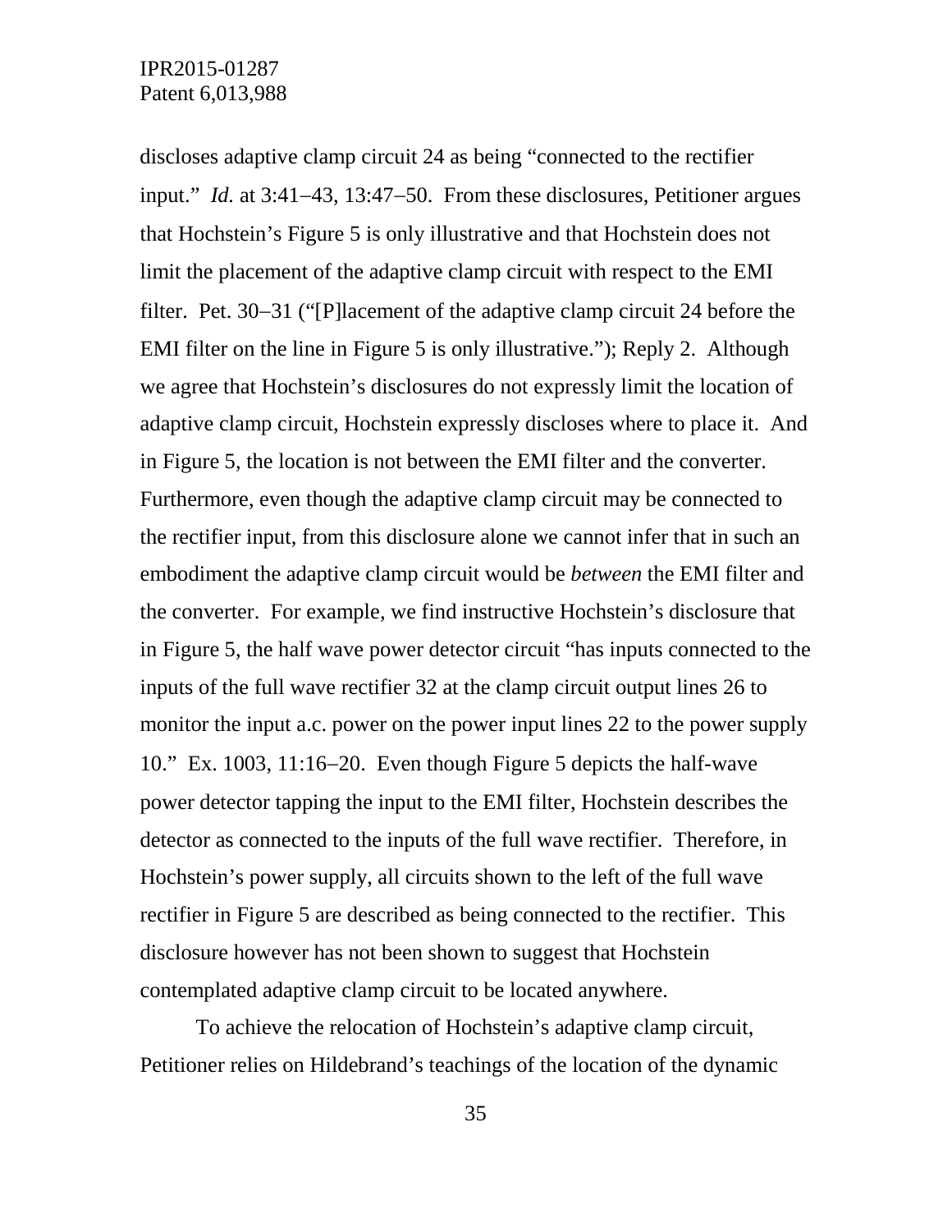discloses adaptive clamp circuit 24 as being "connected to the rectifier input." *Id.* at 3:41–43, 13:47–50. From these disclosures, Petitioner argues that Hochstein's Figure 5 is only illustrative and that Hochstein does not limit the placement of the adaptive clamp circuit with respect to the EMI filter. Pet. 30–31 ("[P]lacement of the adaptive clamp circuit 24 before the EMI filter on the line in Figure 5 is only illustrative."); Reply 2. Although we agree that Hochstein's disclosures do not expressly limit the location of adaptive clamp circuit, Hochstein expressly discloses where to place it. And in Figure 5, the location is not between the EMI filter and the converter. Furthermore, even though the adaptive clamp circuit may be connected to the rectifier input, from this disclosure alone we cannot infer that in such an embodiment the adaptive clamp circuit would be *between* the EMI filter and the converter. For example, we find instructive Hochstein's disclosure that in Figure 5, the half wave power detector circuit "has inputs connected to the inputs of the full wave rectifier 32 at the clamp circuit output lines 26 to monitor the input a.c. power on the power input lines 22 to the power supply 10." Ex. 1003, 11:16–20. Even though Figure 5 depicts the half-wave power detector tapping the input to the EMI filter, Hochstein describes the detector as connected to the inputs of the full wave rectifier. Therefore, in Hochstein's power supply, all circuits shown to the left of the full wave rectifier in Figure 5 are described as being connected to the rectifier. This disclosure however has not been shown to suggest that Hochstein contemplated adaptive clamp circuit to be located anywhere.

To achieve the relocation of Hochstein's adaptive clamp circuit, Petitioner relies on Hildebrand's teachings of the location of the dynamic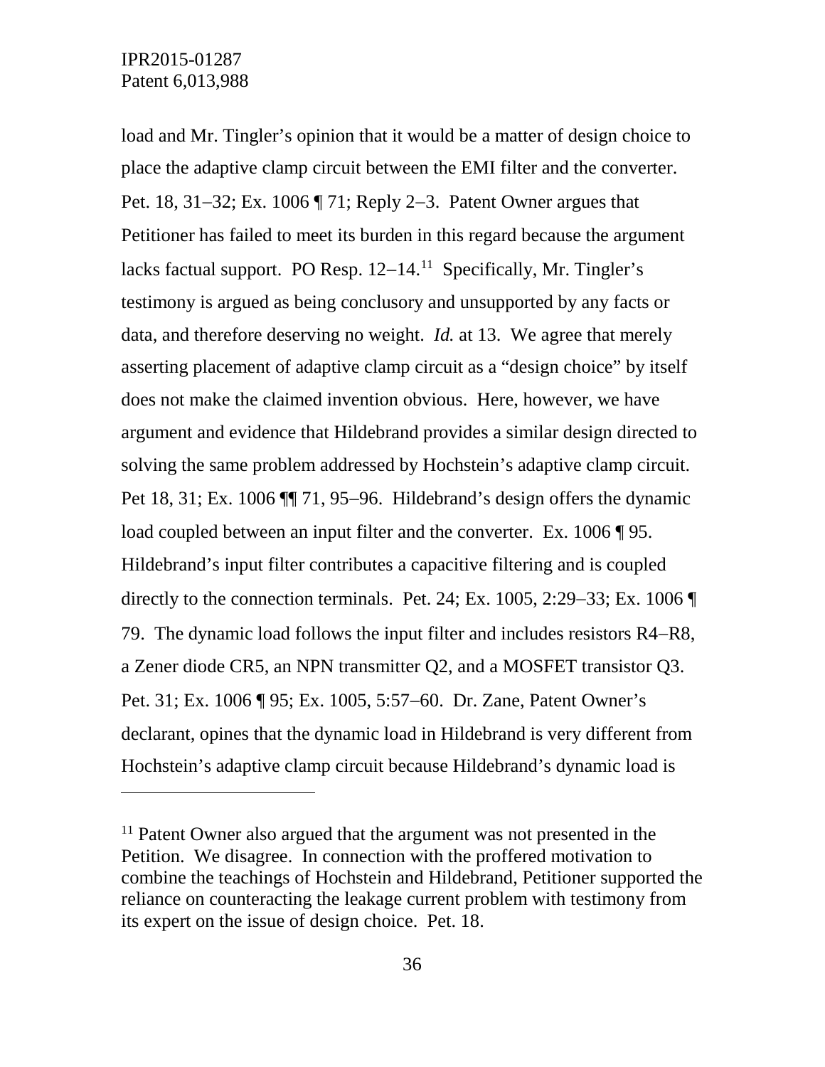load and Mr. Tingler's opinion that it would be a matter of design choice to place the adaptive clamp circuit between the EMI filter and the converter. Pet. 18, 31–32; Ex. 1006 ¶ 71; Reply 2–3. Patent Owner argues that Petitioner has failed to meet its burden in this regard because the argument lacks factual support. PO Resp. 12–14.[11] Specifically, Mr. Tingler's testimony is argued as being conclusory and unsupported by any facts or data, and therefore deserving no weight. *Id.* at 13. We agree that merely asserting placement of adaptive clamp circuit as a "design choice" by itself does not make the claimed invention obvious. Here, however, we have argument and evidence that Hildebrand provides a similar design directed to solving the same problem addressed by Hochstein's adaptive clamp circuit. Pet 18, 31; Ex. 1006 ¶¶ 71, 95–96. Hildebrand's design offers the dynamic load coupled between an input filter and the converter. Ex. 1006 ¶ 95. Hildebrand's input filter contributes a capacitive filtering and is coupled directly to the connection terminals. Pet. 24; Ex. 1005, 2:29–33; Ex. 1006 ¶ 79. The dynamic load follows the input filter and includes resistors R4–R8, a Zener diode CR5, an NPN transmitter Q2, and a MOSFET transistor Q3. Pet. 31; Ex. 1006 ¶ 95; Ex. 1005, 5:57–60. Dr. Zane, Patent Owner's declarant, opines that the dynamic load in Hildebrand is very different from Hochstein's adaptive clamp circuit because Hildebrand's dynamic load is

---

[11] Patent Owner also argued that the argument was not presented in the Petition. We disagree. In connection with the proffered motivation to combine the teachings of Hochstein and Hildebrand, Petitioner supported the reliance on counteracting the leakage current problem with testimony from its expert on the issue of design choice. Pet. 18.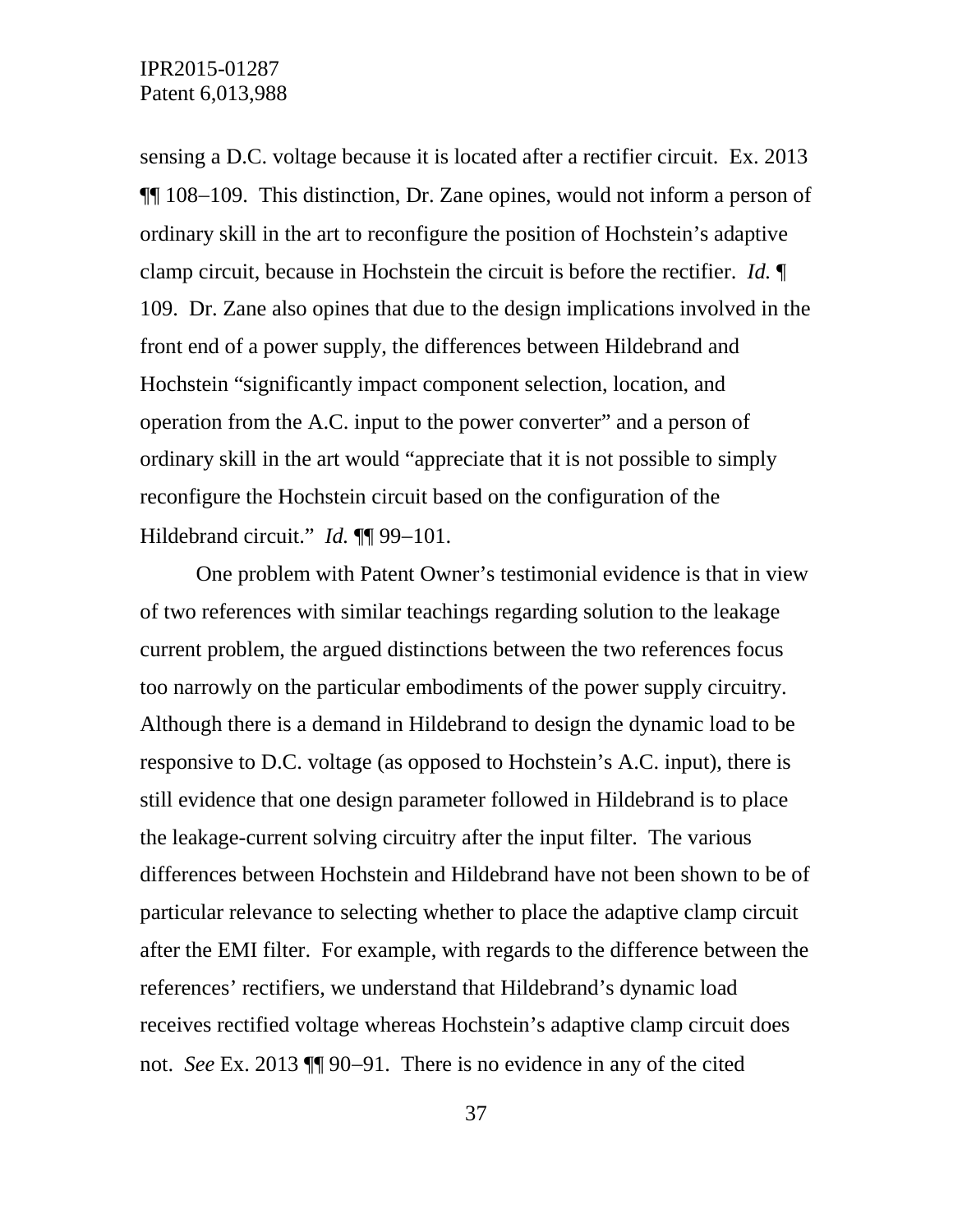sensing a D.C. voltage because it is located after a rectifier circuit. Ex. 2013 ¶¶ 108–109. This distinction, Dr. Zane opines, would not inform a person of ordinary skill in the art to reconfigure the position of Hochstein's adaptive clamp circuit, because in Hochstein the circuit is before the rectifier. *Id.* ¶ 109. Dr. Zane also opines that due to the design implications involved in the front end of a power supply, the differences between Hildebrand and Hochstein "significantly impact component selection, location, and operation from the A.C. input to the power converter" and a person of ordinary skill in the art would "appreciate that it is not possible to simply reconfigure the Hochstein circuit based on the configuration of the Hildebrand circuit." *Id.* ¶¶ 99–101.

One problem with Patent Owner's testimonial evidence is that in view of two references with similar teachings regarding solution to the leakage current problem, the argued distinctions between the two references focus too narrowly on the particular embodiments of the power supply circuitry. Although there is a demand in Hildebrand to design the dynamic load to be responsive to D.C. voltage (as opposed to Hochstein's A.C. input), there is still evidence that one design parameter followed in Hildebrand is to place the leakage-current solving circuitry after the input filter. The various differences between Hochstein and Hildebrand have not been shown to be of particular relevance to selecting whether to place the adaptive clamp circuit after the EMI filter. For example, with regards to the difference between the references' rectifiers, we understand that Hildebrand's dynamic load receives rectified voltage whereas Hochstein's adaptive clamp circuit does not. *See* Ex. 2013 ¶¶ 90–91. There is no evidence in any of the cited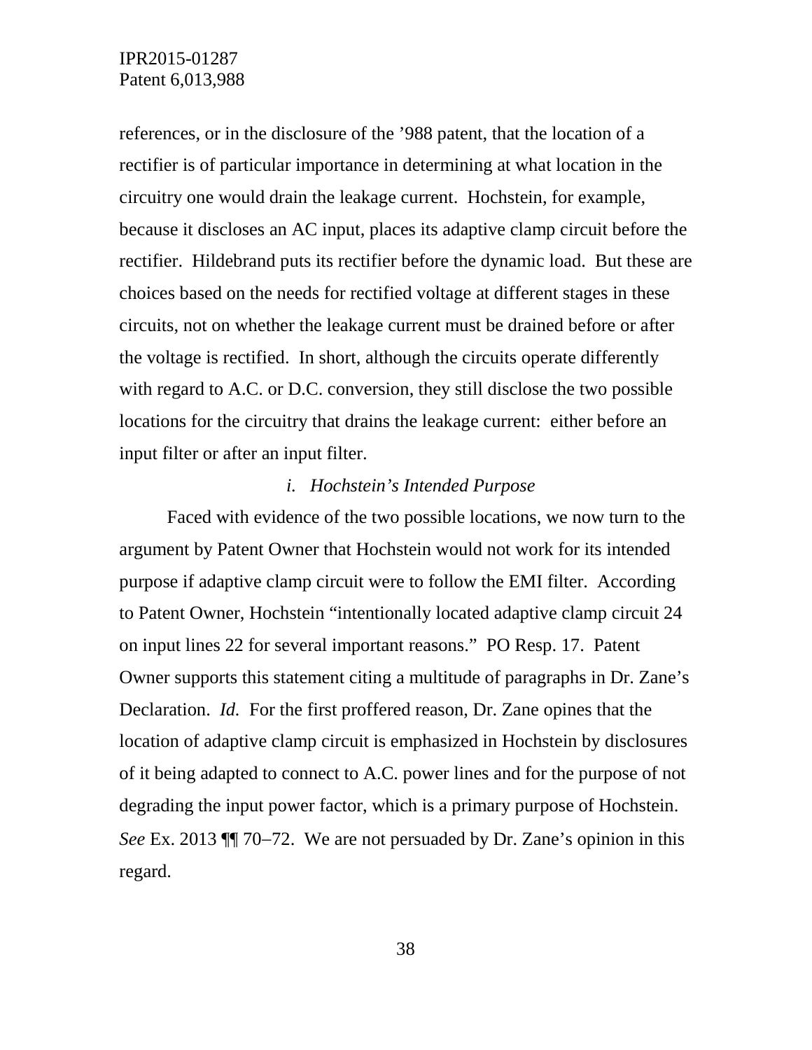references, or in the disclosure of the '988 patent, that the location of a rectifier is of particular importance in determining at what location in the circuitry one would drain the leakage current. Hochstein, for example, because it discloses an AC input, places its adaptive clamp circuit before the rectifier. Hildebrand puts its rectifier before the dynamic load. But these are choices based on the needs for rectified voltage at different stages in these circuits, not on whether the leakage current must be drained before or after the voltage is rectified. In short, although the circuits operate differently with regard to A.C. or D.C. conversion, they still disclose the two possible locations for the circuitry that drains the leakage current: either before an input filter or after an input filter.

*i. Hochstein's Intended Purpose*

Faced with evidence of the two possible locations, we now turn to the argument by Patent Owner that Hochstein would not work for its intended purpose if adaptive clamp circuit were to follow the EMI filter. According to Patent Owner, Hochstein "intentionally located adaptive clamp circuit 24 on input lines 22 for several important reasons." PO Resp. 17. Patent Owner supports this statement citing a multitude of paragraphs in Dr. Zane's Declaration. *Id.* For the first proffered reason, Dr. Zane opines that the location of adaptive clamp circuit is emphasized in Hochstein by disclosures of it being adapted to connect to A.C. power lines and for the purpose of not degrading the input power factor, which is a primary purpose of Hochstein. *See* Ex. 2013 ¶¶ 70–72. We are not persuaded by Dr. Zane's opinion in this regard.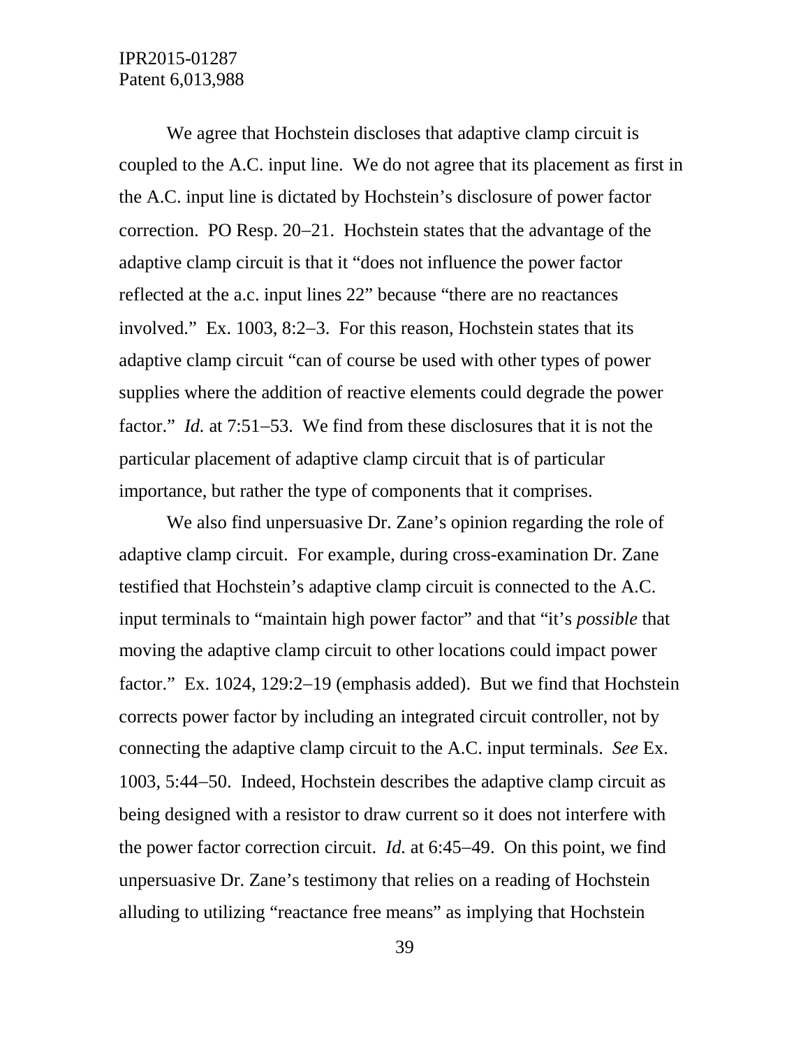We agree that Hochstein discloses that adaptive clamp circuit is coupled to the A.C. input line. We do not agree that its placement as first in the A.C. input line is dictated by Hochstein's disclosure of power factor correction. PO Resp. 20–21. Hochstein states that the advantage of the adaptive clamp circuit is that it "does not influence the power factor reflected at the a.c. input lines 22" because "there are no reactances involved." Ex. 1003, 8:2–3. For this reason, Hochstein states that its adaptive clamp circuit "can of course be used with other types of power supplies where the addition of reactive elements could degrade the power factor." *Id.* at 7:51–53. We find from these disclosures that it is not the particular placement of adaptive clamp circuit that is of particular importance, but rather the type of components that it comprises.

We also find unpersuasive Dr. Zane's opinion regarding the role of adaptive clamp circuit. For example, during cross-examination Dr. Zane testified that Hochstein's adaptive clamp circuit is connected to the A.C. input terminals to "maintain high power factor" and that "it's *possible* that moving the adaptive clamp circuit to other locations could impact power factor." Ex. 1024, 129:2–19 (emphasis added). But we find that Hochstein corrects power factor by including an integrated circuit controller, not by connecting the adaptive clamp circuit to the A.C. input terminals. *See* Ex. 1003, 5:44–50. Indeed, Hochstein describes the adaptive clamp circuit as being designed with a resistor to draw current so it does not interfere with the power factor correction circuit. *Id.* at 6:45–49. On this point, we find unpersuasive Dr. Zane's testimony that relies on a reading of Hochstein alluding to utilizing "reactance free means" as implying that Hochstein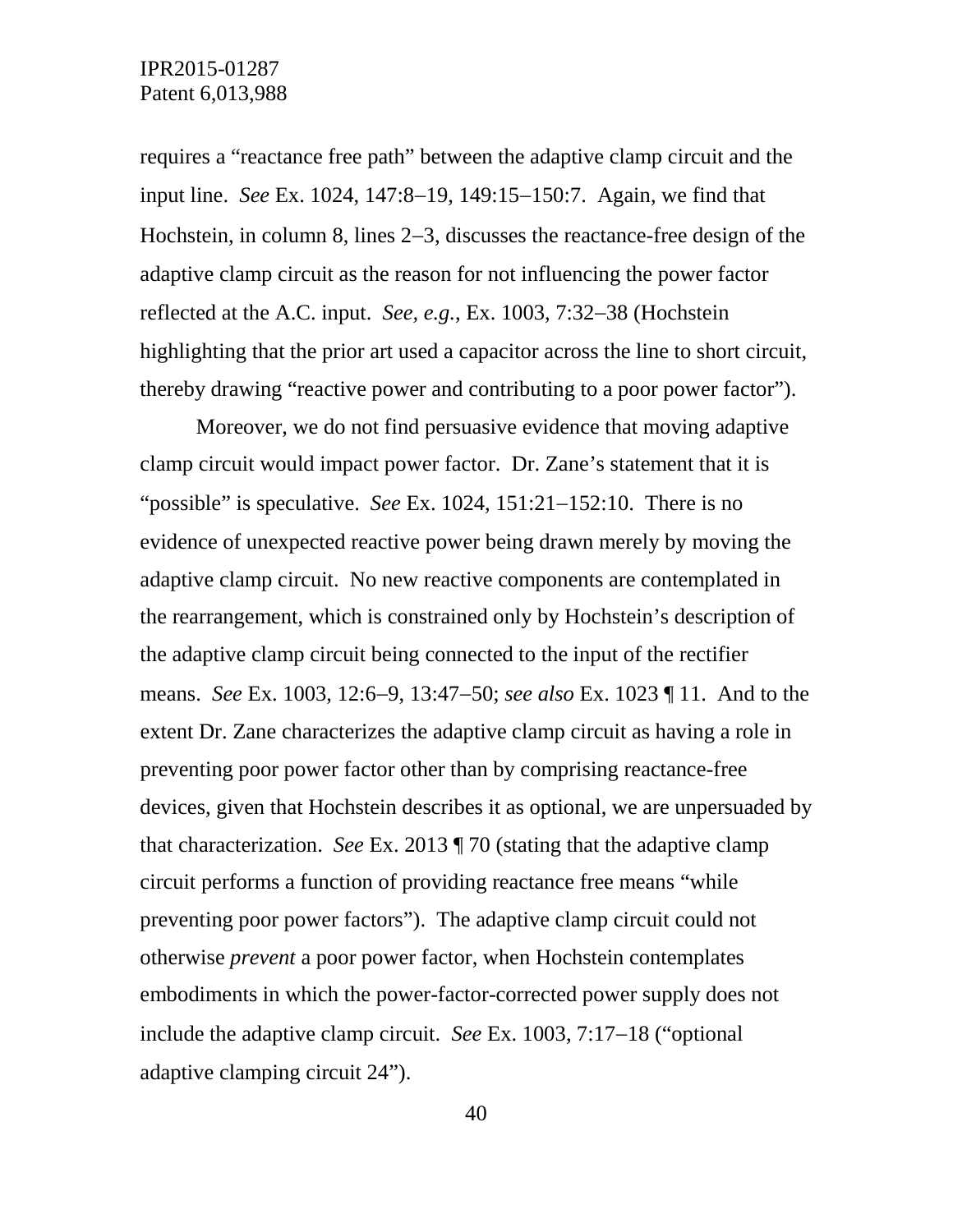requires a "reactance free path" between the adaptive clamp circuit and the input line. *See* Ex. 1024, 147:8–19, 149:15–150:7. Again, we find that Hochstein, in column 8, lines 2–3, discusses the reactance-free design of the adaptive clamp circuit as the reason for not influencing the power factor reflected at the A.C. input. *See, e.g.*, Ex. 1003, 7:32–38 (Hochstein highlighting that the prior art used a capacitor across the line to short circuit, thereby drawing "reactive power and contributing to a poor power factor").

Moreover, we do not find persuasive evidence that moving adaptive clamp circuit would impact power factor. Dr. Zane's statement that it is "possible" is speculative. *See* Ex. 1024, 151:21–152:10. There is no evidence of unexpected reactive power being drawn merely by moving the adaptive clamp circuit. No new reactive components are contemplated in the rearrangement, which is constrained only by Hochstein's description of the adaptive clamp circuit being connected to the input of the rectifier means. *See* Ex. 1003, 12:6–9, 13:47–50; *see also* Ex. 1023 ¶ 11. And to the extent Dr. Zane characterizes the adaptive clamp circuit as having a role in preventing poor power factor other than by comprising reactance-free devices, given that Hochstein describes it as optional, we are unpersuaded by that characterization. *See* Ex. 2013 ¶ 70 (stating that the adaptive clamp circuit performs a function of providing reactance free means "while preventing poor power factors"). The adaptive clamp circuit could not otherwise *prevent* a poor power factor, when Hochstein contemplates embodiments in which the power-factor-corrected power supply does not include the adaptive clamp circuit. *See* Ex. 1003, 7:17–18 ("optional adaptive clamping circuit 24").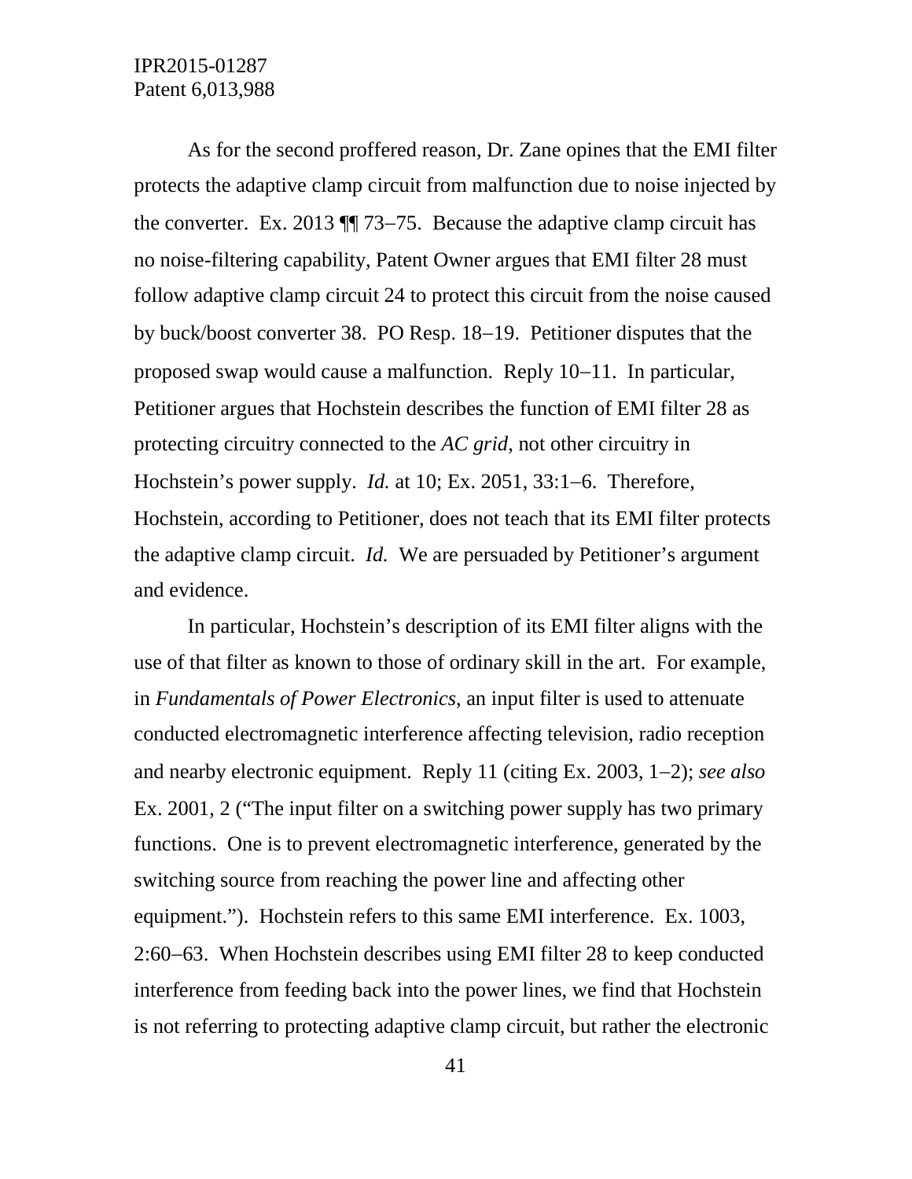As for the second proffered reason, Dr. Zane opines that the EMI filter protects the adaptive clamp circuit from malfunction due to noise injected by the converter. Ex. 2013 ¶¶ 73–75. Because the adaptive clamp circuit has no noise-filtering capability, Patent Owner argues that EMI filter 28 must follow adaptive clamp circuit 24 to protect this circuit from the noise caused by buck/boost converter 38. PO Resp. 18–19. Petitioner disputes that the proposed swap would cause a malfunction. Reply 10–11. In particular, Petitioner argues that Hochstein describes the function of EMI filter 28 as protecting circuitry connected to the *AC grid*, not other circuitry in Hochstein's power supply. *Id.* at 10; Ex. 2051, 33:1–6. Therefore, Hochstein, according to Petitioner, does not teach that its EMI filter protects the adaptive clamp circuit. *Id.* We are persuaded by Petitioner's argument and evidence.

In particular, Hochstein's description of its EMI filter aligns with the use of that filter as known to those of ordinary skill in the art. For example, in *Fundamentals of Power Electronics*, an input filter is used to attenuate conducted electromagnetic interference affecting television, radio reception and nearby electronic equipment. Reply 11 (citing Ex. 2003, 1–2); *see also* Ex. 2001, 2 ("The input filter on a switching power supply has two primary functions. One is to prevent electromagnetic interference, generated by the switching source from reaching the power line and affecting other equipment."). Hochstein refers to this same EMI interference. Ex. 1003, 2:60–63. When Hochstein describes using EMI filter 28 to keep conducted interference from feeding back into the power lines, we find that Hochstein is not referring to protecting adaptive clamp circuit, but rather the electronic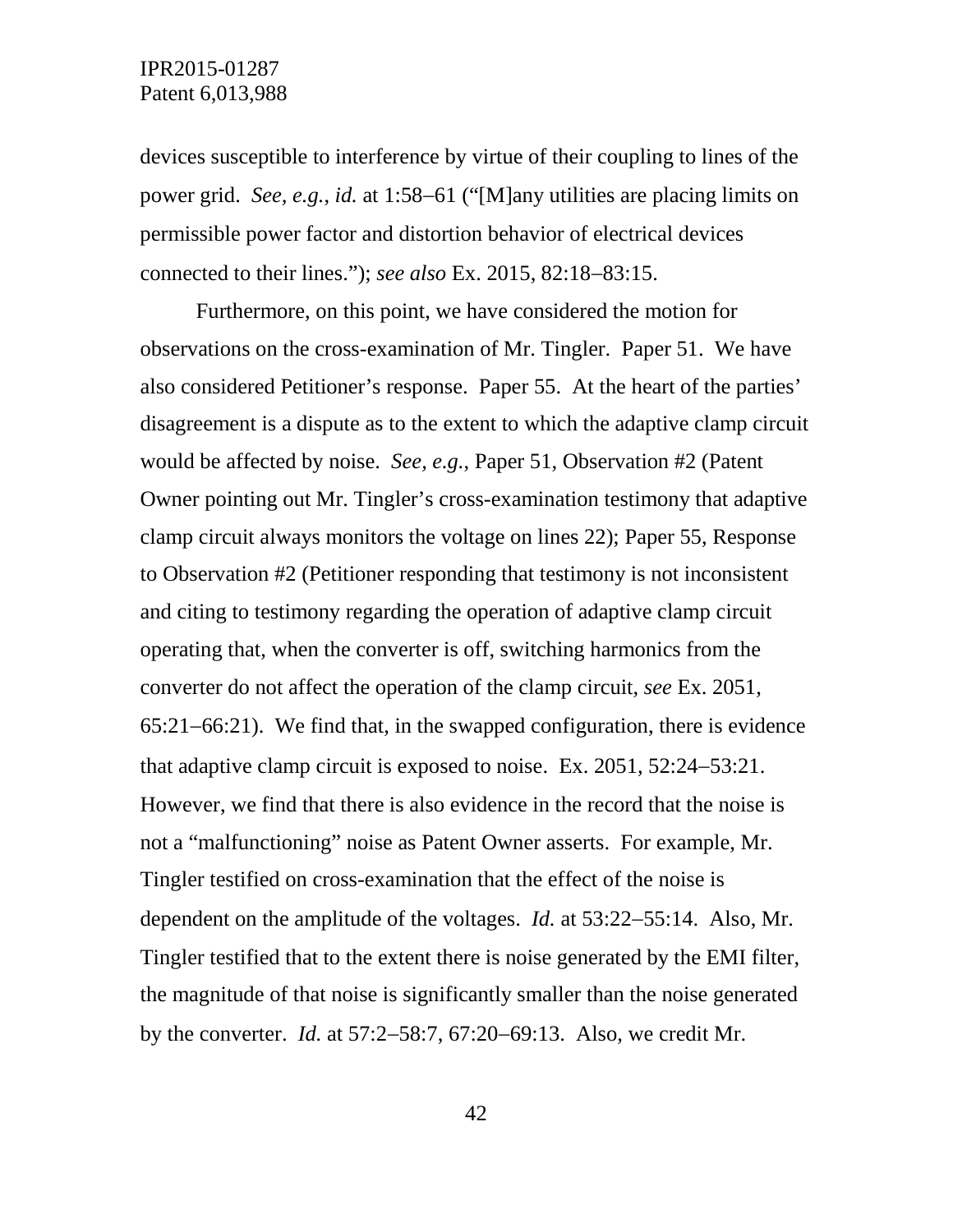devices susceptible to interference by virtue of their coupling to lines of the power grid. *See, e.g.*, *id.* at 1:58–61 ("[M]any utilities are placing limits on permissible power factor and distortion behavior of electrical devices connected to their lines."); *see also* Ex. 2015, 82:18–83:15.

Furthermore, on this point, we have considered the motion for observations on the cross-examination of Mr. Tingler. Paper 51. We have also considered Petitioner's response. Paper 55. At the heart of the parties' disagreement is a dispute as to the extent to which the adaptive clamp circuit would be affected by noise. *See, e.g.*, Paper 51, Observation #2 (Patent Owner pointing out Mr. Tingler's cross-examination testimony that adaptive clamp circuit always monitors the voltage on lines 22); Paper 55, Response to Observation #2 (Petitioner responding that testimony is not inconsistent and citing to testimony regarding the operation of adaptive clamp circuit operating that, when the converter is off, switching harmonics from the converter do not affect the operation of the clamp circuit, *see* Ex. 2051, 65:21–66:21). We find that, in the swapped configuration, there is evidence that adaptive clamp circuit is exposed to noise. Ex. 2051, 52:24–53:21. However, we find that there is also evidence in the record that the noise is not a "malfunctioning" noise as Patent Owner asserts. For example, Mr. Tingler testified on cross-examination that the effect of the noise is dependent on the amplitude of the voltages. *Id.* at 53:22–55:14. Also, Mr. Tingler testified that to the extent there is noise generated by the EMI filter, the magnitude of that noise is significantly smaller than the noise generated by the converter. *Id.* at 57:2–58:7, 67:20–69:13. Also, we credit Mr.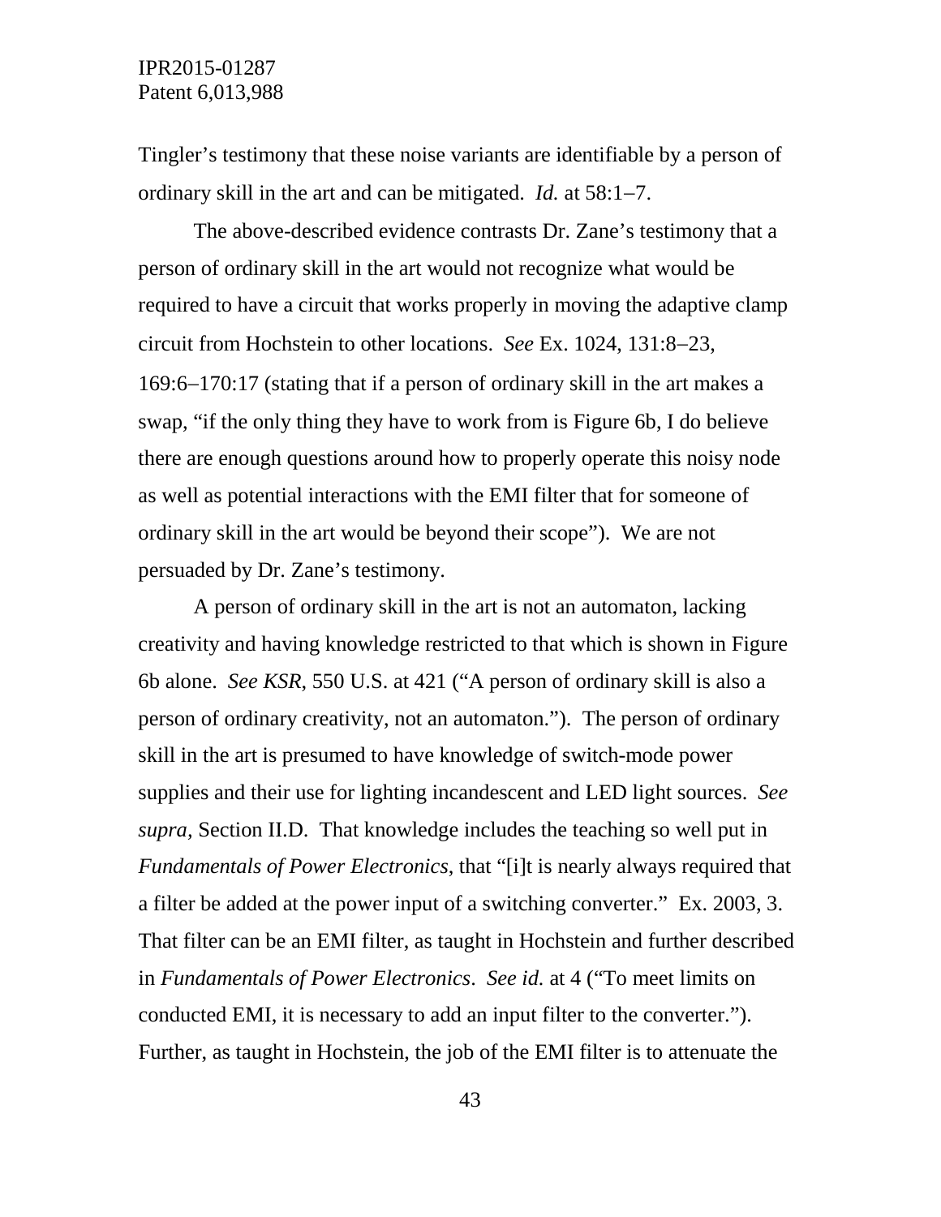Tingler's testimony that these noise variants are identifiable by a person of ordinary skill in the art and can be mitigated. *Id.* at 58:1–7.

The above-described evidence contrasts Dr. Zane's testimony that a person of ordinary skill in the art would not recognize what would be required to have a circuit that works properly in moving the adaptive clamp circuit from Hochstein to other locations. *See* Ex. 1024, 131:8–23, 169:6–170:17 (stating that if a person of ordinary skill in the art makes a swap, "if the only thing they have to work from is Figure 6b, I do believe there are enough questions around how to properly operate this noisy node as well as potential interactions with the EMI filter that for someone of ordinary skill in the art would be beyond their scope"). We are not persuaded by Dr. Zane's testimony.

A person of ordinary skill in the art is not an automaton, lacking creativity and having knowledge restricted to that which is shown in Figure 6b alone. *See KSR*, 550 U.S. at 421 ("A person of ordinary skill is also a person of ordinary creativity, not an automaton."). The person of ordinary skill in the art is presumed to have knowledge of switch-mode power supplies and their use for lighting incandescent and LED light sources. *See supra*, Section II.D. That knowledge includes the teaching so well put in *Fundamentals of Power Electronics*, that "[i]t is nearly always required that a filter be added at the power input of a switching converter." Ex. 2003, 3. That filter can be an EMI filter, as taught in Hochstein and further described in *Fundamentals of Power Electronics*. *See id.* at 4 ("To meet limits on conducted EMI, it is necessary to add an input filter to the converter."). Further, as taught in Hochstein, the job of the EMI filter is to attenuate the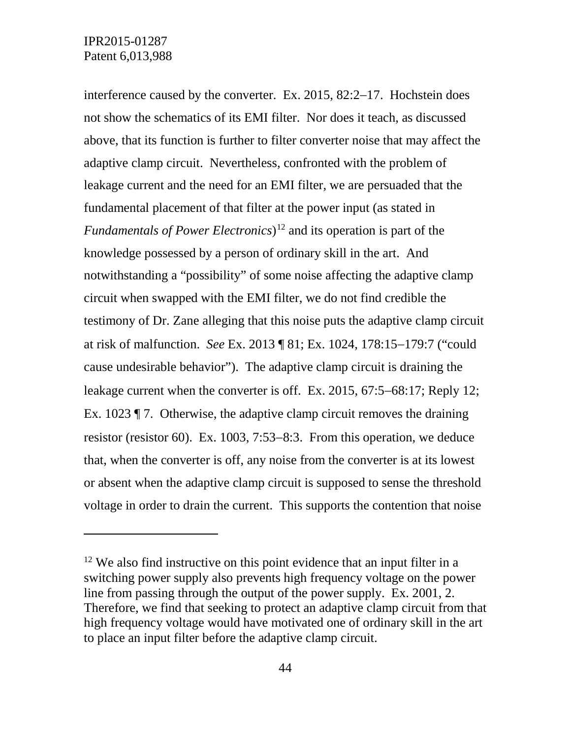interference caused by the converter. Ex. 2015, 82:2–17. Hochstein does not show the schematics of its EMI filter. Nor does it teach, as discussed above, that its function is further to filter converter noise that may affect the adaptive clamp circuit. Nevertheless, confronted with the problem of leakage current and the need for an EMI filter, we are persuaded that the fundamental placement of that filter at the power input (as stated in *Fundamentals of Power Electronics*)[12] and its operation is part of the knowledge possessed by a person of ordinary skill in the art. And notwithstanding a "possibility" of some noise affecting the adaptive clamp circuit when swapped with the EMI filter, we do not find credible the testimony of Dr. Zane alleging that this noise puts the adaptive clamp circuit at risk of malfunction. *See* Ex. 2013 ¶ 81; Ex. 1024, 178:15–179:7 ("could cause undesirable behavior"). The adaptive clamp circuit is draining the leakage current when the converter is off. Ex. 2015, 67:5–68:17; Reply 12; Ex. 1023 ¶ 7. Otherwise, the adaptive clamp circuit removes the draining resistor (resistor 60). Ex. 1003, 7:53–8:3. From this operation, we deduce that, when the converter is off, any noise from the converter is at its lowest or absent when the adaptive clamp circuit is supposed to sense the threshold voltage in order to drain the current. This supports the contention that noise

---

[12] We also find instructive on this point evidence that an input filter in a switching power supply also prevents high frequency voltage on the power line from passing through the output of the power supply. Ex. 2001, 2. Therefore, we find that seeking to protect an adaptive clamp circuit from that high frequency voltage would have motivated one of ordinary skill in the art to place an input filter before the adaptive clamp circuit.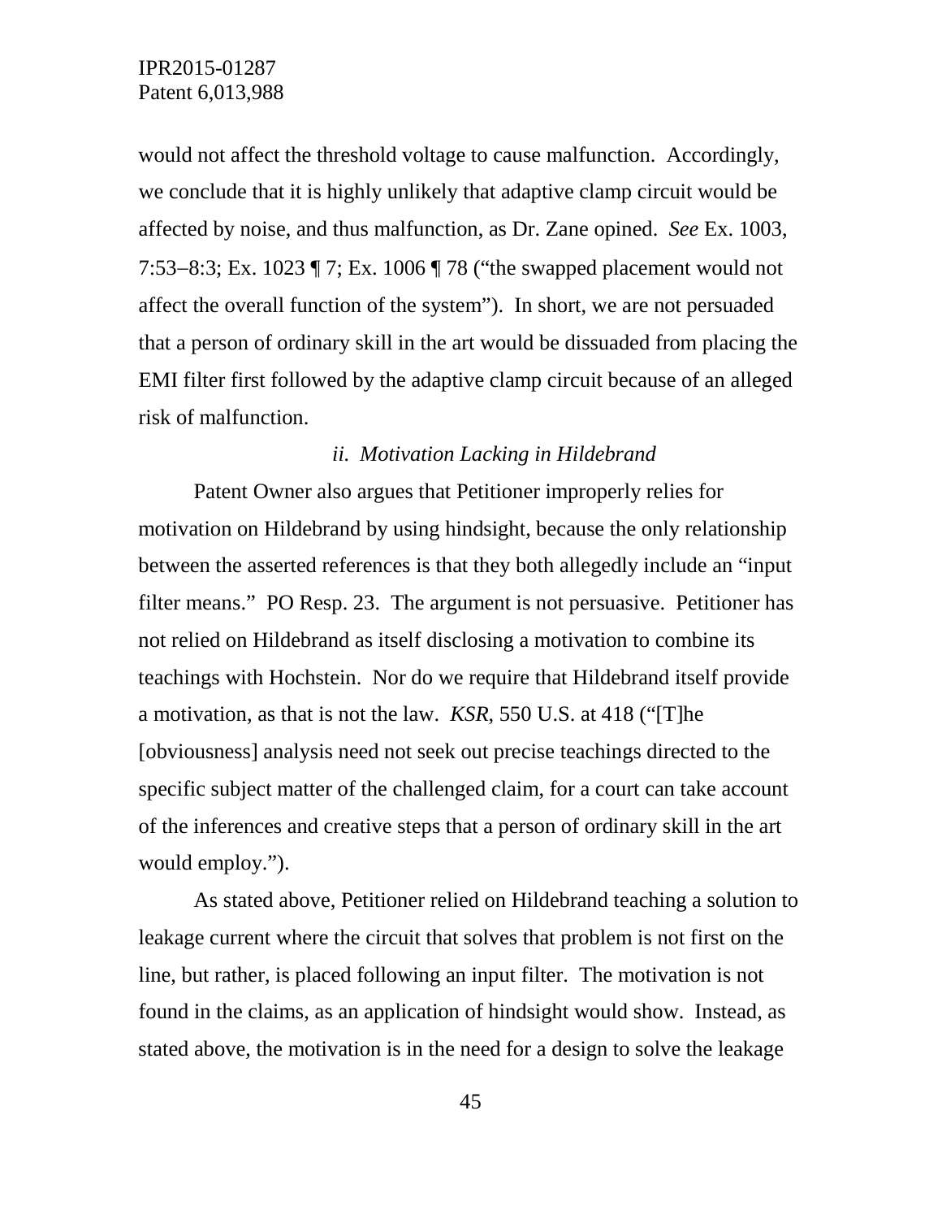would not affect the threshold voltage to cause malfunction. Accordingly, we conclude that it is highly unlikely that adaptive clamp circuit would be affected by noise, and thus malfunction, as Dr. Zane opined. *See* Ex. 1003, 7:53–8:3; Ex. 1023 ¶ 7; Ex. 1006 ¶ 78 ("the swapped placement would not affect the overall function of the system"). In short, we are not persuaded that a person of ordinary skill in the art would be dissuaded from placing the EMI filter first followed by the adaptive clamp circuit because of an alleged risk of malfunction.

*ii. Motivation Lacking in Hildebrand*

Patent Owner also argues that Petitioner improperly relies for motivation on Hildebrand by using hindsight, because the only relationship between the asserted references is that they both allegedly include an "input filter means." PO Resp. 23. The argument is not persuasive. Petitioner has not relied on Hildebrand as itself disclosing a motivation to combine its teachings with Hochstein. Nor do we require that Hildebrand itself provide a motivation, as that is not the law. *KSR*, 550 U.S. at 418 ("[T]he [obviousness] analysis need not seek out precise teachings directed to the specific subject matter of the challenged claim, for a court can take account of the inferences and creative steps that a person of ordinary skill in the art would employ.").

As stated above, Petitioner relied on Hildebrand teaching a solution to leakage current where the circuit that solves that problem is not first on the line, but rather, is placed following an input filter. The motivation is not found in the claims, as an application of hindsight would show. Instead, as stated above, the motivation is in the need for a design to solve the leakage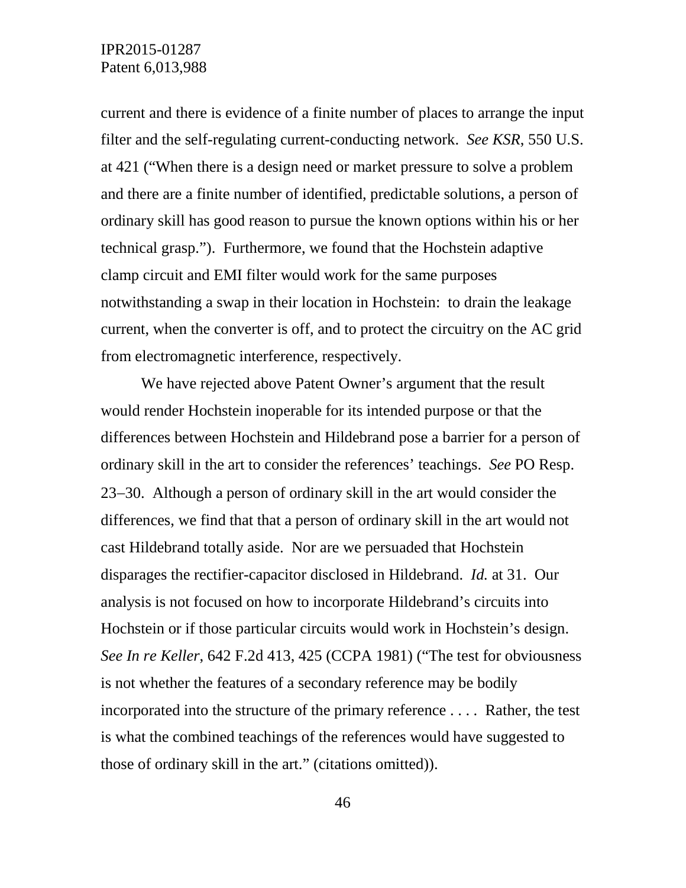current and there is evidence of a finite number of places to arrange the input filter and the self-regulating current-conducting network. *See KSR*, 550 U.S. at 421 ("When there is a design need or market pressure to solve a problem and there are a finite number of identified, predictable solutions, a person of ordinary skill has good reason to pursue the known options within his or her technical grasp."). Furthermore, we found that the Hochstein adaptive clamp circuit and EMI filter would work for the same purposes notwithstanding a swap in their location in Hochstein: to drain the leakage current, when the converter is off, and to protect the circuitry on the AC grid from electromagnetic interference, respectively.

We have rejected above Patent Owner's argument that the result would render Hochstein inoperable for its intended purpose or that the differences between Hochstein and Hildebrand pose a barrier for a person of ordinary skill in the art to consider the references' teachings. *See* PO Resp. 23–30. Although a person of ordinary skill in the art would consider the differences, we find that that a person of ordinary skill in the art would not cast Hildebrand totally aside. Nor are we persuaded that Hochstein disparages the rectifier-capacitor disclosed in Hildebrand. *Id.* at 31. Our analysis is not focused on how to incorporate Hildebrand's circuits into Hochstein or if those particular circuits would work in Hochstein's design. *See In re Keller*, 642 F.2d 413, 425 (CCPA 1981) ("The test for obviousness is not whether the features of a secondary reference may be bodily incorporated into the structure of the primary reference . . . . Rather, the test is what the combined teachings of the references would have suggested to those of ordinary skill in the art." (citations omitted)).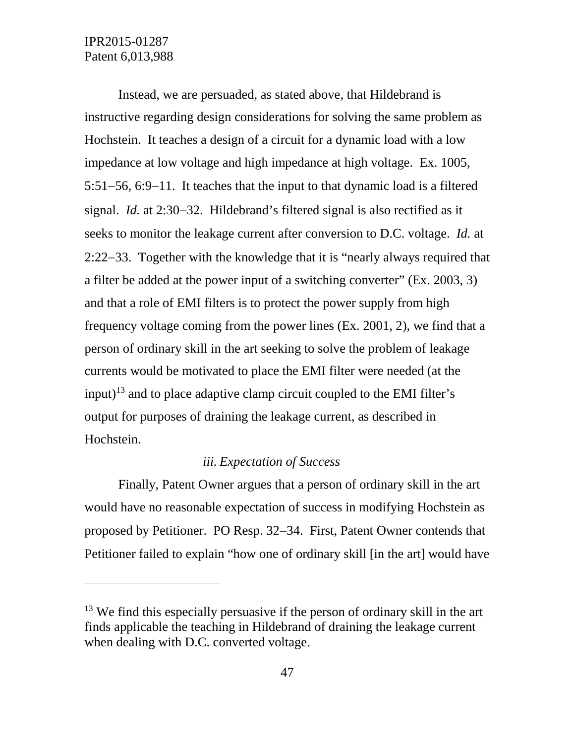Instead, we are persuaded, as stated above, that Hildebrand is instructive regarding design considerations for solving the same problem as Hochstein. It teaches a design of a circuit for a dynamic load with a low impedance at low voltage and high impedance at high voltage. Ex. 1005, 5:51–56, 6:9–11. It teaches that the input to that dynamic load is a filtered signal. *Id.* at 2:30–32. Hildebrand's filtered signal is also rectified as it seeks to monitor the leakage current after conversion to D.C. voltage. *Id.* at 2:22–33. Together with the knowledge that it is "nearly always required that a filter be added at the power input of a switching converter" (Ex. 2003, 3) and that a role of EMI filters is to protect the power supply from high frequency voltage coming from the power lines (Ex. 2001, 2), we find that a person of ordinary skill in the art seeking to solve the problem of leakage currents would be motivated to place the EMI filter were needed (at the input)[13] and to place adaptive clamp circuit coupled to the EMI filter's output for purposes of draining the leakage current, as described in Hochstein.

*iii. Expectation of Success*

Finally, Patent Owner argues that a person of ordinary skill in the art would have no reasonable expectation of success in modifying Hochstein as proposed by Petitioner. PO Resp. 32–34. First, Patent Owner contends that Petitioner failed to explain "how one of ordinary skill [in the art] would have

---

[13] We find this especially persuasive if the person of ordinary skill in the art finds applicable the teaching in Hildebrand of draining the leakage current when dealing with D.C. converted voltage.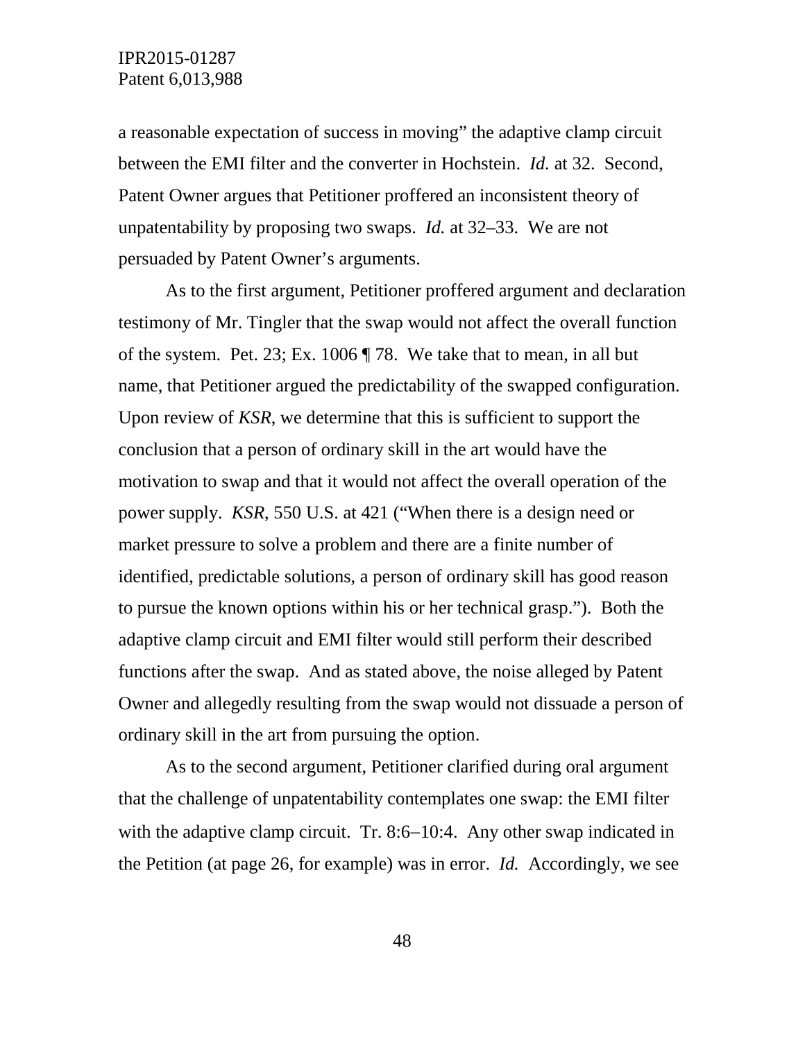a reasonable expectation of success in moving" the adaptive clamp circuit between the EMI filter and the converter in Hochstein. *Id.* at 32. Second, Patent Owner argues that Petitioner proffered an inconsistent theory of unpatentability by proposing two swaps. *Id.* at 32–33. We are not persuaded by Patent Owner's arguments.

As to the first argument, Petitioner proffered argument and declaration testimony of Mr. Tingler that the swap would not affect the overall function of the system. Pet. 23; Ex. 1006 ¶ 78. We take that to mean, in all but name, that Petitioner argued the predictability of the swapped configuration. Upon review of *KSR*, we determine that this is sufficient to support the conclusion that a person of ordinary skill in the art would have the motivation to swap and that it would not affect the overall operation of the power supply. *KSR*, 550 U.S. at 421 ("When there is a design need or market pressure to solve a problem and there are a finite number of identified, predictable solutions, a person of ordinary skill has good reason to pursue the known options within his or her technical grasp."). Both the adaptive clamp circuit and EMI filter would still perform their described functions after the swap. And as stated above, the noise alleged by Patent Owner and allegedly resulting from the swap would not dissuade a person of ordinary skill in the art from pursuing the option.

As to the second argument, Petitioner clarified during oral argument that the challenge of unpatentability contemplates one swap: the EMI filter with the adaptive clamp circuit. Tr. 8:6–10:4. Any other swap indicated in the Petition (at page 26, for example) was in error. *Id.* Accordingly, we see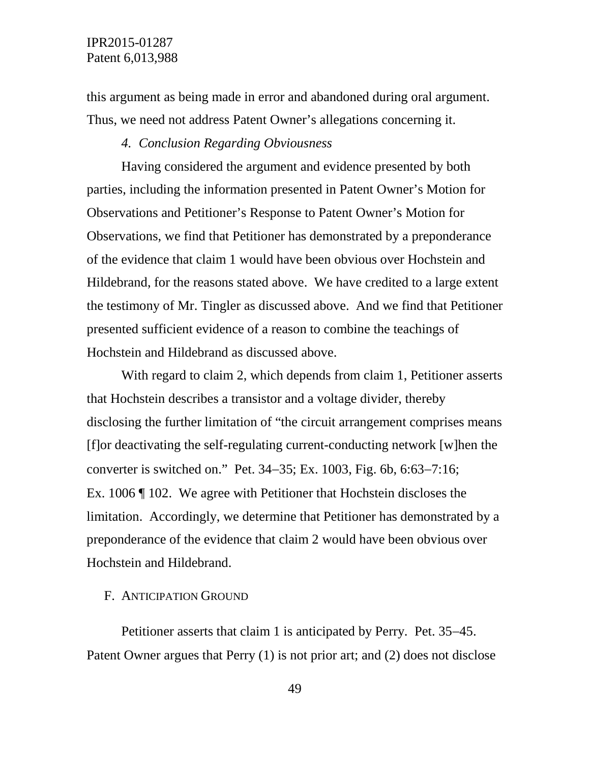this argument as being made in error and abandoned during oral argument. Thus, we need not address Patent Owner's allegations concerning it.

#### *4. Conclusion Regarding Obviousness*

Having considered the argument and evidence presented by both parties, including the information presented in Patent Owner's Motion for Observations and Petitioner's Response to Patent Owner's Motion for Observations, we find that Petitioner has demonstrated by a preponderance of the evidence that claim 1 would have been obvious over Hochstein and Hildebrand, for the reasons stated above. We have credited to a large extent the testimony of Mr. Tingler as discussed above. And we find that Petitioner presented sufficient evidence of a reason to combine the teachings of Hochstein and Hildebrand as discussed above.

With regard to claim 2, which depends from claim 1, Petitioner asserts that Hochstein describes a transistor and a voltage divider, thereby disclosing the further limitation of "the circuit arrangement comprises means [f]or deactivating the self-regulating current-conducting network [w]hen the converter is switched on." Pet. 34–35; Ex. 1003, Fig. 6b, 6:63–7:16; Ex. 1006 ¶ 102. We agree with Petitioner that Hochstein discloses the limitation. Accordingly, we determine that Petitioner has demonstrated by a preponderance of the evidence that claim 2 would have been obvious over Hochstein and Hildebrand.

### F. ANTICIPATION GROUND

Petitioner asserts that claim 1 is anticipated by Perry. Pet. 35–45. Patent Owner argues that Perry (1) is not prior art; and (2) does not disclose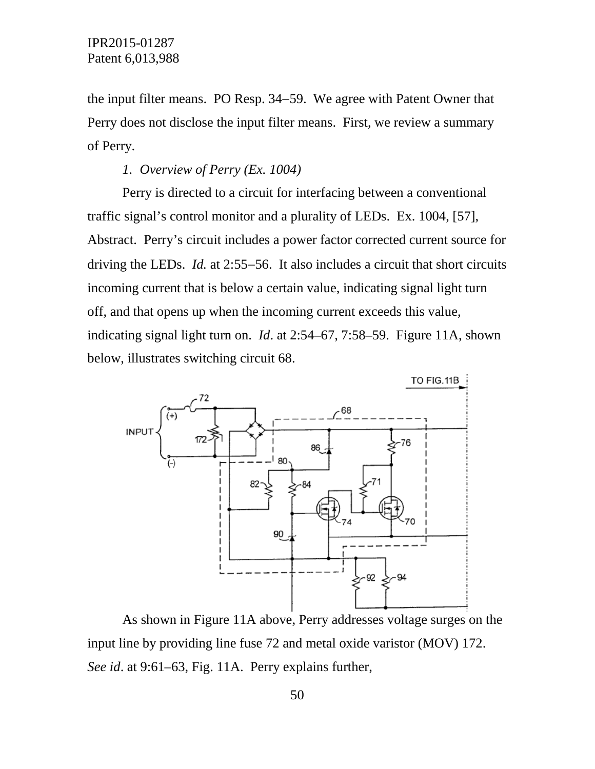the input filter means. PO Resp. 34–59. We agree with Patent Owner that Perry does not disclose the input filter means. First, we review a summary of Perry.

*1. Overview of Perry (Ex. 1004)*

Perry is directed to a circuit for interfacing between a conventional traffic signal's control monitor and a plurality of LEDs. Ex. 1004, [57], Abstract. Perry's circuit includes a power factor corrected current source for driving the LEDs. *Id.* at 2:55–56. It also includes a circuit that short circuits incoming current that is below a certain value, indicating signal light turn off, and that opens up when the incoming current exceeds this value, indicating signal light turn on. *Id*. at 2:54–67, 7:58–59. Figure 11A, shown below, illustrates switching circuit 68.

As shown in Figure 11A above, Perry addresses voltage surges on the input line by providing line fuse 72 and metal oxide varistor (MOV) 172. *See id*. at 9:61–63, Fig. 11A. Perry explains further,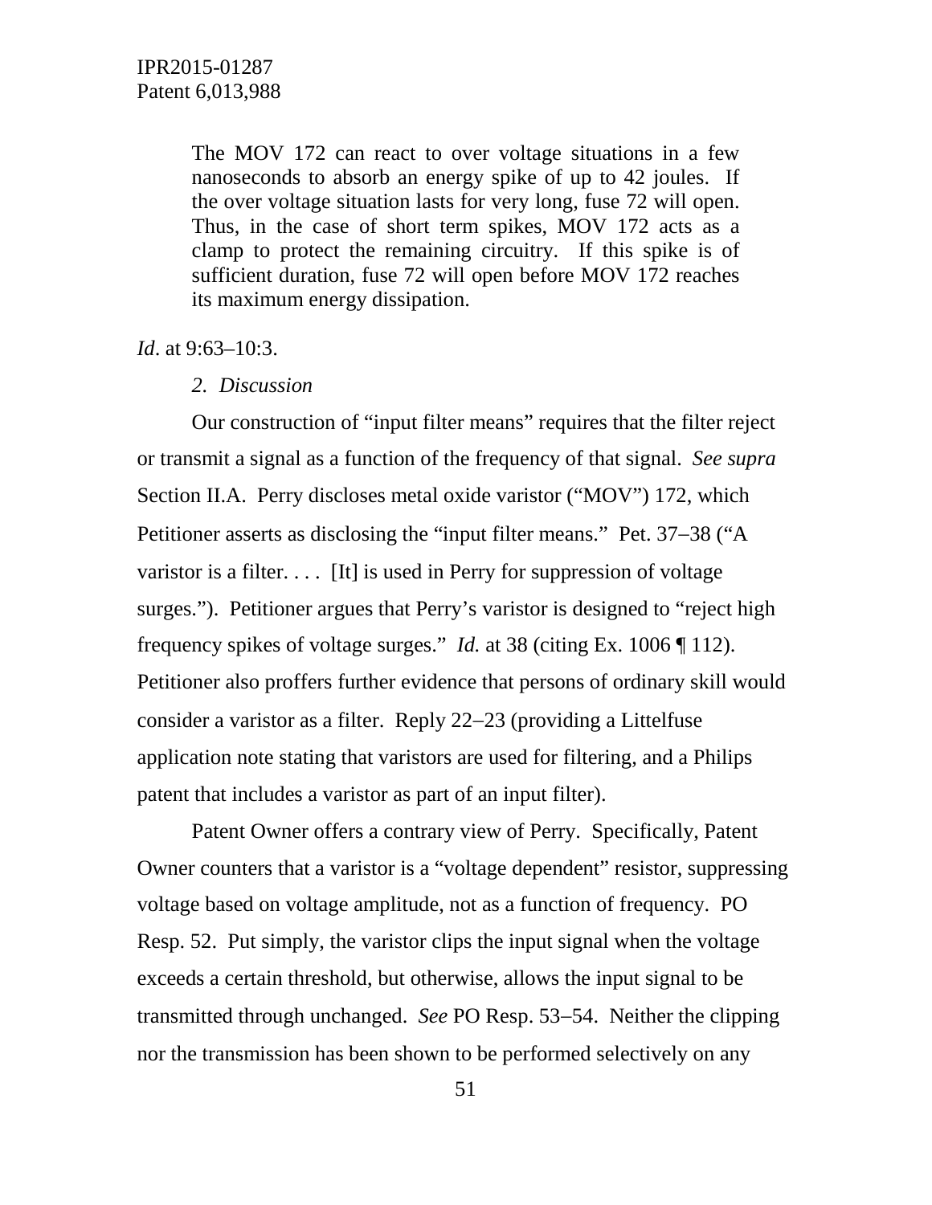> The MOV 172 can react to over voltage situations in a few nanoseconds to absorb an energy spike of up to 42 joules. If the over voltage situation lasts for very long, fuse 72 will open. Thus, in the case of short term spikes, MOV 172 acts as a clamp to protect the remaining circuitry. If this spike is of sufficient duration, fuse 72 will open before MOV 172 reaches its maximum energy dissipation.

*Id*. at 9:63–10:3.

*2. Discussion*

Our construction of "input filter means" requires that the filter reject or transmit a signal as a function of the frequency of that signal. *See supra* Section II.A. Perry discloses metal oxide varistor ("MOV") 172, which Petitioner asserts as disclosing the "input filter means." Pet. 37–38 ("A varistor is a filter. . . . [It] is used in Perry for suppression of voltage surges."). Petitioner argues that Perry's varistor is designed to "reject high frequency spikes of voltage surges." *Id.* at 38 (citing Ex. 1006 ¶ 112). Petitioner also proffers further evidence that persons of ordinary skill would consider a varistor as a filter. Reply 22–23 (providing a Littelfuse application note stating that varistors are used for filtering, and a Philips patent that includes a varistor as part of an input filter).

Patent Owner offers a contrary view of Perry. Specifically, Patent Owner counters that a varistor is a "voltage dependent" resistor, suppressing voltage based on voltage amplitude, not as a function of frequency. PO Resp. 52. Put simply, the varistor clips the input signal when the voltage exceeds a certain threshold, but otherwise, allows the input signal to be transmitted through unchanged. *See* PO Resp. 53–54. Neither the clipping nor the transmission has been shown to be performed selectively on any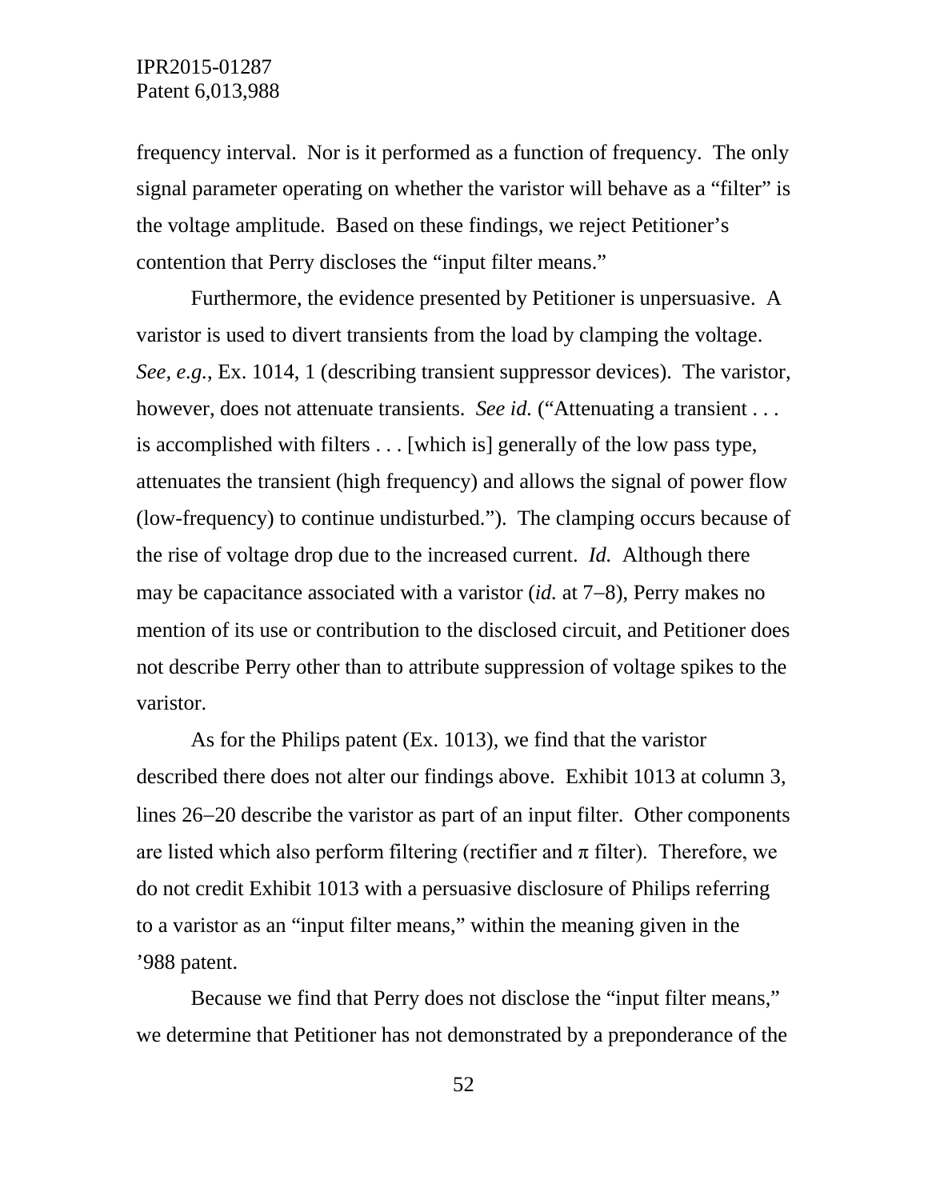frequency interval. Nor is it performed as a function of frequency. The only signal parameter operating on whether the varistor will behave as a "filter" is the voltage amplitude. Based on these findings, we reject Petitioner's contention that Perry discloses the "input filter means."

Furthermore, the evidence presented by Petitioner is unpersuasive. A varistor is used to divert transients from the load by clamping the voltage. *See, e.g.*, Ex. 1014, 1 (describing transient suppressor devices). The varistor, however, does not attenuate transients. *See id.* ("Attenuating a transient . . . is accomplished with filters . . . [which is] generally of the low pass type, attenuates the transient (high frequency) and allows the signal of power flow (low-frequency) to continue undisturbed."). The clamping occurs because of the rise of voltage drop due to the increased current. *Id.* Although there may be capacitance associated with a varistor (*id.* at 7–8), Perry makes no mention of its use or contribution to the disclosed circuit, and Petitioner does not describe Perry other than to attribute suppression of voltage spikes to the varistor.

As for the Philips patent (Ex. 1013), we find that the varistor described there does not alter our findings above. Exhibit 1013 at column 3, lines 26–20 describe the varistor as part of an input filter. Other components are listed which also perform filtering (rectifier and π filter). Therefore, we do not credit Exhibit 1013 with a persuasive disclosure of Philips referring to a varistor as an "input filter means," within the meaning given in the '988 patent.

Because we find that Perry does not disclose the "input filter means," we determine that Petitioner has not demonstrated by a preponderance of the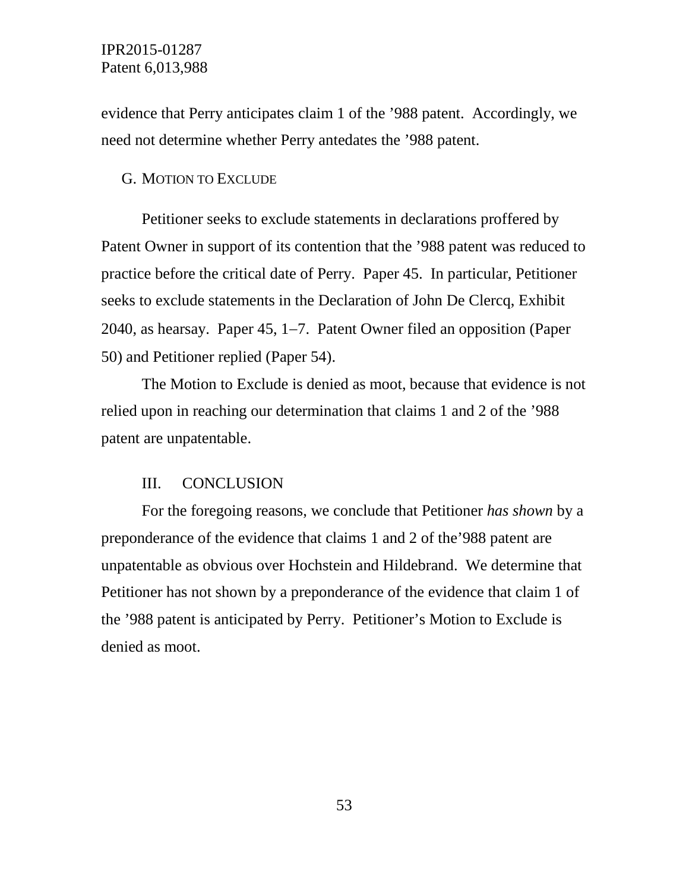evidence that Perry anticipates claim 1 of the ’988 patent. Accordingly, we need not determine whether Perry antedates the ’988 patent.

### G. Motion to Exclude

Petitioner seeks to exclude statements in declarations proffered by Patent Owner in support of its contention that the ’988 patent was reduced to practice before the critical date of Perry. Paper 45. In particular, Petitioner seeks to exclude statements in the Declaration of John De Clercq, Exhibit 2040, as hearsay. Paper 45, 1–7. Patent Owner filed an opposition (Paper 50) and Petitioner replied (Paper 54).

The Motion to Exclude is denied as moot, because that evidence is not relied upon in reaching our determination that claims 1 and 2 of the ’988 patent are unpatentable.

## III. CONCLUSION

For the foregoing reasons, we conclude that Petitioner *has shown* by a preponderance of the evidence that claims 1 and 2 of the’988 patent are unpatentable as obvious over Hochstein and Hildebrand. We determine that Petitioner has not shown by a preponderance of the evidence that claim 1 of the ’988 patent is anticipated by Perry. Petitioner’s Motion to Exclude is denied as moot.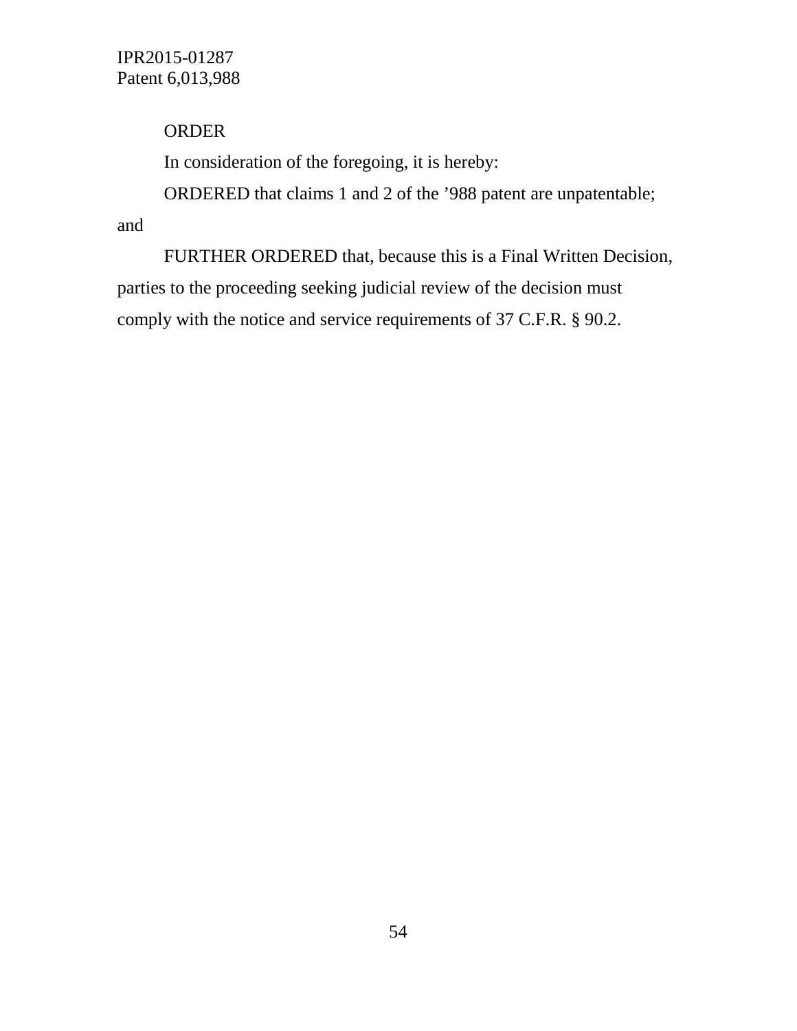ORDER

In consideration of the foregoing, it is hereby:

ORDERED that claims 1 and 2 of the ’988 patent are unpatentable; and

FURTHER ORDERED that, because this is a Final Written Decision, parties to the proceeding seeking judicial review of the decision must comply with the notice and service requirements of 37 C.F.R. § 90.2.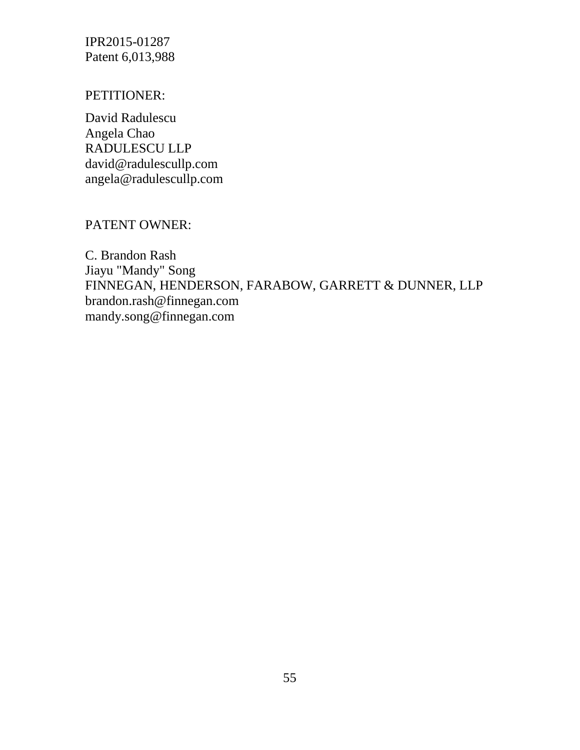PETITIONER:

David Radulescu
Angela Chao
RADULESCU LLP
david@radulescullp.com
angela@radulescullp.com

PATENT OWNER:

C. Brandon Rash
Jiayu "Mandy" Song
FINNEGAN, HENDERSON, FARABOW, GARRETT & DUNNER, LLP
brandon.rash@finnegan.com
mandy.song@finnegan.com